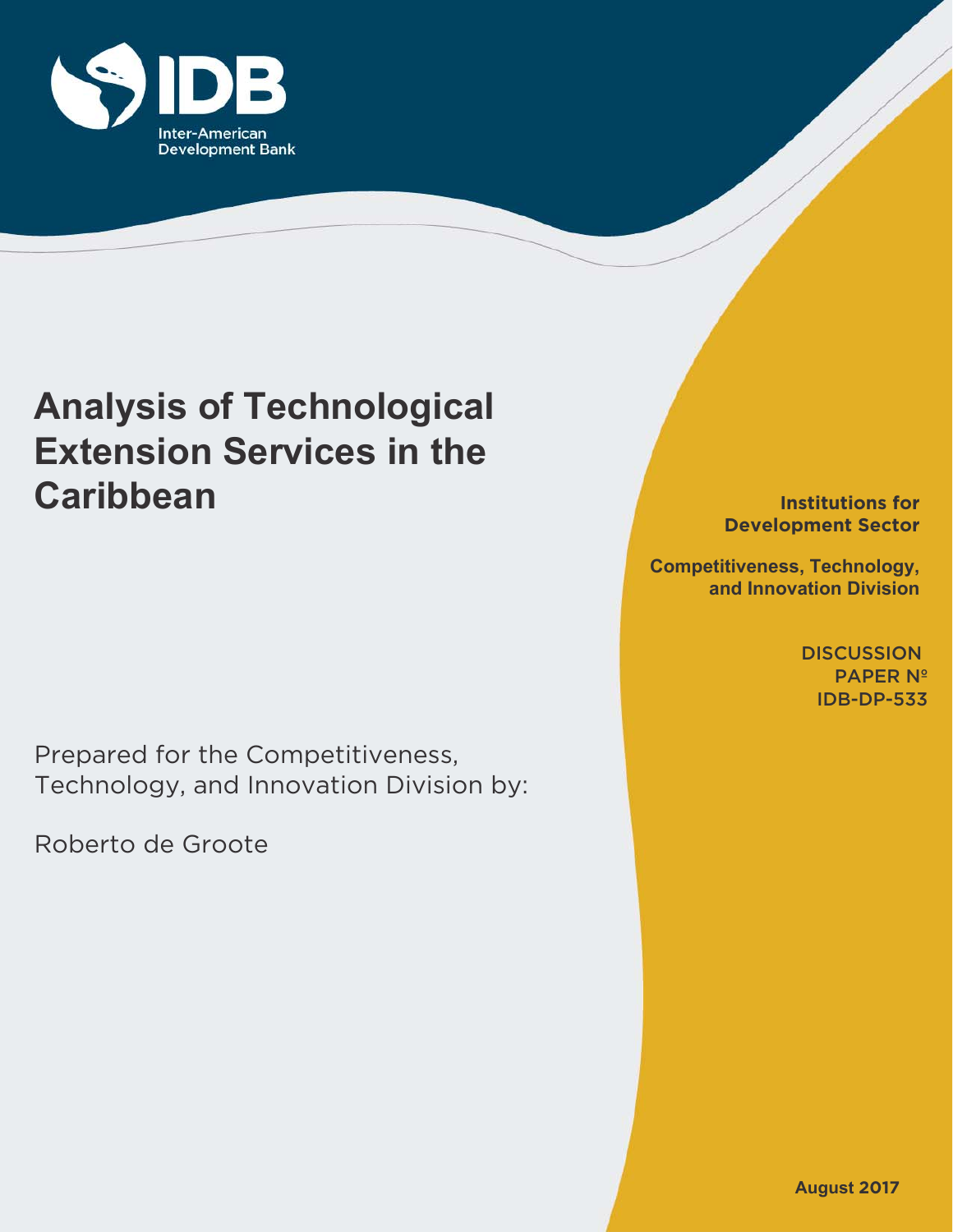IDB

Inter-American Development Bank

# Analysis of Technological Extension Services in the Caribbean

**Institutions for Development Sector**

**Competitiveness, Technology, and Innovation Division**

DISCUSSION PAPER Nº IDB-DP-533

Prepared for the Competitiveness, Technology, and Innovation Division by:

Roberto de Groote

**August 2017**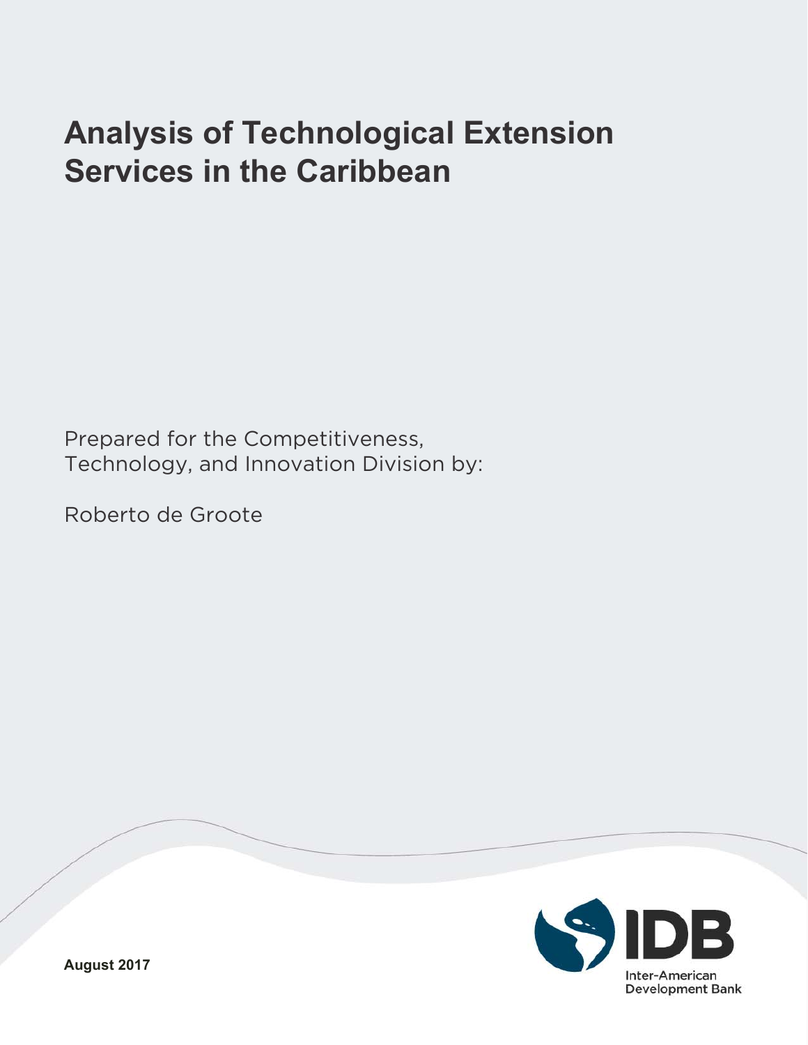# Analysis of Technological Extension Services in the Caribbean

Prepared for the Competitiveness, Technology, and Innovation Division by:

Roberto de Groote

August 2017

Inter-American Development Bank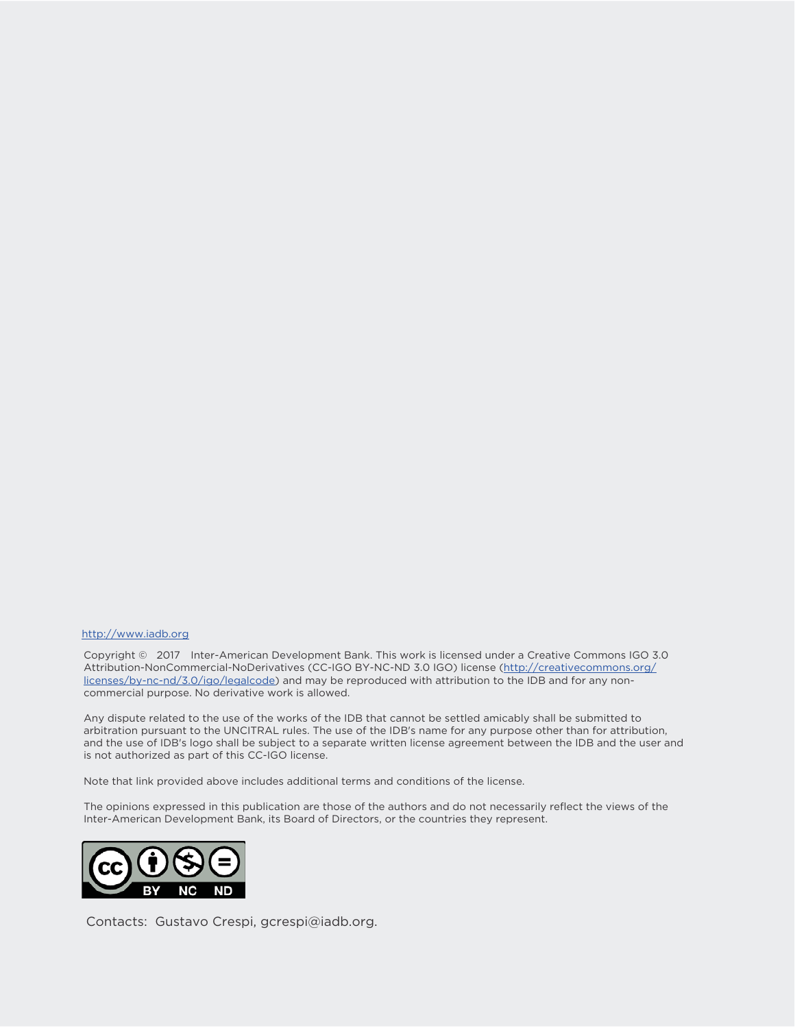http://www.iadb.org

Copyright © 2017 Inter-American Development Bank. This work is licensed under a Creative Commons IGO 3.0 Attribution-NonCommercial-NoDerivatives (CC-IGO BY-NC-ND 3.0 IGO) license (http://creativecommons.org/licenses/by-nc-nd/3.0/igo/legalcode) and may be reproduced with attribution to the IDB and for any non-commercial purpose. No derivative work is allowed.

Any dispute related to the use of the works of the IDB that cannot be settled amicably shall be submitted to arbitration pursuant to the UNCITRAL rules. The use of the IDB's name for any purpose other than for attribution, and the use of IDB's logo shall be subject to a separate written license agreement between the IDB and the user and is not authorized as part of this CC-IGO license.

Note that link provided above includes additional terms and conditions of the license.

The opinions expressed in this publication are those of the authors and do not necessarily reflect the views of the Inter-American Development Bank, its Board of Directors, or the countries they represent.

Contacts: Gustavo Crespi, gcrespi@iadb.org.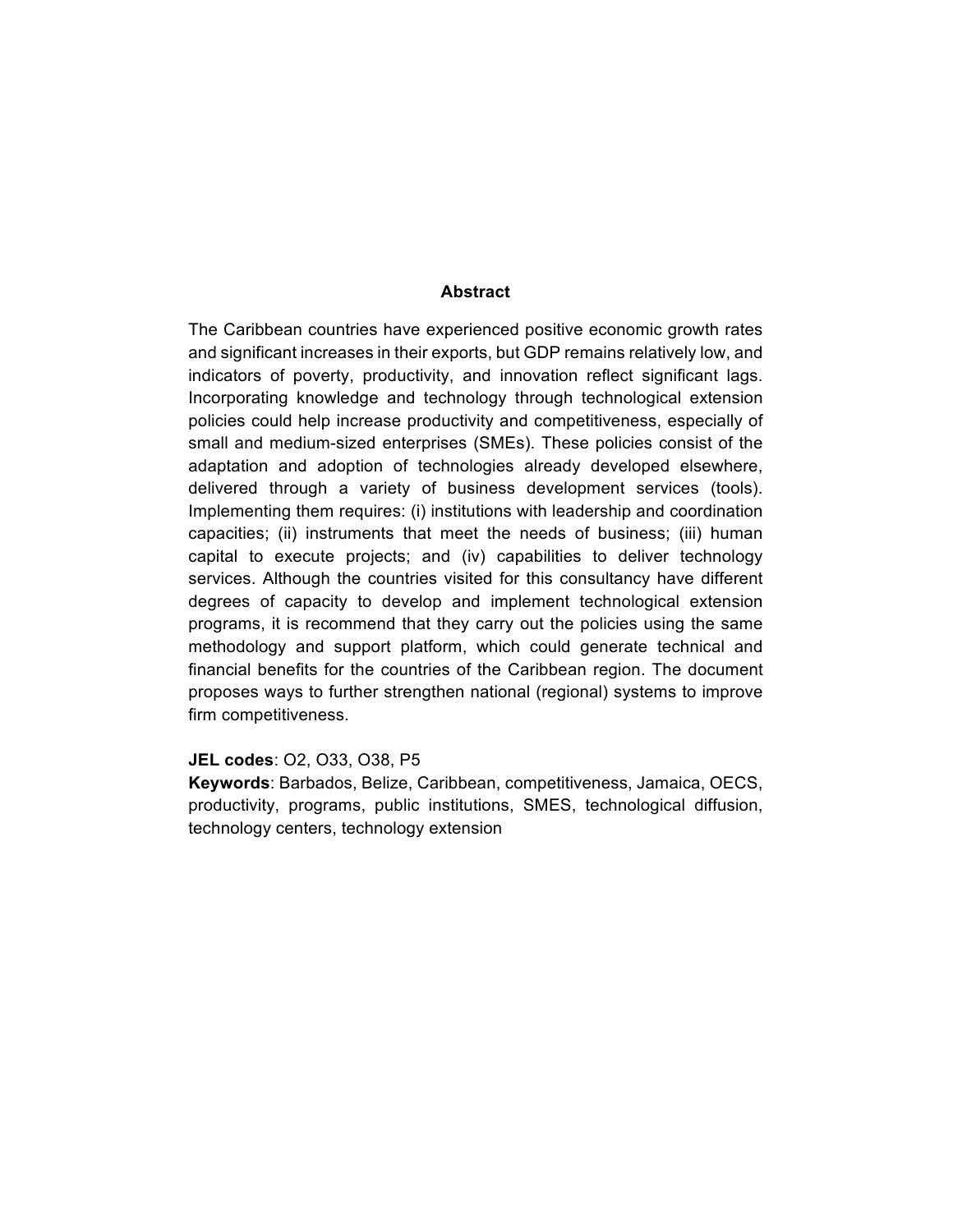## Abstract

The Caribbean countries have experienced positive economic growth rates and significant increases in their exports, but GDP remains relatively low, and indicators of poverty, productivity, and innovation reflect significant lags. Incorporating knowledge and technology through technological extension policies could help increase productivity and competitiveness, especially of small and medium-sized enterprises (SMEs). These policies consist of the adaptation and adoption of technologies already developed elsewhere, delivered through a variety of business development services (tools). Implementing them requires: (i) institutions with leadership and coordination capacities; (ii) instruments that meet the needs of business; (iii) human capital to execute projects; and (iv) capabilities to deliver technology services. Although the countries visited for this consultancy have different degrees of capacity to develop and implement technological extension programs, it is recommend that they carry out the policies using the same methodology and support platform, which could generate technical and financial benefits for the countries of the Caribbean region. The document proposes ways to further strengthen national (regional) systems to improve firm competitiveness.

**JEL codes**: O2, O33, O38, P5

**Keywords**: Barbados, Belize, Caribbean, competitiveness, Jamaica, OECS, productivity, programs, public institutions, SMES, technological diffusion, technology centers, technology extension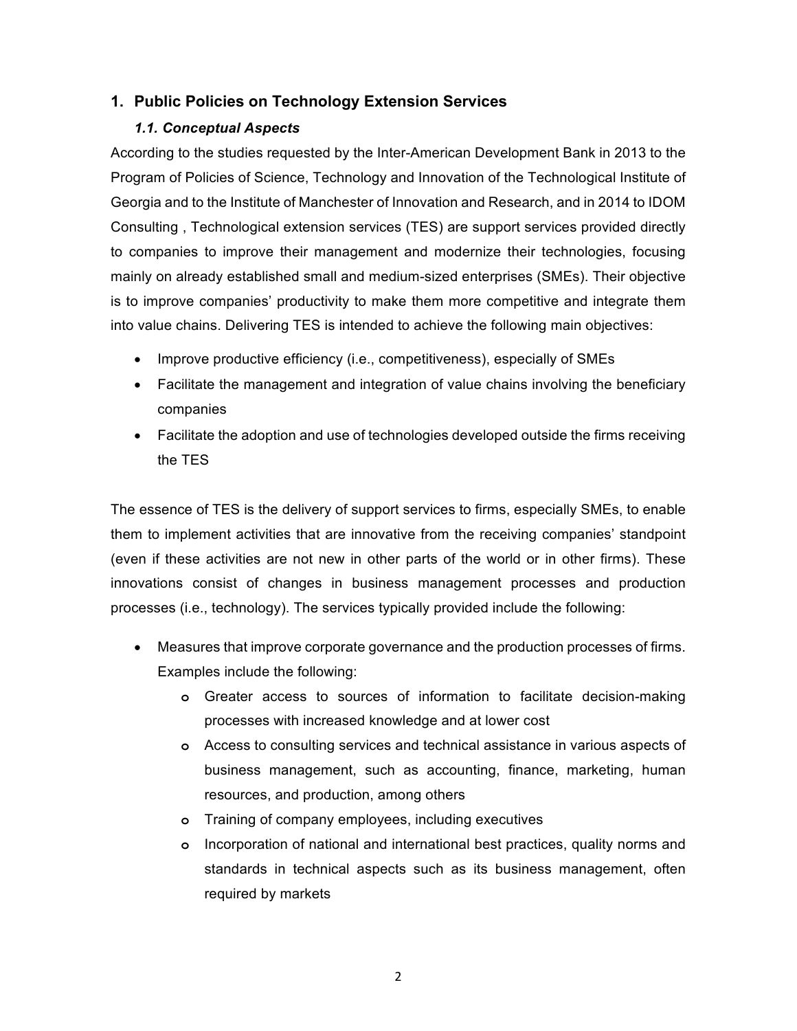## 1. Public Policies on Technology Extension Services

### *1.1. Conceptual Aspects*

According to the studies requested by the Inter-American Development Bank in 2013 to the Program of Policies of Science, Technology and Innovation of the Technological Institute of Georgia and to the Institute of Manchester of Innovation and Research, and in 2014 to IDOM Consulting , Technological extension services (TES) are support services provided directly to companies to improve their management and modernize their technologies, focusing mainly on already established small and medium-sized enterprises (SMEs). Their objective is to improve companies' productivity to make them more competitive and integrate them into value chains. Delivering TES is intended to achieve the following main objectives:

- Improve productive efficiency (i.e., competitiveness), especially of SMEs
- Facilitate the management and integration of value chains involving the beneficiary companies
- Facilitate the adoption and use of technologies developed outside the firms receiving the TES

The essence of TES is the delivery of support services to firms, especially SMEs, to enable them to implement activities that are innovative from the receiving companies' standpoint (even if these activities are not new in other parts of the world or in other firms). These innovations consist of changes in business management processes and production processes (i.e., technology). The services typically provided include the following:

- Measures that improve corporate governance and the production processes of firms. Examples include the following:
    - Greater access to sources of information to facilitate decision-making processes with increased knowledge and at lower cost
    - Access to consulting services and technical assistance in various aspects of business management, such as accounting, finance, marketing, human resources, and production, among others
    - Training of company employees, including executives
    - Incorporation of national and international best practices, quality norms and standards in technical aspects such as its business management, often required by markets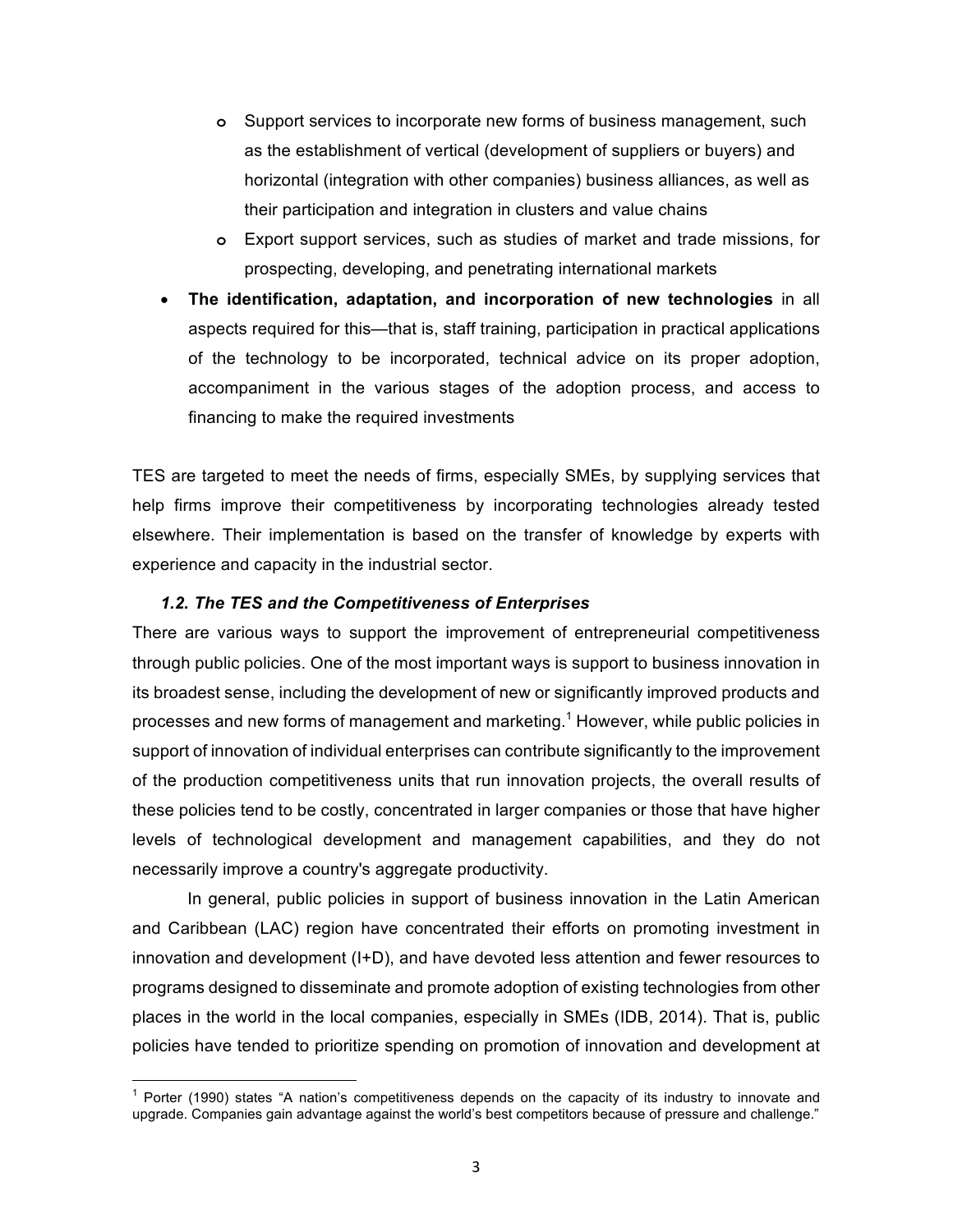- Support services to incorporate new forms of business management, such as the establishment of vertical (development of suppliers or buyers) and horizontal (integration with other companies) business alliances, as well as their participation and integration in clusters and value chains
   - Export support services, such as studies of market and trade missions, for prospecting, developing, and penetrating international markets
- **The identification, adaptation, and incorporation of new technologies** in all aspects required for this—that is, staff training, participation in practical applications of the technology to be incorporated, technical advice on its proper adoption, accompaniment in the various stages of the adoption process, and access to financing to make the required investments

TES are targeted to meet the needs of firms, especially SMEs, by supplying services that help firms improve their competitiveness by incorporating technologies already tested elsewhere. Their implementation is based on the transfer of knowledge by experts with experience and capacity in the industrial sector.

### *1.2. The TES and the Competitiveness of Enterprises*

There are various ways to support the improvement of entrepreneurial competitiveness through public policies. One of the most important ways is support to business innovation in its broadest sense, including the development of new or significantly improved products and processes and new forms of management and marketing.[1] However, while public policies in support of innovation of individual enterprises can contribute significantly to the improvement of the production competitiveness units that run innovation projects, the overall results of these policies tend to be costly, concentrated in larger companies or those that have higher levels of technological development and management capabilities, and they do not necessarily improve a country's aggregate productivity.

In general, public policies in support of business innovation in the Latin American and Caribbean (LAC) region have concentrated their efforts on promoting investment in innovation and development (I+D), and have devoted less attention and fewer resources to programs designed to disseminate and promote adoption of existing technologies from other places in the world in the local companies, especially in SMEs (IDB, 2014). That is, public policies have tended to prioritize spending on promotion of innovation and development at

[1] Porter (1990) states "A nation's competitiveness depends on the capacity of its industry to innovate and upgrade. Companies gain advantage against the world's best competitors because of pressure and challenge."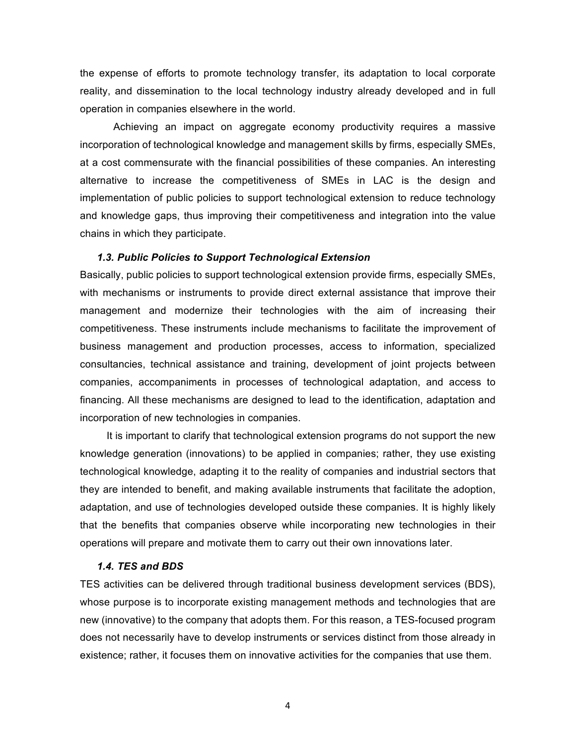the expense of efforts to promote technology transfer, its adaptation to local corporate reality, and dissemination to the local technology industry already developed and in full operation in companies elsewhere in the world.

Achieving an impact on aggregate economy productivity requires a massive incorporation of technological knowledge and management skills by firms, especially SMEs, at a cost commensurate with the financial possibilities of these companies. An interesting alternative to increase the competitiveness of SMEs in LAC is the design and implementation of public policies to support technological extension to reduce technology and knowledge gaps, thus improving their competitiveness and integration into the value chains in which they participate.

### *1.3. Public Policies to Support Technological Extension*

Basically, public policies to support technological extension provide firms, especially SMEs, with mechanisms or instruments to provide direct external assistance that improve their management and modernize their technologies with the aim of increasing their competitiveness. These instruments include mechanisms to facilitate the improvement of business management and production processes, access to information, specialized consultancies, technical assistance and training, development of joint projects between companies, accompaniments in processes of technological adaptation, and access to financing. All these mechanisms are designed to lead to the identification, adaptation and incorporation of new technologies in companies.

It is important to clarify that technological extension programs do not support the new knowledge generation (innovations) to be applied in companies; rather, they use existing technological knowledge, adapting it to the reality of companies and industrial sectors that they are intended to benefit, and making available instruments that facilitate the adoption, adaptation, and use of technologies developed outside these companies. It is highly likely that the benefits that companies observe while incorporating new technologies in their operations will prepare and motivate them to carry out their own innovations later.

### *1.4. TES and BDS*

TES activities can be delivered through traditional business development services (BDS), whose purpose is to incorporate existing management methods and technologies that are new (innovative) to the company that adopts them. For this reason, a TES-focused program does not necessarily have to develop instruments or services distinct from those already in existence; rather, it focuses them on innovative activities for the companies that use them.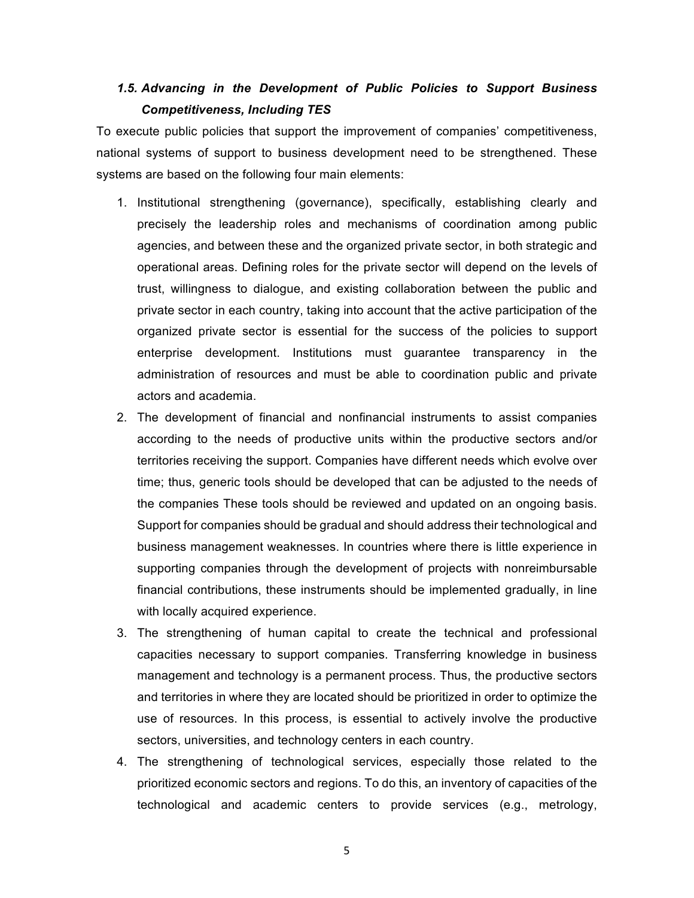### *1.5. Advancing in the Development of Public Policies to Support Business Competitiveness, Including TES*

To execute public policies that support the improvement of companies' competitiveness, national systems of support to business development need to be strengthened. These systems are based on the following four main elements:

1. Institutional strengthening (governance), specifically, establishing clearly and precisely the leadership roles and mechanisms of coordination among public agencies, and between these and the organized private sector, in both strategic and operational areas. Defining roles for the private sector will depend on the levels of trust, willingness to dialogue, and existing collaboration between the public and private sector in each country, taking into account that the active participation of the organized private sector is essential for the success of the policies to support enterprise development. Institutions must guarantee transparency in the administration of resources and must be able to coordination public and private actors and academia.
2. The development of financial and nonfinancial instruments to assist companies according to the needs of productive units within the productive sectors and/or territories receiving the support. Companies have different needs which evolve over time; thus, generic tools should be developed that can be adjusted to the needs of the companies These tools should be reviewed and updated on an ongoing basis. Support for companies should be gradual and should address their technological and business management weaknesses. In countries where there is little experience in supporting companies through the development of projects with nonreimbursable financial contributions, these instruments should be implemented gradually, in line with locally acquired experience.
3. The strengthening of human capital to create the technical and professional capacities necessary to support companies. Transferring knowledge in business management and technology is a permanent process. Thus, the productive sectors and territories in where they are located should be prioritized in order to optimize the use of resources. In this process, is essential to actively involve the productive sectors, universities, and technology centers in each country.
4. The strengthening of technological services, especially those related to the prioritized economic sectors and regions. To do this, an inventory of capacities of the technological and academic centers to provide services (e.g., metrology,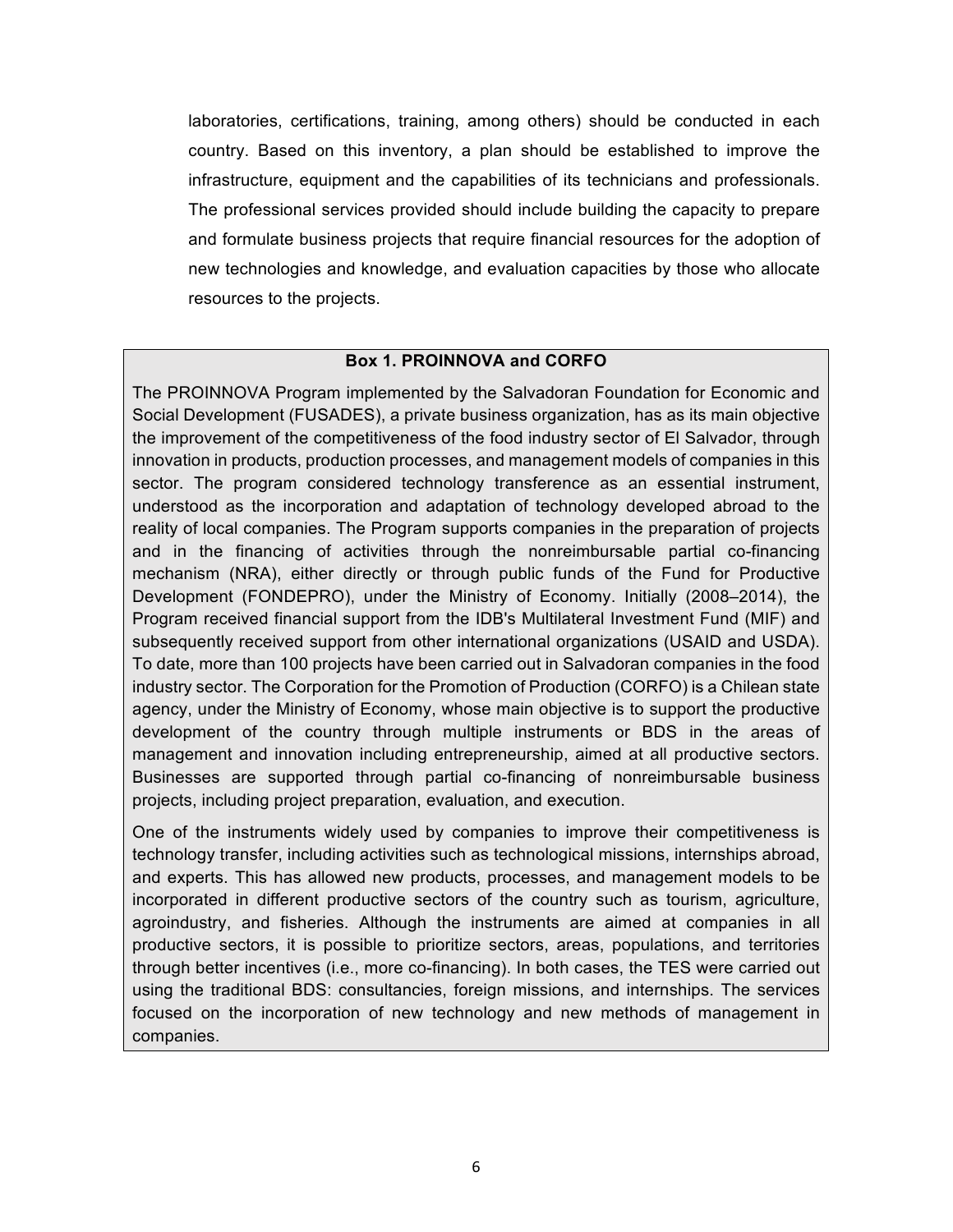laboratories, certifications, training, among others) should be conducted in each country. Based on this inventory, a plan should be established to improve the infrastructure, equipment and the capabilities of its technicians and professionals. The professional services provided should include building the capacity to prepare and formulate business projects that require financial resources for the adoption of new technologies and knowledge, and evaluation capacities by those who allocate resources to the projects.

**Box 1. PROINNOVA and CORFO**

The PROINNOVA Program implemented by the Salvadoran Foundation for Economic and Social Development (FUSADES), a private business organization, has as its main objective the improvement of the competitiveness of the food industry sector of El Salvador, through innovation in products, production processes, and management models of companies in this sector. The program considered technology transference as an essential instrument, understood as the incorporation and adaptation of technology developed abroad to the reality of local companies. The Program supports companies in the preparation of projects and in the financing of activities through the nonreimbursable partial co-financing mechanism (NRA), either directly or through public funds of the Fund for Productive Development (FONDEPRO), under the Ministry of Economy. Initially (2008–2014), the Program received financial support from the IDB's Multilateral Investment Fund (MIF) and subsequently received support from other international organizations (USAID and USDA). To date, more than 100 projects have been carried out in Salvadoran companies in the food industry sector. The Corporation for the Promotion of Production (CORFO) is a Chilean state agency, under the Ministry of Economy, whose main objective is to support the productive development of the country through multiple instruments or BDS in the areas of management and innovation including entrepreneurship, aimed at all productive sectors. Businesses are supported through partial co-financing of nonreimbursable business projects, including project preparation, evaluation, and execution.

One of the instruments widely used by companies to improve their competitiveness is technology transfer, including activities such as technological missions, internships abroad, and experts. This has allowed new products, processes, and management models to be incorporated in different productive sectors of the country such as tourism, agriculture, agroindustry, and fisheries. Although the instruments are aimed at companies in all productive sectors, it is possible to prioritize sectors, areas, populations, and territories through better incentives (i.e., more co-financing). In both cases, the TES were carried out using the traditional BDS: consultancies, foreign missions, and internships. The services focused on the incorporation of new technology and new methods of management in companies.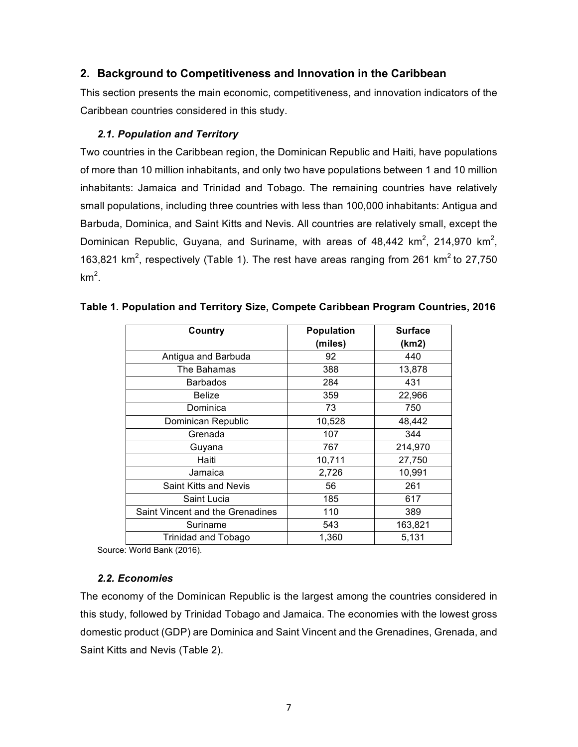## 2. Background to Competitiveness and Innovation in the Caribbean

This section presents the main economic, competitiveness, and innovation indicators of the Caribbean countries considered in this study.

### *2.1. Population and Territory*

Two countries in the Caribbean region, the Dominican Republic and Haiti, have populations of more than 10 million inhabitants, and only two have populations between 1 and 10 million inhabitants: Jamaica and Trinidad and Tobago. The remaining countries have relatively small populations, including three countries with less than 100,000 inhabitants: Antigua and Barbuda, Dominica, and Saint Kitts and Nevis. All countries are relatively small, except the Dominican Republic, Guyana, and Suriname, with areas of 48,442 km$^2$, 214,970 km$^2$, 163,821 km$^2$, respectively (Table 1). The rest have areas ranging from 261 km$^2$ to 27,750 km$^2$.

**Table 1. Population and Territory Size, Compete Caribbean Program Countries, 2016**

| Country | Population (miles) | Surface (km2) |
|---|---|---|
| Antigua and Barbuda | 92 | 440 |
| The Bahamas | 388 | 13,878 |
| Barbados | 284 | 431 |
| Belize | 359 | 22,966 |
| Dominica | 73 | 750 |
| Dominican Republic | 10,528 | 48,442 |
| Grenada | 107 | 344 |
| Guyana | 767 | 214,970 |
| Haiti | 10,711 | 27,750 |
| Jamaica | 2,726 | 10,991 |
| Saint Kitts and Nevis | 56 | 261 |
| Saint Lucia | 185 | 617 |
| Saint Vincent and the Grenadines | 110 | 389 |
| Suriname | 543 | 163,821 |
| Trinidad and Tobago | 1,360 | 5,131 |

Source: World Bank (2016).

### *2.2. Economies*

The economy of the Dominican Republic is the largest among the countries considered in this study, followed by Trinidad Tobago and Jamaica. The economies with the lowest gross domestic product (GDP) are Dominica and Saint Vincent and the Grenadines, Grenada, and Saint Kitts and Nevis (Table 2).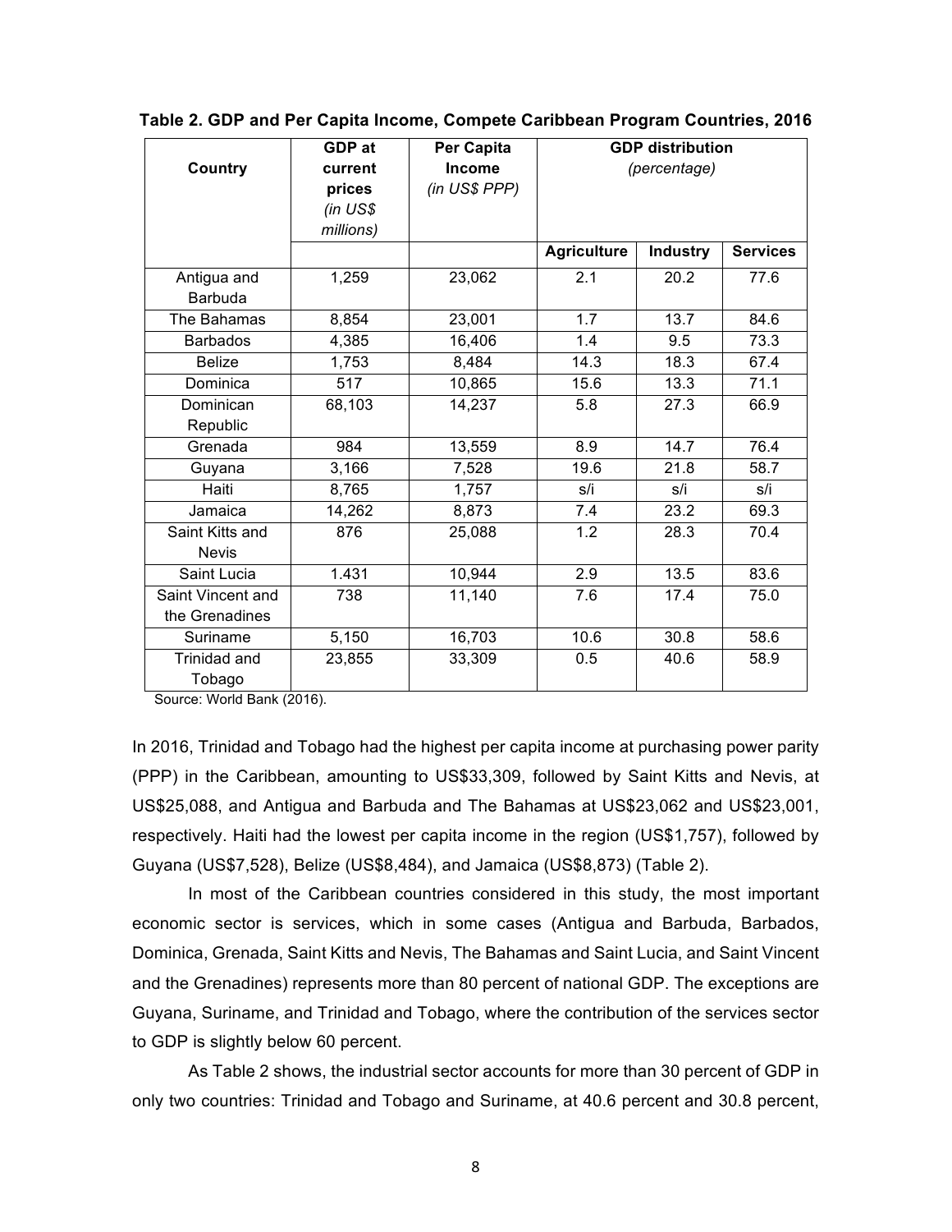**Table 2. GDP and Per Capita Income, Compete Caribbean Program Countries, 2016**

| Country | GDP at current prices *(in US$ millions)* | Per Capita Income *(in US$ PPP)* | GDP distribution *(percentage)* | | |
|---|---|---|---|---|---|
| | | | Agriculture | Industry | Services |
| Antigua and Barbuda | 1,259 | 23,062 | 2.1 | 20.2 | 77.6 |
| The Bahamas | 8,854 | 23,001 | 1.7 | 13.7 | 84.6 |
| Barbados | 4,385 | 16,406 | 1.4 | 9.5 | 73.3 |
| Belize | 1,753 | 8,484 | 14.3 | 18.3 | 67.4 |
| Dominica | 517 | 10,865 | 15.6 | 13.3 | 71.1 |
| Dominican Republic | 68,103 | 14,237 | 5.8 | 27.3 | 66.9 |
| Grenada | 984 | 13,559 | 8.9 | 14.7 | 76.4 |
| Guyana | 3,166 | 7,528 | 19.6 | 21.8 | 58.7 |
| Haiti | 8,765 | 1,757 | s/i | s/i | s/i |
| Jamaica | 14,262 | 8,873 | 7.4 | 23.2 | 69.3 |
| Saint Kitts and Nevis | 876 | 25,088 | 1.2 | 28.3 | 70.4 |
| Saint Lucia | 1.431 | 10,944 | 2.9 | 13.5 | 83.6 |
| Saint Vincent and the Grenadines | 738 | 11,140 | 7.6 | 17.4 | 75.0 |
| Suriname | 5,150 | 16,703 | 10.6 | 30.8 | 58.6 |
| Trinidad and Tobago | 23,855 | 33,309 | 0.5 | 40.6 | 58.9 |

Source: World Bank (2016).

In 2016, Trinidad and Tobago had the highest per capita income at purchasing power parity (PPP) in the Caribbean, amounting to US$33,309, followed by Saint Kitts and Nevis, at US$25,088, and Antigua and Barbuda and The Bahamas at US$23,062 and US$23,001, respectively. Haiti had the lowest per capita income in the region (US$1,757), followed by Guyana (US$7,528), Belize (US$8,484), and Jamaica (US$8,873) (Table 2).

In most of the Caribbean countries considered in this study, the most important economic sector is services, which in some cases (Antigua and Barbuda, Barbados, Dominica, Grenada, Saint Kitts and Nevis, The Bahamas and Saint Lucia, and Saint Vincent and the Grenadines) represents more than 80 percent of national GDP. The exceptions are Guyana, Suriname, and Trinidad and Tobago, where the contribution of the services sector to GDP is slightly below 60 percent.

As Table 2 shows, the industrial sector accounts for more than 30 percent of GDP in only two countries: Trinidad and Tobago and Suriname, at 40.6 percent and 30.8 percent,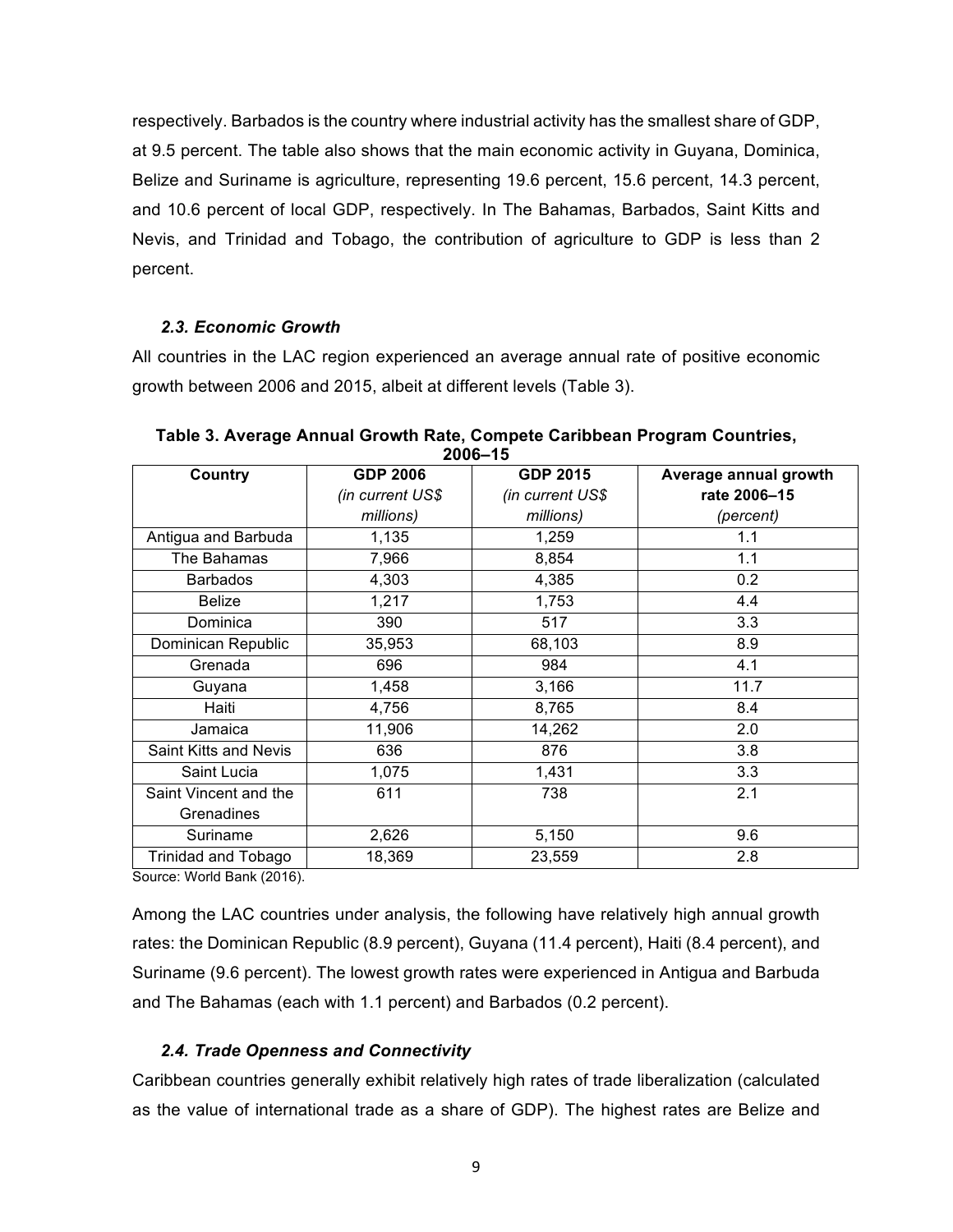respectively. Barbados is the country where industrial activity has the smallest share of GDP, at 9.5 percent. The table also shows that the main economic activity in Guyana, Dominica, Belize and Suriname is agriculture, representing 19.6 percent, 15.6 percent, 14.3 percent, and 10.6 percent of local GDP, respectively. In The Bahamas, Barbados, Saint Kitts and Nevis, and Trinidad and Tobago, the contribution of agriculture to GDP is less than 2 percent.

### *2.3. Economic Growth*

All countries in the LAC region experienced an average annual rate of positive economic growth between 2006 and 2015, albeit at different levels (Table 3).

**Table 3. Average Annual Growth Rate, Compete Caribbean Program Countries, 2006–15**

| Country | GDP 2006 *(in current US$ millions)* | GDP 2015 *(in current US$ millions)* | Average annual growth rate 2006–15 *(percent)* |
|---|---|---|---|
| Antigua and Barbuda | 1,135 | 1,259 | 1.1 |
| The Bahamas | 7,966 | 8,854 | 1.1 |
| Barbados | 4,303 | 4,385 | 0.2 |
| Belize | 1,217 | 1,753 | 4.4 |
| Dominica | 390 | 517 | 3.3 |
| Dominican Republic | 35,953 | 68,103 | 8.9 |
| Grenada | 696 | 984 | 4.1 |
| Guyana | 1,458 | 3,166 | 11.7 |
| Haiti | 4,756 | 8,765 | 8.4 |
| Jamaica | 11,906 | 14,262 | 2.0 |
| Saint Kitts and Nevis | 636 | 876 | 3.8 |
| Saint Lucia | 1,075 | 1,431 | 3.3 |
| Saint Vincent and the Grenadines | 611 | 738 | 2.1 |
| Suriname | 2,626 | 5,150 | 9.6 |
| Trinidad and Tobago | 18,369 | 23,559 | 2.8 |

Source: World Bank (2016).

Among the LAC countries under analysis, the following have relatively high annual growth rates: the Dominican Republic (8.9 percent), Guyana (11.4 percent), Haiti (8.4 percent), and Suriname (9.6 percent). The lowest growth rates were experienced in Antigua and Barbuda and The Bahamas (each with 1.1 percent) and Barbados (0.2 percent).

### *2.4. Trade Openness and Connectivity*

Caribbean countries generally exhibit relatively high rates of trade liberalization (calculated as the value of international trade as a share of GDP). The highest rates are Belize and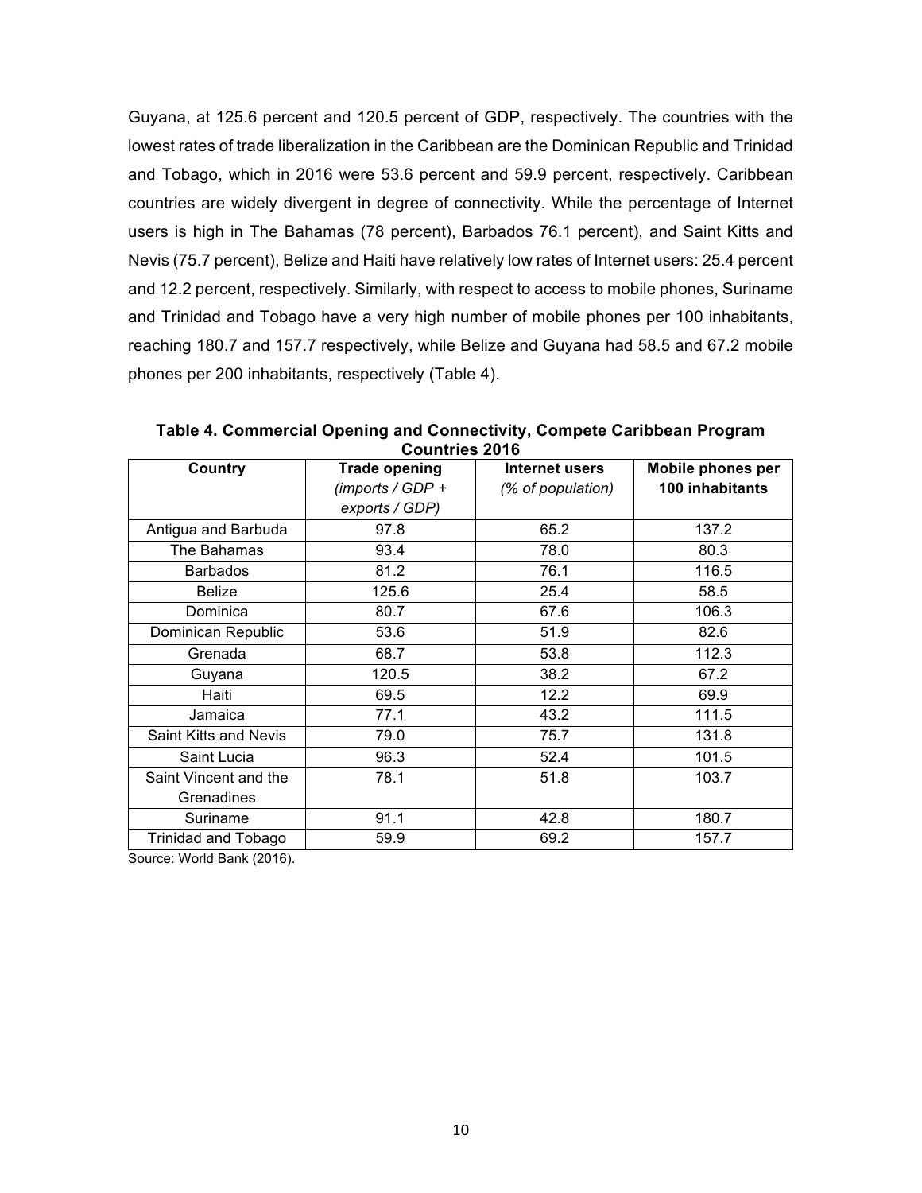Guyana, at 125.6 percent and 120.5 percent of GDP, respectively. The countries with the lowest rates of trade liberalization in the Caribbean are the Dominican Republic and Trinidad and Tobago, which in 2016 were 53.6 percent and 59.9 percent, respectively. Caribbean countries are widely divergent in degree of connectivity. While the percentage of Internet users is high in The Bahamas (78 percent), Barbados 76.1 percent), and Saint Kitts and Nevis (75.7 percent), Belize and Haiti have relatively low rates of Internet users: 25.4 percent and 12.2 percent, respectively. Similarly, with respect to access to mobile phones, Suriname and Trinidad and Tobago have a very high number of mobile phones per 100 inhabitants, reaching 180.7 and 157.7 respectively, while Belize and Guyana had 58.5 and 67.2 mobile phones per 200 inhabitants, respectively (Table 4).

**Table 4. Commercial Opening and Connectivity, Compete Caribbean Program Countries 2016**

| Country | Trade opening *(imports / GDP + exports / GDP)* | Internet users *(% of population)* | Mobile phones per 100 inhabitants |
|---|---|---|---|
| Antigua and Barbuda | 97.8 | 65.2 | 137.2 |
| The Bahamas | 93.4 | 78.0 | 80.3 |
| Barbados | 81.2 | 76.1 | 116.5 |
| Belize | 125.6 | 25.4 | 58.5 |
| Dominica | 80.7 | 67.6 | 106.3 |
| Dominican Republic | 53.6 | 51.9 | 82.6 |
| Grenada | 68.7 | 53.8 | 112.3 |
| Guyana | 120.5 | 38.2 | 67.2 |
| Haiti | 69.5 | 12.2 | 69.9 |
| Jamaica | 77.1 | 43.2 | 111.5 |
| Saint Kitts and Nevis | 79.0 | 75.7 | 131.8 |
| Saint Lucia | 96.3 | 52.4 | 101.5 |
| Saint Vincent and the Grenadines | 78.1 | 51.8 | 103.7 |
| Suriname | 91.1 | 42.8 | 180.7 |
| Trinidad and Tobago | 59.9 | 69.2 | 157.7 |

Source: World Bank (2016).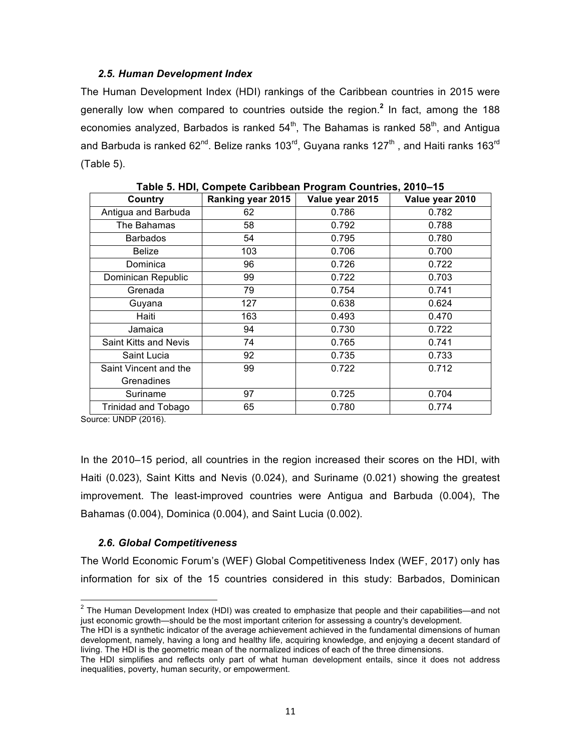### *2.5. Human Development Index*

The Human Development Index (HDI) rankings of the Caribbean countries in 2015 were generally low when compared to countries outside the region.[2] In fact, among the 188 economies analyzed, Barbados is ranked 54th, The Bahamas is ranked 58th, and Antigua and Barbuda is ranked 62nd. Belize ranks 103rd, Guyana ranks 127th, and Haiti ranks 163rd (Table 5).

**Table 5. HDI, Compete Caribbean Program Countries, 2010–15**

| Country | Ranking year 2015 | Value year 2015 | Value year 2010 |
|---|---|---|---|
| Antigua and Barbuda | 62 | 0.786 | 0.782 |
| The Bahamas | 58 | 0.792 | 0.788 |
| Barbados | 54 | 0.795 | 0.780 |
| Belize | 103 | 0.706 | 0.700 |
| Dominica | 96 | 0.726 | 0.722 |
| Dominican Republic | 99 | 0.722 | 0.703 |
| Grenada | 79 | 0.754 | 0.741 |
| Guyana | 127 | 0.638 | 0.624 |
| Haiti | 163 | 0.493 | 0.470 |
| Jamaica | 94 | 0.730 | 0.722 |
| Saint Kitts and Nevis | 74 | 0.765 | 0.741 |
| Saint Lucia | 92 | 0.735 | 0.733 |
| Saint Vincent and the Grenadines | 99 | 0.722 | 0.712 |
| Suriname | 97 | 0.725 | 0.704 |
| Trinidad and Tobago | 65 | 0.780 | 0.774 |

Source: UNDP (2016).

In the 2010–15 period, all countries in the region increased their scores on the HDI, with Haiti (0.023), Saint Kitts and Nevis (0.024), and Suriname (0.021) showing the greatest improvement. The least-improved countries were Antigua and Barbuda (0.004), The Bahamas (0.004), Dominica (0.004), and Saint Lucia (0.002).

### *2.6. Global Competitiveness*

The World Economic Forum's (WEF) Global Competitiveness Index (WEF, 2017) only has information for six of the 15 countries considered in this study: Barbados, Dominican

---

[2] The Human Development Index (HDI) was created to emphasize that people and their capabilities—and not just economic growth—should be the most important criterion for assessing a country's development.
The HDI is a synthetic indicator of the average achievement achieved in the fundamental dimensions of human development, namely, having a long and healthy life, acquiring knowledge, and enjoying a decent standard of living. The HDI is the geometric mean of the normalized indices of each of the three dimensions.
The HDI simplifies and reflects only part of what human development entails, since it does not address inequalities, poverty, human security, or empowerment.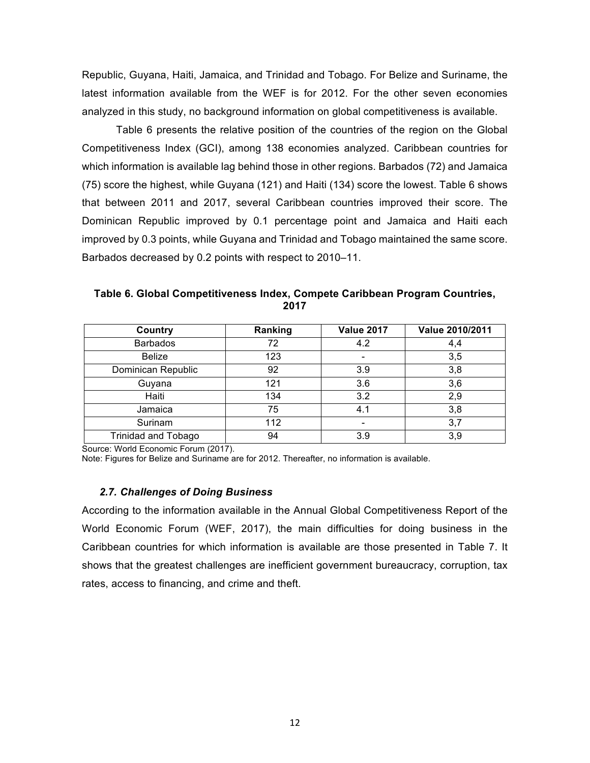Republic, Guyana, Haiti, Jamaica, and Trinidad and Tobago. For Belize and Suriname, the latest information available from the WEF is for 2012. For the other seven economies analyzed in this study, no background information on global competitiveness is available.

Table 6 presents the relative position of the countries of the region on the Global Competitiveness Index (GCI), among 138 economies analyzed. Caribbean countries for which information is available lag behind those in other regions. Barbados (72) and Jamaica (75) score the highest, while Guyana (121) and Haiti (134) score the lowest. Table 6 shows that between 2011 and 2017, several Caribbean countries improved their score. The Dominican Republic improved by 0.1 percentage point and Jamaica and Haiti each improved by 0.3 points, while Guyana and Trinidad and Tobago maintained the same score. Barbados decreased by 0.2 points with respect to 2010–11.

**Table 6. Global Competitiveness Index, Compete Caribbean Program Countries, 2017**

| Country | Ranking | Value 2017 | Value 2010/2011 |
|---|---|---|---|
| Barbados | 72 | 4.2 | 4,4 |
| Belize | 123 | - | 3,5 |
| Dominican Republic | 92 | 3.9 | 3,8 |
| Guyana | 121 | 3.6 | 3,6 |
| Haiti | 134 | 3.2 | 2,9 |
| Jamaica | 75 | 4.1 | 3,8 |
| Surinam | 112 | - | 3,7 |
| Trinidad and Tobago | 94 | 3.9 | 3,9 |

Source: World Economic Forum (2017).
Note: Figures for Belize and Suriname are for 2012. Thereafter, no information is available.

### *2.7. Challenges of Doing Business*

According to the information available in the Annual Global Competitiveness Report of the World Economic Forum (WEF, 2017), the main difficulties for doing business in the Caribbean countries for which information is available are those presented in Table 7. It shows that the greatest challenges are inefficient government bureaucracy, corruption, tax rates, access to financing, and crime and theft.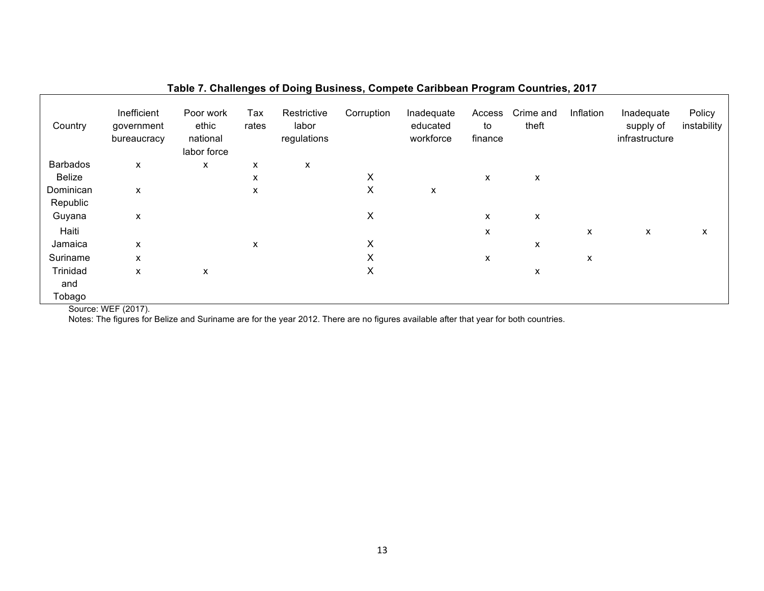**Table 7. Challenges of Doing Business, Compete Caribbean Program Countries, 2017**

| Country | Inefficient government bureaucracy | Poor work ethic national labor force | Tax rates | Restrictive labor regulations | Corruption | Inadequate educated workforce | Access to finance | Crime and theft | Inflation | Inadequate supply of infrastructure | Policy instability |
|---|---|---|---|---|---|---|---|---|---|---|---|
| Barbados | x | x | x | x | | | | | | | |
| Belize | | | x | | X | | x | x | | | |
| Dominican Republic | x | | x | | X | x | | | | | |
| Guyana | x | | | | X | | x | x | | | |
| Haiti | | | | | | | x | | x | x | x |
| Jamaica | x | | x | | X | | | x | | | |
| Suriname | x | | | | X | | x | | x | | |
| Trinidad and Tobago | x | x | | | X | | | x | | | |

Source: WEF (2017).

Notes: The figures for Belize and Suriname are for the year 2012. There are no figures available after that year for both countries.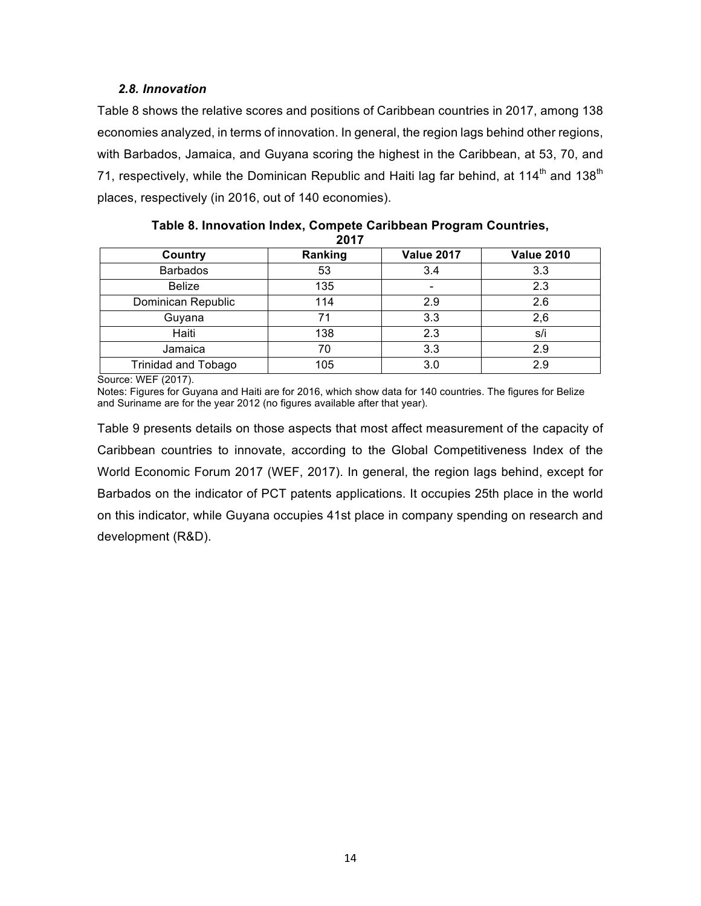### *2.8. Innovation*

Table 8 shows the relative scores and positions of Caribbean countries in 2017, among 138 economies analyzed, in terms of innovation. In general, the region lags behind other regions, with Barbados, Jamaica, and Guyana scoring the highest in the Caribbean, at 53, 70, and 71, respectively, while the Dominican Republic and Haiti lag far behind, at 114th and 138th places, respectively (in 2016, out of 140 economies).

**Table 8. Innovation Index, Compete Caribbean Program Countries, 2017**

| Country | Ranking | Value 2017 | Value 2010 |
|---|---|---|---|
| Barbados | 53 | 3.4 | 3.3 |
| Belize | 135 | - | 2.3 |
| Dominican Republic | 114 | 2.9 | 2.6 |
| Guyana | 71 | 3.3 | 2,6 |
| Haiti | 138 | 2.3 | s/i |
| Jamaica | 70 | 3.3 | 2.9 |
| Trinidad and Tobago | 105 | 3.0 | 2.9 |

Source: WEF (2017).

Notes: Figures for Guyana and Haiti are for 2016, which show data for 140 countries. The figures for Belize and Suriname are for the year 2012 (no figures available after that year).

Table 9 presents details on those aspects that most affect measurement of the capacity of Caribbean countries to innovate, according to the Global Competitiveness Index of the World Economic Forum 2017 (WEF, 2017). In general, the region lags behind, except for Barbados on the indicator of PCT patents applications. It occupies 25th place in the world on this indicator, while Guyana occupies 41st place in company spending on research and development (R&D).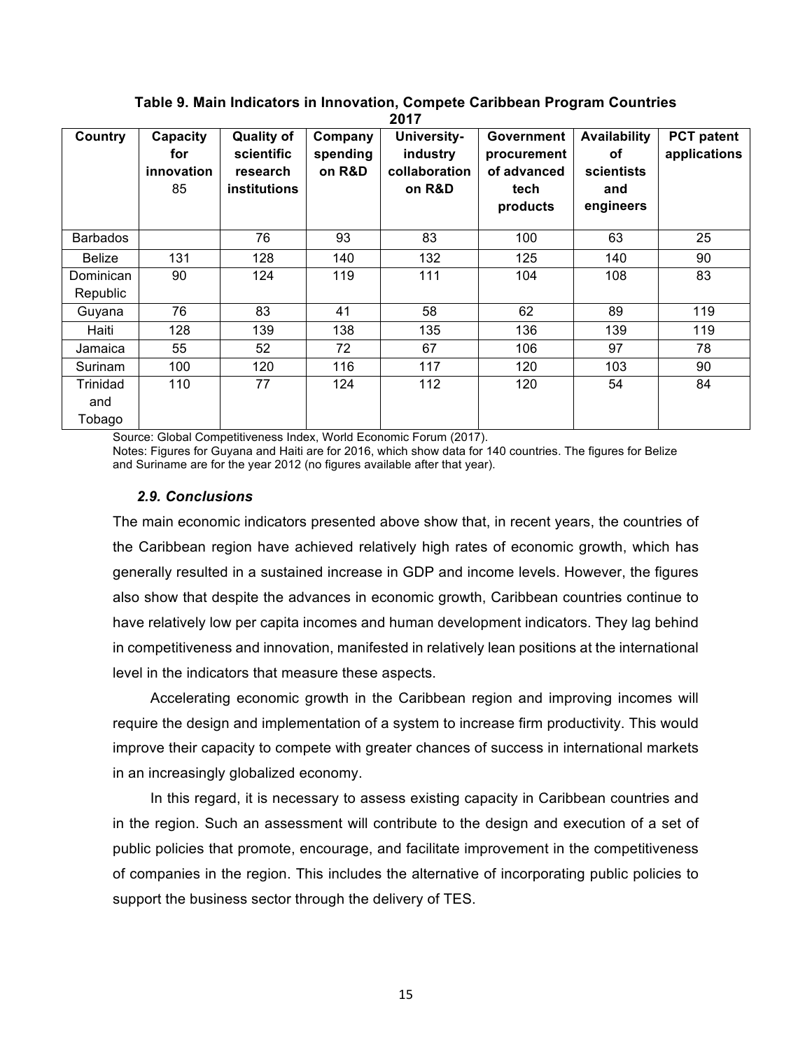**Table 9. Main Indicators in Innovation, Compete Caribbean Program Countries 2017**

| Country | Capacity for innovation 85 | Quality of scientific research institutions | Company spending on R&D | University-industry collaboration on R&D | Government procurement of advanced tech products | Availability of scientists and engineers | PCT patent applications |
|---|---|---|---|---|---|---|---|
| Barbados | | 76 | 93 | 83 | 100 | 63 | 25 |
| Belize | 131 | 128 | 140 | 132 | 125 | 140 | 90 |
| Dominican Republic | 90 | 124 | 119 | 111 | 104 | 108 | 83 |
| Guyana | 76 | 83 | 41 | 58 | 62 | 89 | 119 |
| Haiti | 128 | 139 | 138 | 135 | 136 | 139 | 119 |
| Jamaica | 55 | 52 | 72 | 67 | 106 | 97 | 78 |
| Surinam | 100 | 120 | 116 | 117 | 120 | 103 | 90 |
| Trinidad and Tobago | 110 | 77 | 124 | 112 | 120 | 54 | 84 |

Source: Global Competitiveness Index, World Economic Forum (2017).
Notes: Figures for Guyana and Haiti are for 2016, which show data for 140 countries. The figures for Belize and Suriname are for the year 2012 (no figures available after that year).

### *2.9. Conclusions*

The main economic indicators presented above show that, in recent years, the countries of the Caribbean region have achieved relatively high rates of economic growth, which has generally resulted in a sustained increase in GDP and income levels. However, the figures also show that despite the advances in economic growth, Caribbean countries continue to have relatively low per capita incomes and human development indicators. They lag behind in competitiveness and innovation, manifested in relatively lean positions at the international level in the indicators that measure these aspects.

Accelerating economic growth in the Caribbean region and improving incomes will require the design and implementation of a system to increase firm productivity. This would improve their capacity to compete with greater chances of success in international markets in an increasingly globalized economy.

In this regard, it is necessary to assess existing capacity in Caribbean countries and in the region. Such an assessment will contribute to the design and execution of a set of public policies that promote, encourage, and facilitate improvement in the competitiveness of companies in the region. This includes the alternative of incorporating public policies to support the business sector through the delivery of TES.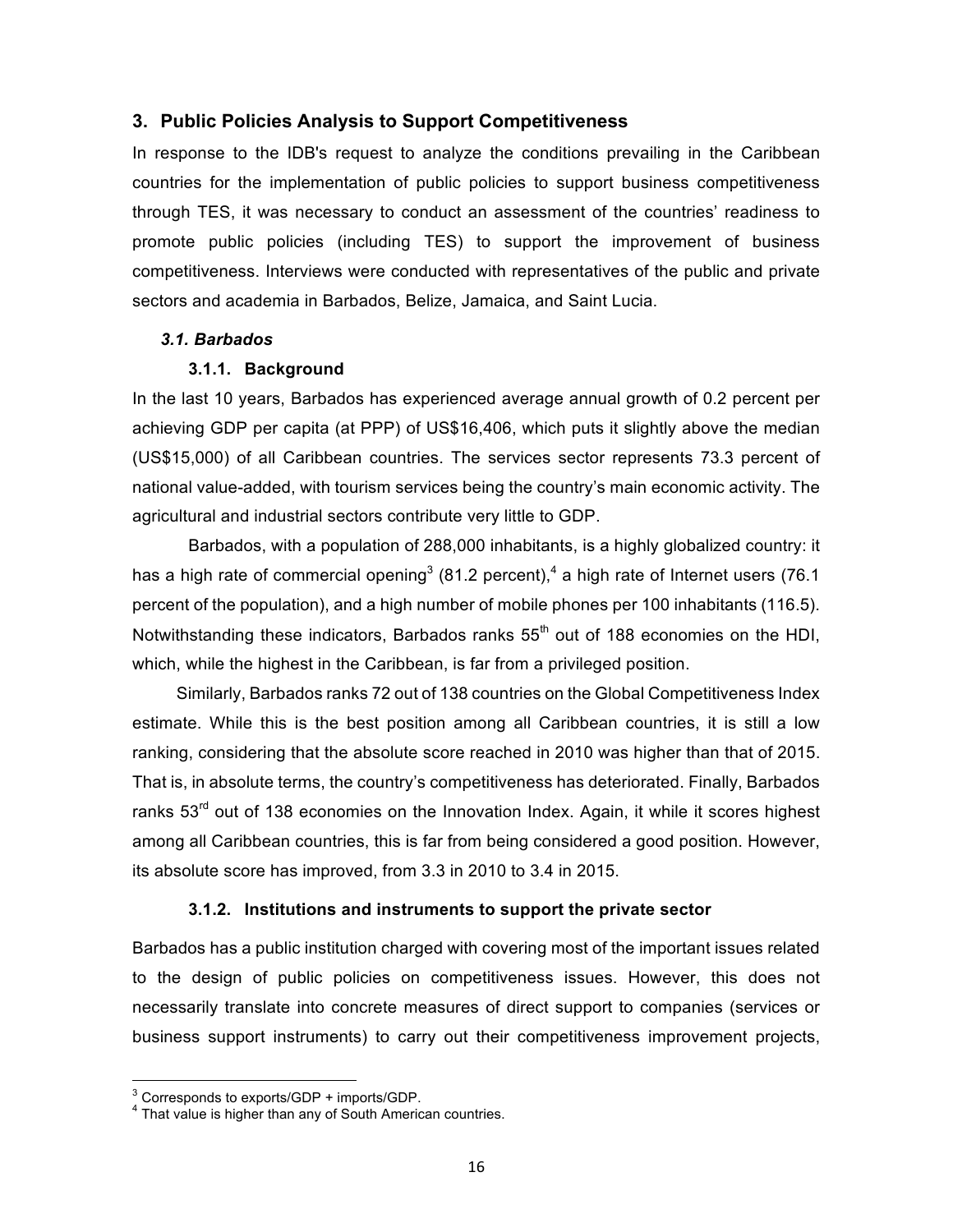## 3. Public Policies Analysis to Support Competitiveness

In response to the IDB's request to analyze the conditions prevailing in the Caribbean countries for the implementation of public policies to support business competitiveness through TES, it was necessary to conduct an assessment of the countries' readiness to promote public policies (including TES) to support the improvement of business competitiveness. Interviews were conducted with representatives of the public and private sectors and academia in Barbados, Belize, Jamaica, and Saint Lucia.

### *3.1. Barbados*

#### 3.1.1. Background

In the last 10 years, Barbados has experienced average annual growth of 0.2 percent per achieving GDP per capita (at PPP) of US$16,406, which puts it slightly above the median (US$15,000) of all Caribbean countries. The services sector represents 73.3 percent of national value-added, with tourism services being the country's main economic activity. The agricultural and industrial sectors contribute very little to GDP.

Barbados, with a population of 288,000 inhabitants, is a highly globalized country: it has a high rate of commercial opening[3] (81.2 percent),[4] a high rate of Internet users (76.1 percent of the population), and a high number of mobile phones per 100 inhabitants (116.5). Notwithstanding these indicators, Barbados ranks 55th out of 188 economies on the HDI, which, while the highest in the Caribbean, is far from a privileged position.

Similarly, Barbados ranks 72 out of 138 countries on the Global Competitiveness Index estimate. While this is the best position among all Caribbean countries, it is still a low ranking, considering that the absolute score reached in 2010 was higher than that of 2015. That is, in absolute terms, the country's competitiveness has deteriorated. Finally, Barbados ranks 53rd out of 138 economies on the Innovation Index. Again, it while it scores highest among all Caribbean countries, this is far from being considered a good position. However, its absolute score has improved, from 3.3 in 2010 to 3.4 in 2015.

#### 3.1.2. Institutions and instruments to support the private sector

Barbados has a public institution charged with covering most of the important issues related to the design of public policies on competitiveness issues. However, this does not necessarily translate into concrete measures of direct support to companies (services or business support instruments) to carry out their competitiveness improvement projects,

[3] Corresponds to exports/GDP + imports/GDP.

[4] That value is higher than any of South American countries.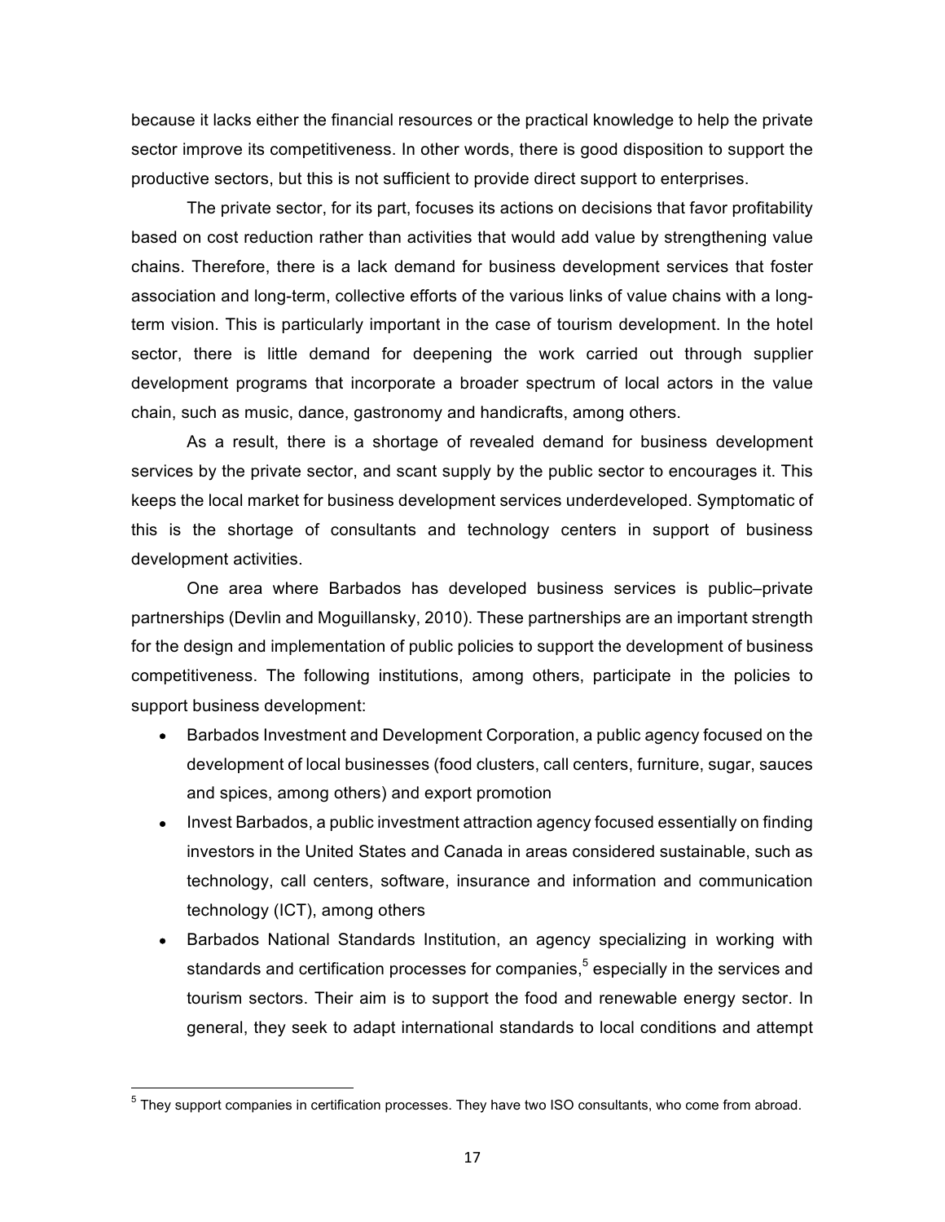because it lacks either the financial resources or the practical knowledge to help the private sector improve its competitiveness. In other words, there is good disposition to support the productive sectors, but this is not sufficient to provide direct support to enterprises.

The private sector, for its part, focuses its actions on decisions that favor profitability based on cost reduction rather than activities that would add value by strengthening value chains. Therefore, there is a lack demand for business development services that foster association and long-term, collective efforts of the various links of value chains with a long-term vision. This is particularly important in the case of tourism development. In the hotel sector, there is little demand for deepening the work carried out through supplier development programs that incorporate a broader spectrum of local actors in the value chain, such as music, dance, gastronomy and handicrafts, among others.

As a result, there is a shortage of revealed demand for business development services by the private sector, and scant supply by the public sector to encourages it. This keeps the local market for business development services underdeveloped. Symptomatic of this is the shortage of consultants and technology centers in support of business development activities.

One area where Barbados has developed business services is public–private partnerships (Devlin and Moguillansky, 2010). These partnerships are an important strength for the design and implementation of public policies to support the development of business competitiveness. The following institutions, among others, participate in the policies to support business development:

- Barbados Investment and Development Corporation, a public agency focused on the development of local businesses (food clusters, call centers, furniture, sugar, sauces and spices, among others) and export promotion
- Invest Barbados, a public investment attraction agency focused essentially on finding investors in the United States and Canada in areas considered sustainable, such as technology, call centers, software, insurance and information and communication technology (ICT), among others
- Barbados National Standards Institution, an agency specializing in working with standards and certification processes for companies,[5] especially in the services and tourism sectors. Their aim is to support the food and renewable energy sector. In general, they seek to adapt international standards to local conditions and attempt

[5] They support companies in certification processes. They have two ISO consultants, who come from abroad.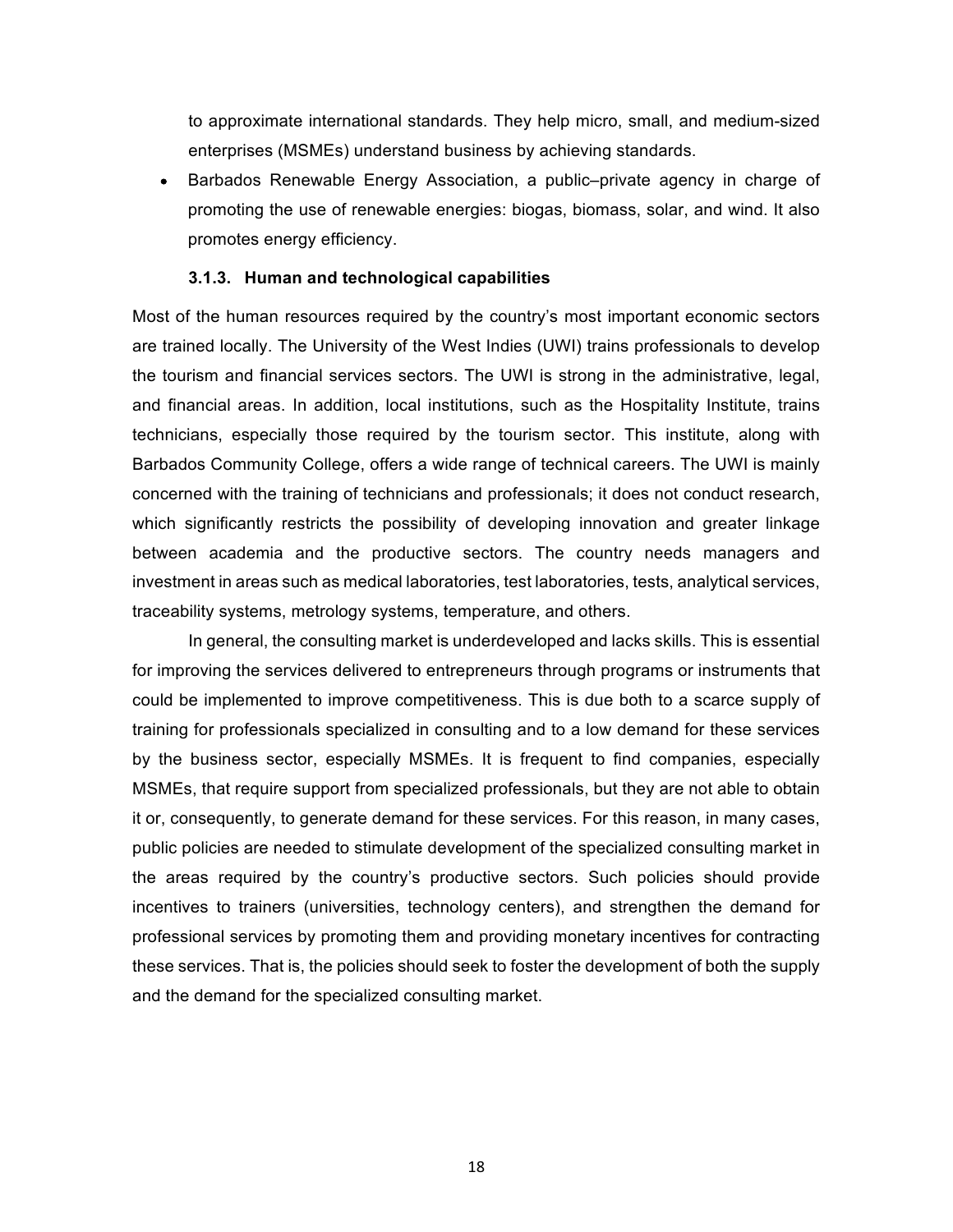to approximate international standards. They help micro, small, and medium-sized enterprises (MSMEs) understand business by achieving standards.

- Barbados Renewable Energy Association, a public–private agency in charge of promoting the use of renewable energies: biogas, biomass, solar, and wind. It also promotes energy efficiency.

#### 3.1.3. Human and technological capabilities

Most of the human resources required by the country's most important economic sectors are trained locally. The University of the West Indies (UWI) trains professionals to develop the tourism and financial services sectors. The UWI is strong in the administrative, legal, and financial areas. In addition, local institutions, such as the Hospitality Institute, trains technicians, especially those required by the tourism sector. This institute, along with Barbados Community College, offers a wide range of technical careers. The UWI is mainly concerned with the training of technicians and professionals; it does not conduct research, which significantly restricts the possibility of developing innovation and greater linkage between academia and the productive sectors. The country needs managers and investment in areas such as medical laboratories, test laboratories, tests, analytical services, traceability systems, metrology systems, temperature, and others.

In general, the consulting market is underdeveloped and lacks skills. This is essential for improving the services delivered to entrepreneurs through programs or instruments that could be implemented to improve competitiveness. This is due both to a scarce supply of training for professionals specialized in consulting and to a low demand for these services by the business sector, especially MSMEs. It is frequent to find companies, especially MSMEs, that require support from specialized professionals, but they are not able to obtain it or, consequently, to generate demand for these services. For this reason, in many cases, public policies are needed to stimulate development of the specialized consulting market in the areas required by the country's productive sectors. Such policies should provide incentives to trainers (universities, technology centers), and strengthen the demand for professional services by promoting them and providing monetary incentives for contracting these services. That is, the policies should seek to foster the development of both the supply and the demand for the specialized consulting market.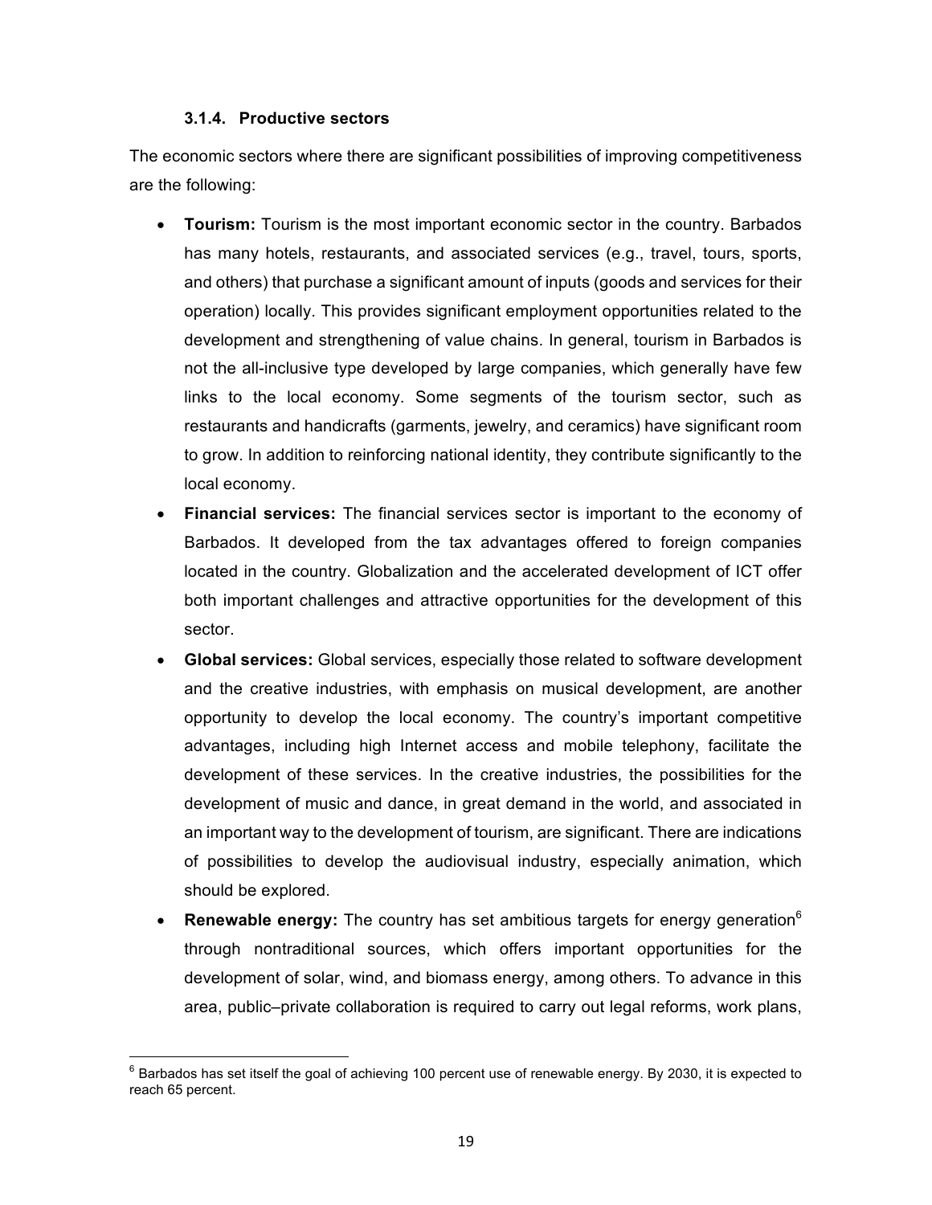### 3.1.4. Productive sectors

The economic sectors where there are significant possibilities of improving competitiveness are the following:

- **Tourism:** Tourism is the most important economic sector in the country. Barbados has many hotels, restaurants, and associated services (e.g., travel, tours, sports, and others) that purchase a significant amount of inputs (goods and services for their operation) locally. This provides significant employment opportunities related to the development and strengthening of value chains. In general, tourism in Barbados is not the all-inclusive type developed by large companies, which generally have few links to the local economy. Some segments of the tourism sector, such as restaurants and handicrafts (garments, jewelry, and ceramics) have significant room to grow. In addition to reinforcing national identity, they contribute significantly to the local economy.
- **Financial services:** The financial services sector is important to the economy of Barbados. It developed from the tax advantages offered to foreign companies located in the country. Globalization and the accelerated development of ICT offer both important challenges and attractive opportunities for the development of this sector.
- **Global services:** Global services, especially those related to software development and the creative industries, with emphasis on musical development, are another opportunity to develop the local economy. The country's important competitive advantages, including high Internet access and mobile telephony, facilitate the development of these services. In the creative industries, the possibilities for the development of music and dance, in great demand in the world, and associated in an important way to the development of tourism, are significant. There are indications of possibilities to develop the audiovisual industry, especially animation, which should be explored.
- **Renewable energy:** The country has set ambitious targets for energy generation[6] through nontraditional sources, which offers important opportunities for the development of solar, wind, and biomass energy, among others. To advance in this area, public–private collaboration is required to carry out legal reforms, work plans,

[6] Barbados has set itself the goal of achieving 100 percent use of renewable energy. By 2030, it is expected to reach 65 percent.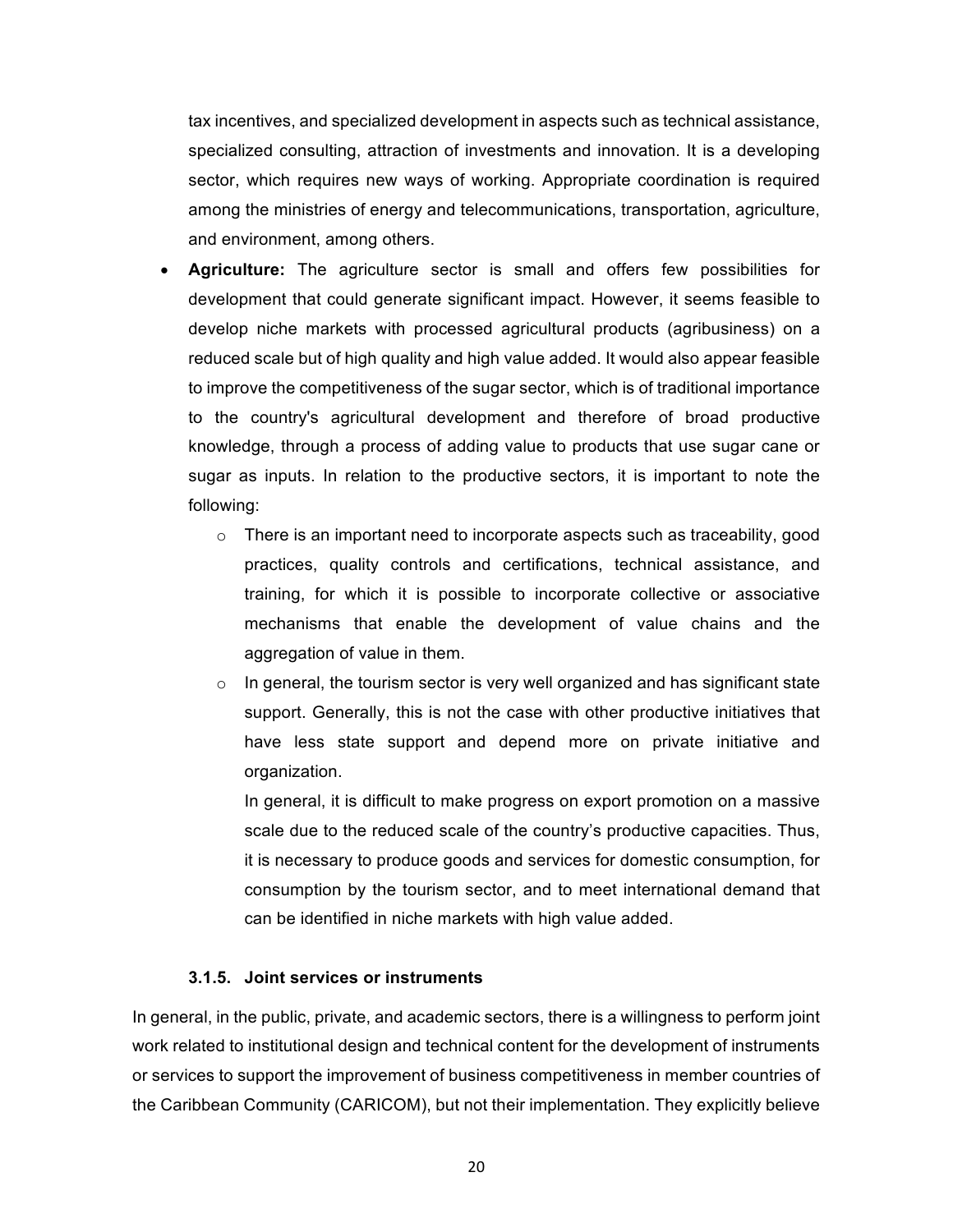tax incentives, and specialized development in aspects such as technical assistance, specialized consulting, attraction of investments and innovation. It is a developing sector, which requires new ways of working. Appropriate coordination is required among the ministries of energy and telecommunications, transportation, agriculture, and environment, among others.

- **Agriculture:** The agriculture sector is small and offers few possibilities for development that could generate significant impact. However, it seems feasible to develop niche markets with processed agricultural products (agribusiness) on a reduced scale but of high quality and high value added. It would also appear feasible to improve the competitiveness of the sugar sector, which is of traditional importance to the country's agricultural development and therefore of broad productive knowledge, through a process of adding value to products that use sugar cane or sugar as inputs. In relation to the productive sectors, it is important to note the following:
    - There is an important need to incorporate aspects such as traceability, good practices, quality controls and certifications, technical assistance, and training, for which it is possible to incorporate collective or associative mechanisms that enable the development of value chains and the aggregation of value in them.
    - In general, the tourism sector is very well organized and has significant state support. Generally, this is not the case with other productive initiatives that have less state support and depend more on private initiative and organization.

      In general, it is difficult to make progress on export promotion on a massive scale due to the reduced scale of the country's productive capacities. Thus, it is necessary to produce goods and services for domestic consumption, for consumption by the tourism sector, and to meet international demand that can be identified in niche markets with high value added.

#### 3.1.5. Joint services or instruments

In general, in the public, private, and academic sectors, there is a willingness to perform joint work related to institutional design and technical content for the development of instruments or services to support the improvement of business competitiveness in member countries of the Caribbean Community (CARICOM), but not their implementation. They explicitly believe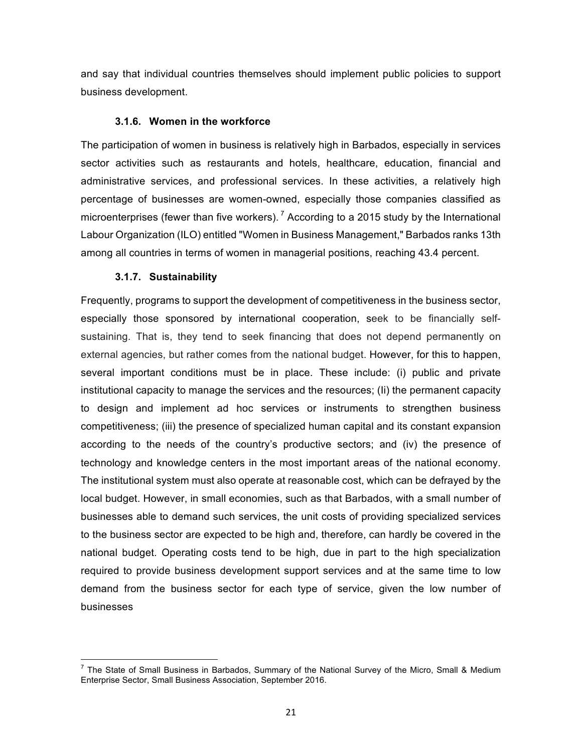and say that individual countries themselves should implement public policies to support business development.

### 3.1.6. Women in the workforce

The participation of women in business is relatively high in Barbados, especially in services sector activities such as restaurants and hotels, healthcare, education, financial and administrative services, and professional services. In these activities, a relatively high percentage of businesses are women-owned, especially those companies classified as microenterprises (fewer than five workers). [7] According to a 2015 study by the International Labour Organization (ILO) entitled "Women in Business Management," Barbados ranks 13th among all countries in terms of women in managerial positions, reaching 43.4 percent.

### 3.1.7. Sustainability

Frequently, programs to support the development of competitiveness in the business sector, especially those sponsored by international cooperation, seek to be financially self-sustaining. That is, they tend to seek financing that does not depend permanently on external agencies, but rather comes from the national budget. However, for this to happen, several important conditions must be in place. These include: (i) public and private institutional capacity to manage the services and the resources; (Ii) the permanent capacity to design and implement ad hoc services or instruments to strengthen business competitiveness; (iii) the presence of specialized human capital and its constant expansion according to the needs of the country's productive sectors; and (iv) the presence of technology and knowledge centers in the most important areas of the national economy. The institutional system must also operate at reasonable cost, which can be defrayed by the local budget. However, in small economies, such as that Barbados, with a small number of businesses able to demand such services, the unit costs of providing specialized services to the business sector are expected to be high and, therefore, can hardly be covered in the national budget. Operating costs tend to be high, due in part to the high specialization required to provide business development support services and at the same time to low demand from the business sector for each type of service, given the low number of businesses

---

[7] The State of Small Business in Barbados, Summary of the National Survey of the Micro, Small & Medium Enterprise Sector, Small Business Association, September 2016.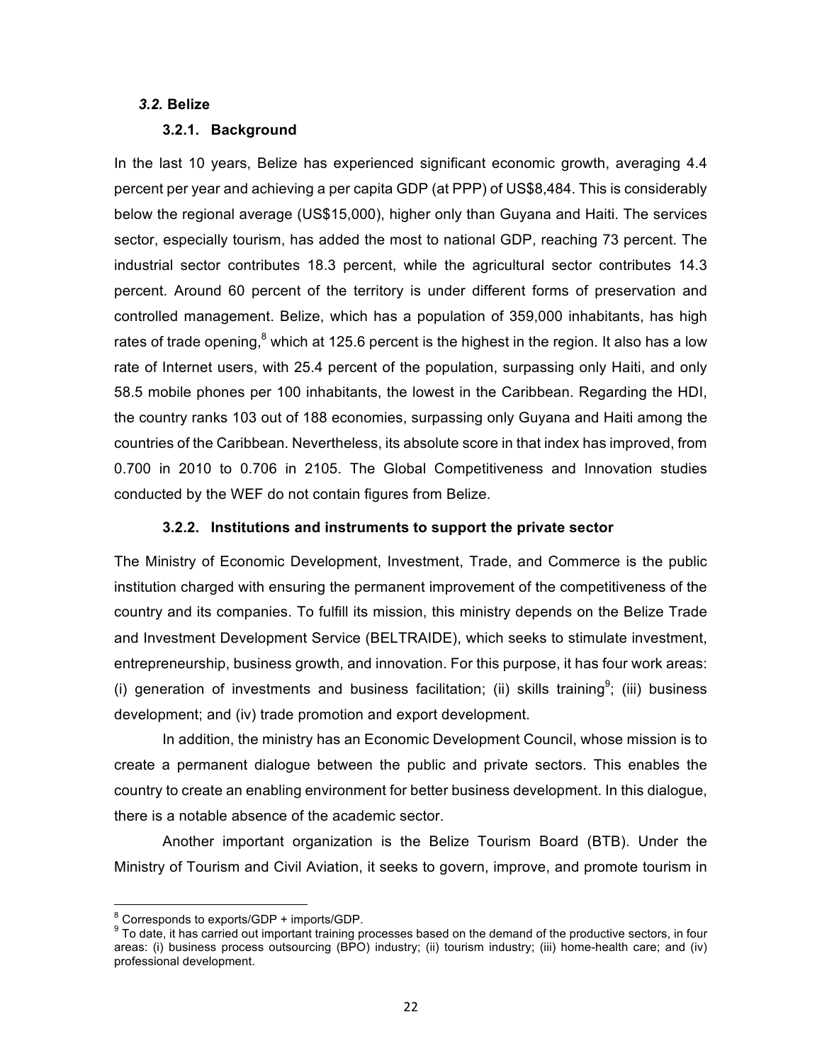### *3.2.* Belize

#### 3.2.1. Background

In the last 10 years, Belize has experienced significant economic growth, averaging 4.4 percent per year and achieving a per capita GDP (at PPP) of US$8,484. This is considerably below the regional average (US$15,000), higher only than Guyana and Haiti. The services sector, especially tourism, has added the most to national GDP, reaching 73 percent. The industrial sector contributes 18.3 percent, while the agricultural sector contributes 14.3 percent. Around 60 percent of the territory is under different forms of preservation and controlled management. Belize, which has a population of 359,000 inhabitants, has high rates of trade opening,[8] which at 125.6 percent is the highest in the region. It also has a low rate of Internet users, with 25.4 percent of the population, surpassing only Haiti, and only 58.5 mobile phones per 100 inhabitants, the lowest in the Caribbean. Regarding the HDI, the country ranks 103 out of 188 economies, surpassing only Guyana and Haiti among the countries of the Caribbean. Nevertheless, its absolute score in that index has improved, from 0.700 in 2010 to 0.706 in 2105. The Global Competitiveness and Innovation studies conducted by the WEF do not contain figures from Belize.

#### 3.2.2. Institutions and instruments to support the private sector

The Ministry of Economic Development, Investment, Trade, and Commerce is the public institution charged with ensuring the permanent improvement of the competitiveness of the country and its companies. To fulfill its mission, this ministry depends on the Belize Trade and Investment Development Service (BELTRAIDE), which seeks to stimulate investment, entrepreneurship, business growth, and innovation. For this purpose, it has four work areas: (i) generation of investments and business facilitation; (ii) skills training[9]; (iii) business development; and (iv) trade promotion and export development.

In addition, the ministry has an Economic Development Council, whose mission is to create a permanent dialogue between the public and private sectors. This enables the country to create an enabling environment for better business development. In this dialogue, there is a notable absence of the academic sector.

Another important organization is the Belize Tourism Board (BTB). Under the Ministry of Tourism and Civil Aviation, it seeks to govern, improve, and promote tourism in

---

[8] Corresponds to exports/GDP + imports/GDP.

[9] To date, it has carried out important training processes based on the demand of the productive sectors, in four areas: (i) business process outsourcing (BPO) industry; (ii) tourism industry; (iii) home-health care; and (iv) professional development.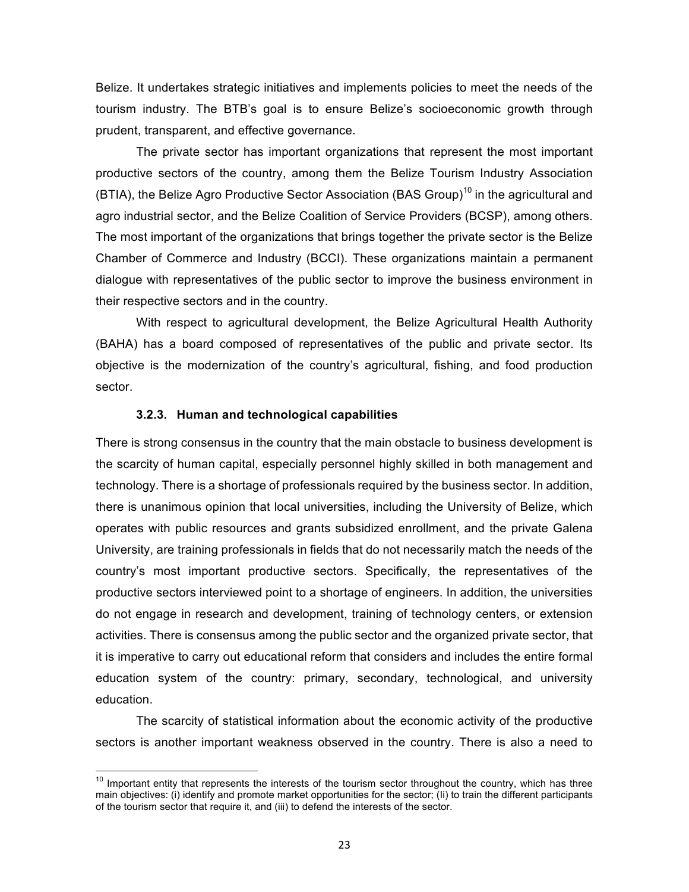Belize. It undertakes strategic initiatives and implements policies to meet the needs of the tourism industry. The BTB's goal is to ensure Belize's socioeconomic growth through prudent, transparent, and effective governance.

The private sector has important organizations that represent the most important productive sectors of the country, among them the Belize Tourism Industry Association (BTIA), the Belize Agro Productive Sector Association (BAS Group)[10] in the agricultural and agro industrial sector, and the Belize Coalition of Service Providers (BCSP), among others. The most important of the organizations that brings together the private sector is the Belize Chamber of Commerce and Industry (BCCI). These organizations maintain a permanent dialogue with representatives of the public sector to improve the business environment in their respective sectors and in the country.

With respect to agricultural development, the Belize Agricultural Health Authority (BAHA) has a board composed of representatives of the public and private sector. Its objective is the modernization of the country's agricultural, fishing, and food production sector.

#### 3.2.3. Human and technological capabilities

There is strong consensus in the country that the main obstacle to business development is the scarcity of human capital, especially personnel highly skilled in both management and technology. There is a shortage of professionals required by the business sector. In addition, there is unanimous opinion that local universities, including the University of Belize, which operates with public resources and grants subsidized enrollment, and the private Galena University, are training professionals in fields that do not necessarily match the needs of the country's most important productive sectors. Specifically, the representatives of the productive sectors interviewed point to a shortage of engineers. In addition, the universities do not engage in research and development, training of technology centers, or extension activities. There is consensus among the public sector and the organized private sector, that it is imperative to carry out educational reform that considers and includes the entire formal education system of the country: primary, secondary, technological, and university education.

The scarcity of statistical information about the economic activity of the productive sectors is another important weakness observed in the country. There is also a need to

---

[10] Important entity that represents the interests of the tourism sector throughout the country, which has three main objectives: (i) identify and promote market opportunities for the sector; (Ii) to train the different participants of the tourism sector that require it, and (iii) to defend the interests of the sector.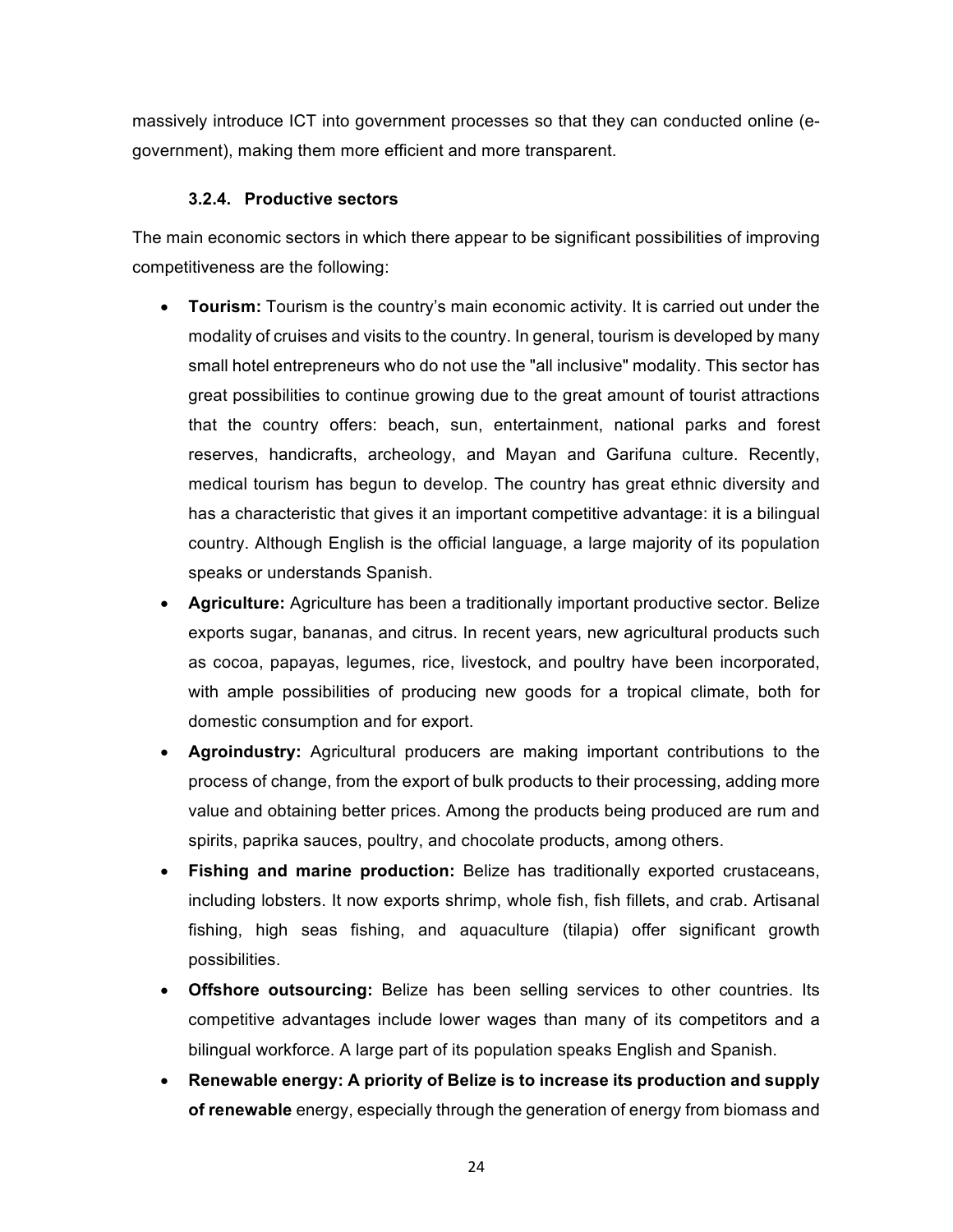massively introduce ICT into government processes so that they can conducted online (e-government), making them more efficient and more transparent.

#### 3.2.4. Productive sectors

The main economic sectors in which there appear to be significant possibilities of improving competitiveness are the following:

- **Tourism:** Tourism is the country's main economic activity. It is carried out under the modality of cruises and visits to the country. In general, tourism is developed by many small hotel entrepreneurs who do not use the "all inclusive" modality. This sector has great possibilities to continue growing due to the great amount of tourist attractions that the country offers: beach, sun, entertainment, national parks and forest reserves, handicrafts, archeology, and Mayan and Garifuna culture. Recently, medical tourism has begun to develop. The country has great ethnic diversity and has a characteristic that gives it an important competitive advantage: it is a bilingual country. Although English is the official language, a large majority of its population speaks or understands Spanish.
- **Agriculture:** Agriculture has been a traditionally important productive sector. Belize exports sugar, bananas, and citrus. In recent years, new agricultural products such as cocoa, papayas, legumes, rice, livestock, and poultry have been incorporated, with ample possibilities of producing new goods for a tropical climate, both for domestic consumption and for export.
- **Agroindustry:** Agricultural producers are making important contributions to the process of change, from the export of bulk products to their processing, adding more value and obtaining better prices. Among the products being produced are rum and spirits, paprika sauces, poultry, and chocolate products, among others.
- **Fishing and marine production:** Belize has traditionally exported crustaceans, including lobsters. It now exports shrimp, whole fish, fish fillets, and crab. Artisanal fishing, high seas fishing, and aquaculture (tilapia) offer significant growth possibilities.
- **Offshore outsourcing:** Belize has been selling services to other countries. Its competitive advantages include lower wages than many of its competitors and a bilingual workforce. A large part of its population speaks English and Spanish.
- **Renewable energy: A priority of Belize is to increase its production and supply of renewable** energy, especially through the generation of energy from biomass and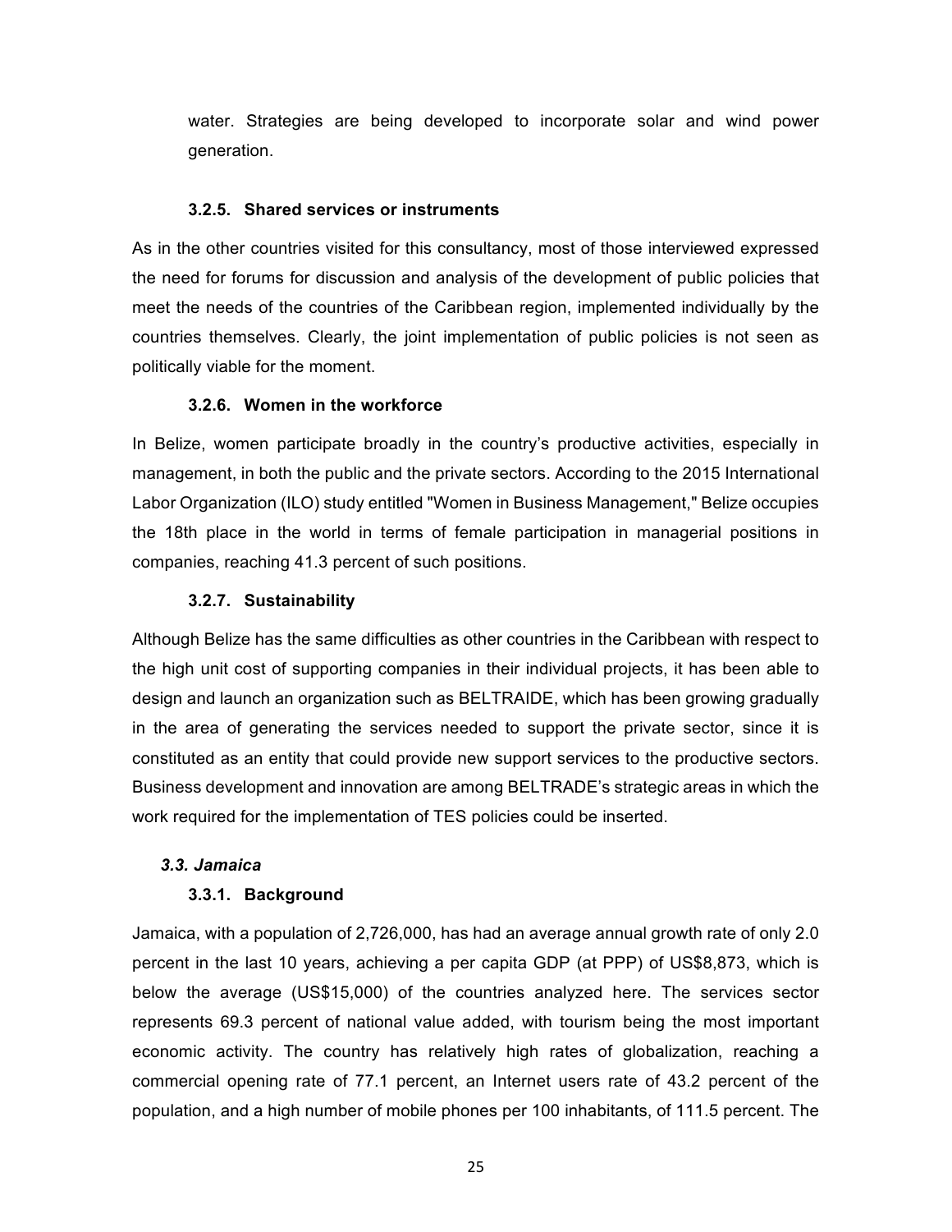water. Strategies are being developed to incorporate solar and wind power generation.

#### 3.2.5. Shared services or instruments

As in the other countries visited for this consultancy, most of those interviewed expressed the need for forums for discussion and analysis of the development of public policies that meet the needs of the countries of the Caribbean region, implemented individually by the countries themselves. Clearly, the joint implementation of public policies is not seen as politically viable for the moment.

#### 3.2.6. Women in the workforce

In Belize, women participate broadly in the country's productive activities, especially in management, in both the public and the private sectors. According to the 2015 International Labor Organization (ILO) study entitled "Women in Business Management," Belize occupies the 18th place in the world in terms of female participation in managerial positions in companies, reaching 41.3 percent of such positions.

#### 3.2.7. Sustainability

Although Belize has the same difficulties as other countries in the Caribbean with respect to the high unit cost of supporting companies in their individual projects, it has been able to design and launch an organization such as BELTRAIDE, which has been growing gradually in the area of generating the services needed to support the private sector, since it is constituted as an entity that could provide new support services to the productive sectors. Business development and innovation are among BELTRADE's strategic areas in which the work required for the implementation of TES policies could be inserted.

### *3.3. Jamaica*

#### 3.3.1. Background

Jamaica, with a population of 2,726,000, has had an average annual growth rate of only 2.0 percent in the last 10 years, achieving a per capita GDP (at PPP) of US$8,873, which is below the average (US$15,000) of the countries analyzed here. The services sector represents 69.3 percent of national value added, with tourism being the most important economic activity. The country has relatively high rates of globalization, reaching a commercial opening rate of 77.1 percent, an Internet users rate of 43.2 percent of the population, and a high number of mobile phones per 100 inhabitants, of 111.5 percent. The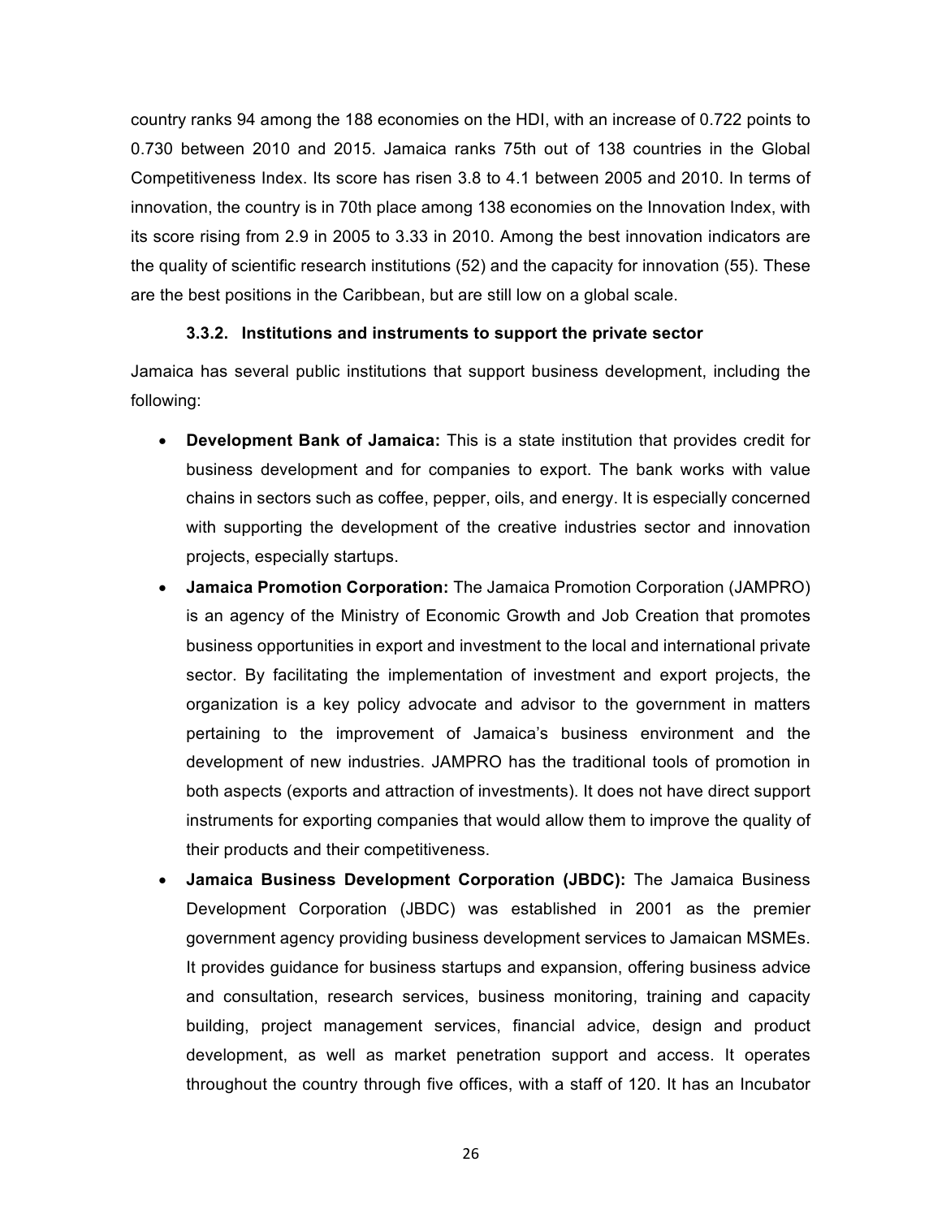country ranks 94 among the 188 economies on the HDI, with an increase of 0.722 points to 0.730 between 2010 and 2015. Jamaica ranks 75th out of 138 countries in the Global Competitiveness Index. Its score has risen 3.8 to 4.1 between 2005 and 2010. In terms of innovation, the country is in 70th place among 138 economies on the Innovation Index, with its score rising from 2.9 in 2005 to 3.33 in 2010. Among the best innovation indicators are the quality of scientific research institutions (52) and the capacity for innovation (55). These are the best positions in the Caribbean, but are still low on a global scale.

#### 3.3.2. Institutions and instruments to support the private sector

Jamaica has several public institutions that support business development, including the following:

- **Development Bank of Jamaica:** This is a state institution that provides credit for business development and for companies to export. The bank works with value chains in sectors such as coffee, pepper, oils, and energy. It is especially concerned with supporting the development of the creative industries sector and innovation projects, especially startups.
- **Jamaica Promotion Corporation:** The Jamaica Promotion Corporation (JAMPRO) is an agency of the Ministry of Economic Growth and Job Creation that promotes business opportunities in export and investment to the local and international private sector. By facilitating the implementation of investment and export projects, the organization is a key policy advocate and advisor to the government in matters pertaining to the improvement of Jamaica's business environment and the development of new industries. JAMPRO has the traditional tools of promotion in both aspects (exports and attraction of investments). It does not have direct support instruments for exporting companies that would allow them to improve the quality of their products and their competitiveness.
- **Jamaica Business Development Corporation (JBDC):** The Jamaica Business Development Corporation (JBDC) was established in 2001 as the premier government agency providing business development services to Jamaican MSMEs. It provides guidance for business startups and expansion, offering business advice and consultation, research services, business monitoring, training and capacity building, project management services, financial advice, design and product development, as well as market penetration support and access. It operates throughout the country through five offices, with a staff of 120. It has an Incubator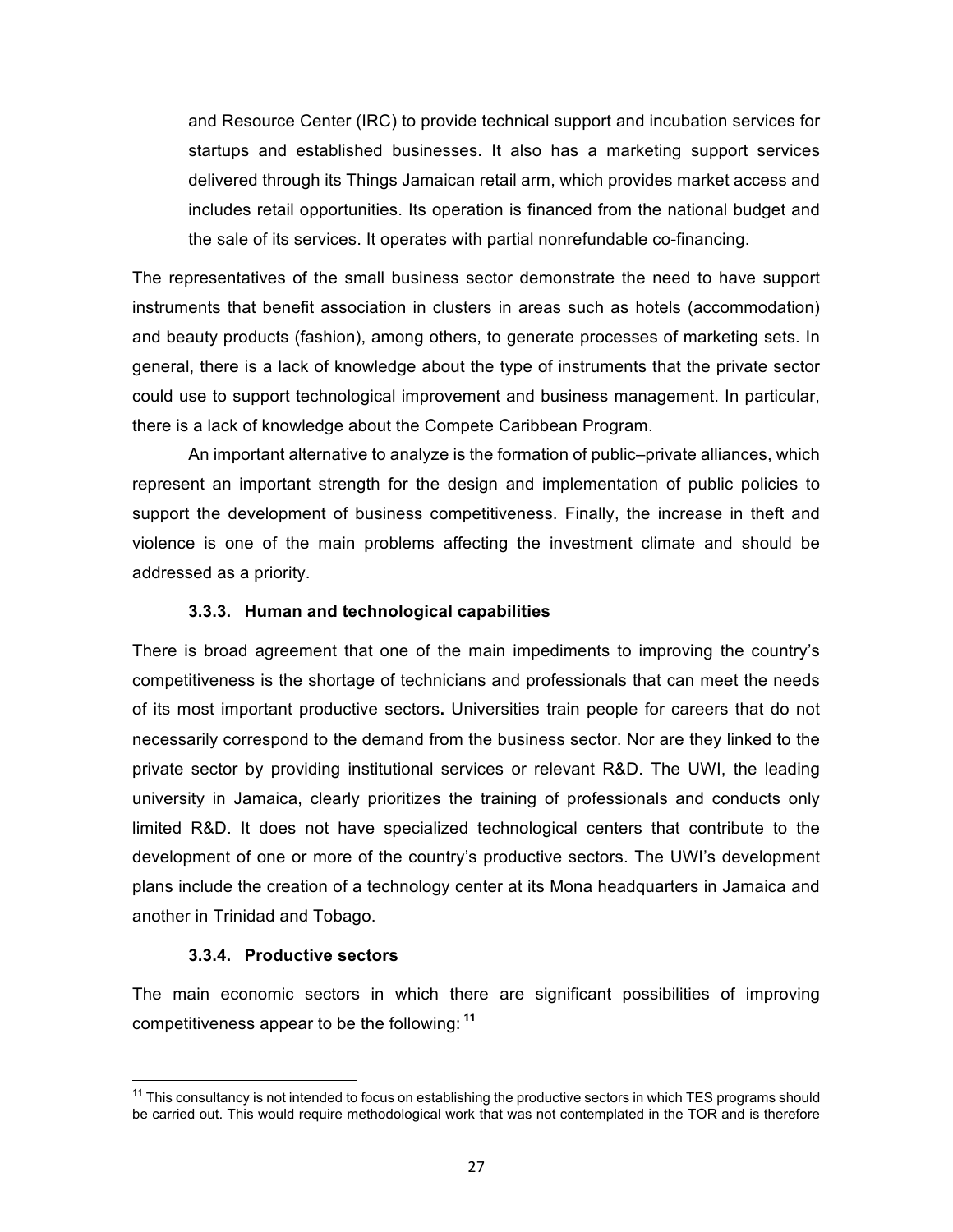and Resource Center (IRC) to provide technical support and incubation services for startups and established businesses. It also has a marketing support services delivered through its Things Jamaican retail arm, which provides market access and includes retail opportunities. Its operation is financed from the national budget and the sale of its services. It operates with partial nonrefundable co-financing.

The representatives of the small business sector demonstrate the need to have support instruments that benefit association in clusters in areas such as hotels (accommodation) and beauty products (fashion), among others, to generate processes of marketing sets. In general, there is a lack of knowledge about the type of instruments that the private sector could use to support technological improvement and business management. In particular, there is a lack of knowledge about the Compete Caribbean Program.

An important alternative to analyze is the formation of public–private alliances, which represent an important strength for the design and implementation of public policies to support the development of business competitiveness. Finally, the increase in theft and violence is one of the main problems affecting the investment climate and should be addressed as a priority.

#### 3.3.3. Human and technological capabilities

There is broad agreement that one of the main impediments to improving the country's competitiveness is the shortage of technicians and professionals that can meet the needs of its most important productive sectors**.** Universities train people for careers that do not necessarily correspond to the demand from the business sector. Nor are they linked to the private sector by providing institutional services or relevant R&D. The UWI, the leading university in Jamaica, clearly prioritizes the training of professionals and conducts only limited R&D. It does not have specialized technological centers that contribute to the development of one or more of the country's productive sectors. The UWI's development plans include the creation of a technology center at its Mona headquarters in Jamaica and another in Trinidad and Tobago.

#### 3.3.4. Productive sectors

The main economic sectors in which there are significant possibilities of improving competitiveness appear to be the following: [11]

[11] This consultancy is not intended to focus on establishing the productive sectors in which TES programs should be carried out. This would require methodological work that was not contemplated in the TOR and is therefore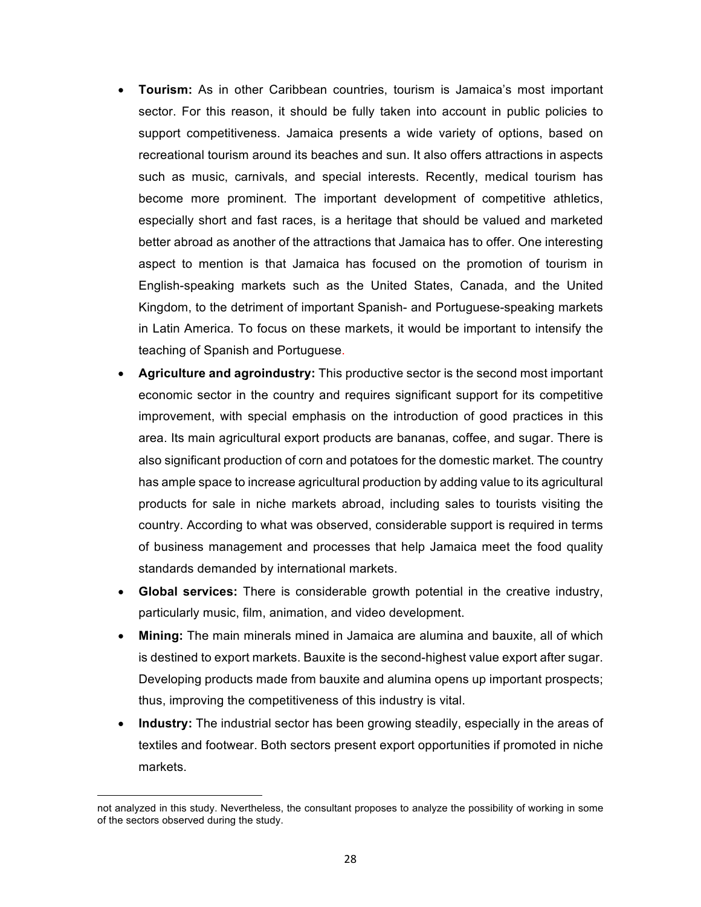- **Tourism:** As in other Caribbean countries, tourism is Jamaica's most important sector. For this reason, it should be fully taken into account in public policies to support competitiveness. Jamaica presents a wide variety of options, based on recreational tourism around its beaches and sun. It also offers attractions in aspects such as music, carnivals, and special interests. Recently, medical tourism has become more prominent. The important development of competitive athletics, especially short and fast races, is a heritage that should be valued and marketed better abroad as another of the attractions that Jamaica has to offer. One interesting aspect to mention is that Jamaica has focused on the promotion of tourism in English-speaking markets such as the United States, Canada, and the United Kingdom, to the detriment of important Spanish- and Portuguese-speaking markets in Latin America. To focus on these markets, it would be important to intensify the teaching of Spanish and Portuguese.
- **Agriculture and agroindustry:** This productive sector is the second most important economic sector in the country and requires significant support for its competitive improvement, with special emphasis on the introduction of good practices in this area. Its main agricultural export products are bananas, coffee, and sugar. There is also significant production of corn and potatoes for the domestic market. The country has ample space to increase agricultural production by adding value to its agricultural products for sale in niche markets abroad, including sales to tourists visiting the country. According to what was observed, considerable support is required in terms of business management and processes that help Jamaica meet the food quality standards demanded by international markets.
- **Global services:** There is considerable growth potential in the creative industry, particularly music, film, animation, and video development.
- **Mining:** The main minerals mined in Jamaica are alumina and bauxite, all of which is destined to export markets. Bauxite is the second-highest value export after sugar. Developing products made from bauxite and alumina opens up important prospects; thus, improving the competitiveness of this industry is vital.
- **Industry:** The industrial sector has been growing steadily, especially in the areas of textiles and footwear. Both sectors present export opportunities if promoted in niche markets.

---

not analyzed in this study. Nevertheless, the consultant proposes to analyze the possibility of working in some of the sectors observed during the study.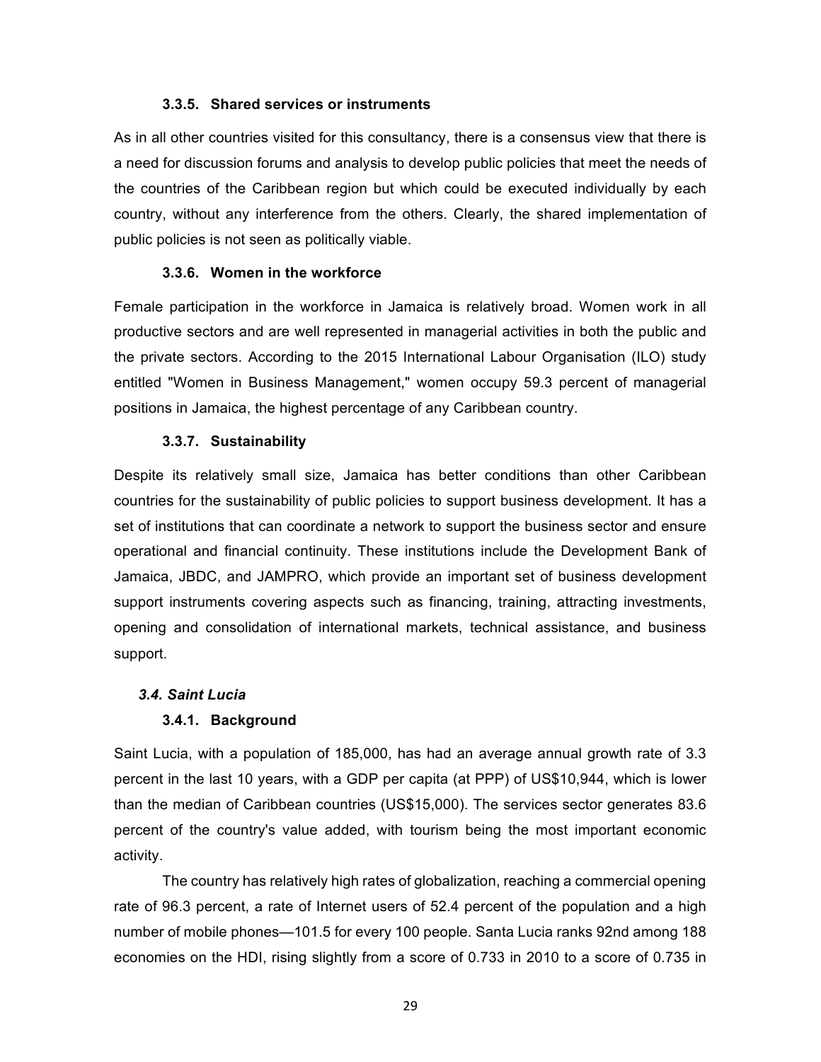#### 3.3.5. Shared services or instruments

As in all other countries visited for this consultancy, there is a consensus view that there is a need for discussion forums and analysis to develop public policies that meet the needs of the countries of the Caribbean region but which could be executed individually by each country, without any interference from the others. Clearly, the shared implementation of public policies is not seen as politically viable.

#### 3.3.6. Women in the workforce

Female participation in the workforce in Jamaica is relatively broad. Women work in all productive sectors and are well represented in managerial activities in both the public and the private sectors. According to the 2015 International Labour Organisation (ILO) study entitled "Women in Business Management," women occupy 59.3 percent of managerial positions in Jamaica, the highest percentage of any Caribbean country.

#### 3.3.7. Sustainability

Despite its relatively small size, Jamaica has better conditions than other Caribbean countries for the sustainability of public policies to support business development. It has a set of institutions that can coordinate a network to support the business sector and ensure operational and financial continuity. These institutions include the Development Bank of Jamaica, JBDC, and JAMPRO, which provide an important set of business development support instruments covering aspects such as financing, training, attracting investments, opening and consolidation of international markets, technical assistance, and business support.

### *3.4. Saint Lucia*

#### 3.4.1. Background

Saint Lucia, with a population of 185,000, has had an average annual growth rate of 3.3 percent in the last 10 years, with a GDP per capita (at PPP) of US$10,944, which is lower than the median of Caribbean countries (US$15,000). The services sector generates 83.6 percent of the country's value added, with tourism being the most important economic activity.

The country has relatively high rates of globalization, reaching a commercial opening rate of 96.3 percent, a rate of Internet users of 52.4 percent of the population and a high number of mobile phones—101.5 for every 100 people. Santa Lucia ranks 92nd among 188 economies on the HDI, rising slightly from a score of 0.733 in 2010 to a score of 0.735 in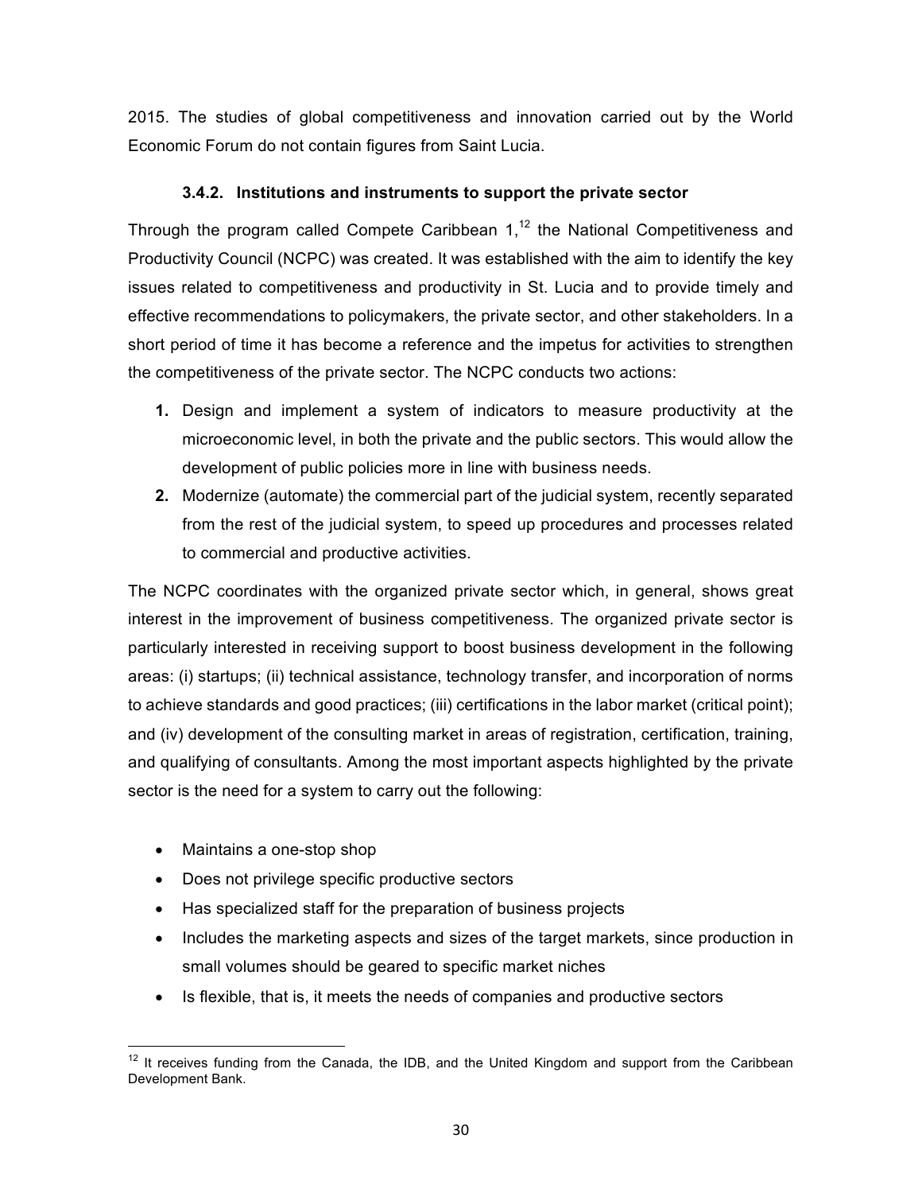2015. The studies of global competitiveness and innovation carried out by the World Economic Forum do not contain figures from Saint Lucia.

### 3.4.2. Institutions and instruments to support the private sector

Through the program called Compete Caribbean 1,[12] the National Competitiveness and Productivity Council (NCPC) was created. It was established with the aim to identify the key issues related to competitiveness and productivity in St. Lucia and to provide timely and effective recommendations to policymakers, the private sector, and other stakeholders. In a short period of time it has become a reference and the impetus for activities to strengthen the competitiveness of the private sector. The NCPC conducts two actions:

1. Design and implement a system of indicators to measure productivity at the microeconomic level, in both the private and the public sectors. This would allow the development of public policies more in line with business needs.
2. Modernize (automate) the commercial part of the judicial system, recently separated from the rest of the judicial system, to speed up procedures and processes related to commercial and productive activities.

The NCPC coordinates with the organized private sector which, in general, shows great interest in the improvement of business competitiveness. The organized private sector is particularly interested in receiving support to boost business development in the following areas: (i) startups; (ii) technical assistance, technology transfer, and incorporation of norms to achieve standards and good practices; (iii) certifications in the labor market (critical point); and (iv) development of the consulting market in areas of registration, certification, training, and qualifying of consultants. Among the most important aspects highlighted by the private sector is the need for a system to carry out the following:

- Maintains a one-stop shop
- Does not privilege specific productive sectors
- Has specialized staff for the preparation of business projects
- Includes the marketing aspects and sizes of the target markets, since production in small volumes should be geared to specific market niches
- Is flexible, that is, it meets the needs of companies and productive sectors

[12] It receives funding from the Canada, the IDB, and the United Kingdom and support from the Caribbean Development Bank.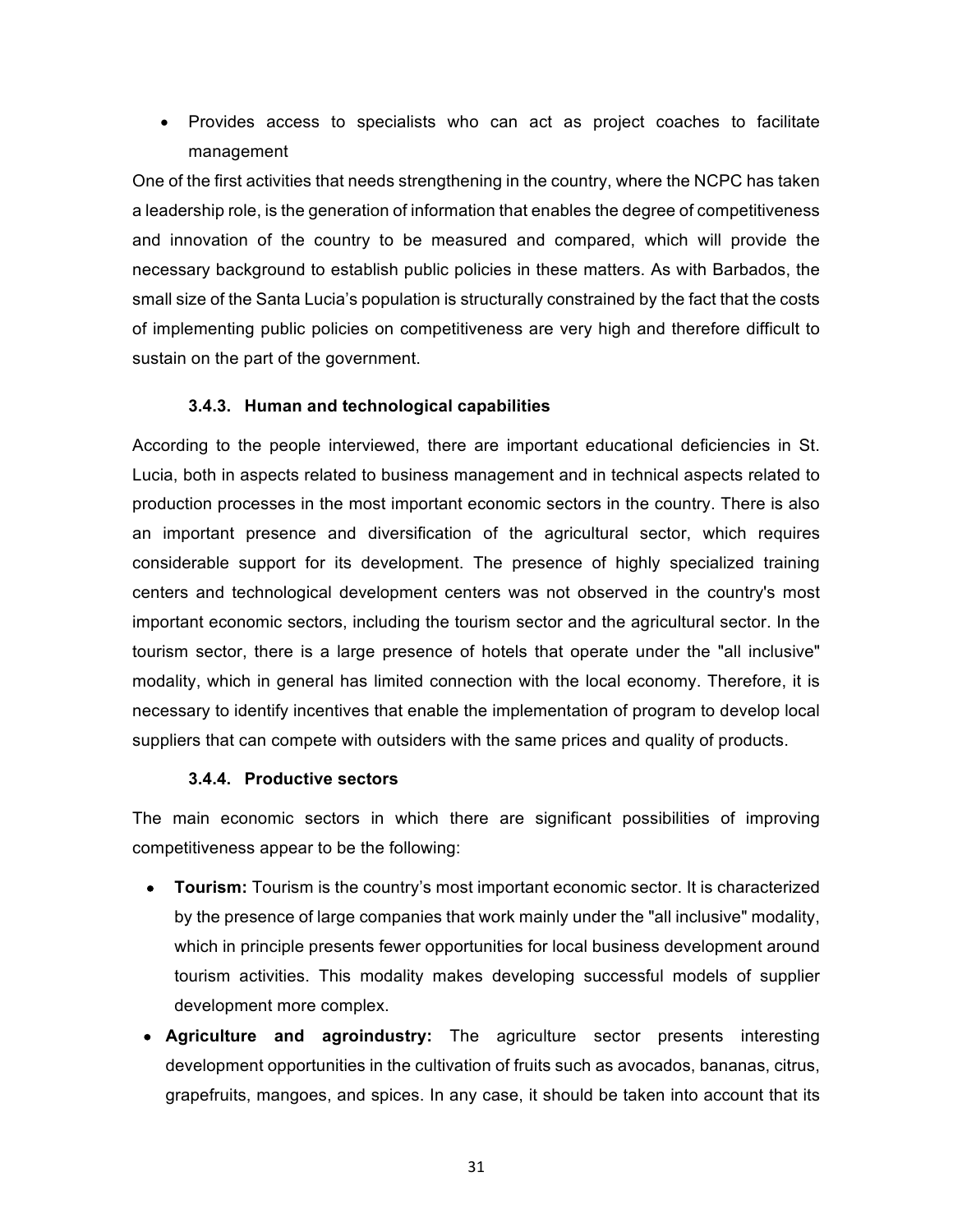- Provides access to specialists who can act as project coaches to facilitate management

One of the first activities that needs strengthening in the country, where the NCPC has taken a leadership role, is the generation of information that enables the degree of competitiveness and innovation of the country to be measured and compared, which will provide the necessary background to establish public policies in these matters. As with Barbados, the small size of the Santa Lucia's population is structurally constrained by the fact that the costs of implementing public policies on competitiveness are very high and therefore difficult to sustain on the part of the government.

#### 3.4.3. Human and technological capabilities

According to the people interviewed, there are important educational deficiencies in St. Lucia, both in aspects related to business management and in technical aspects related to production processes in the most important economic sectors in the country. There is also an important presence and diversification of the agricultural sector, which requires considerable support for its development. The presence of highly specialized training centers and technological development centers was not observed in the country's most important economic sectors, including the tourism sector and the agricultural sector. In the tourism sector, there is a large presence of hotels that operate under the "all inclusive" modality, which in general has limited connection with the local economy. Therefore, it is necessary to identify incentives that enable the implementation of program to develop local suppliers that can compete with outsiders with the same prices and quality of products.

#### 3.4.4. Productive sectors

The main economic sectors in which there are significant possibilities of improving competitiveness appear to be the following:

- **Tourism:** Tourism is the country's most important economic sector. It is characterized by the presence of large companies that work mainly under the "all inclusive" modality, which in principle presents fewer opportunities for local business development around tourism activities. This modality makes developing successful models of supplier development more complex.
- **Agriculture and agroindustry:** The agriculture sector presents interesting development opportunities in the cultivation of fruits such as avocados, bananas, citrus, grapefruits, mangoes, and spices. In any case, it should be taken into account that its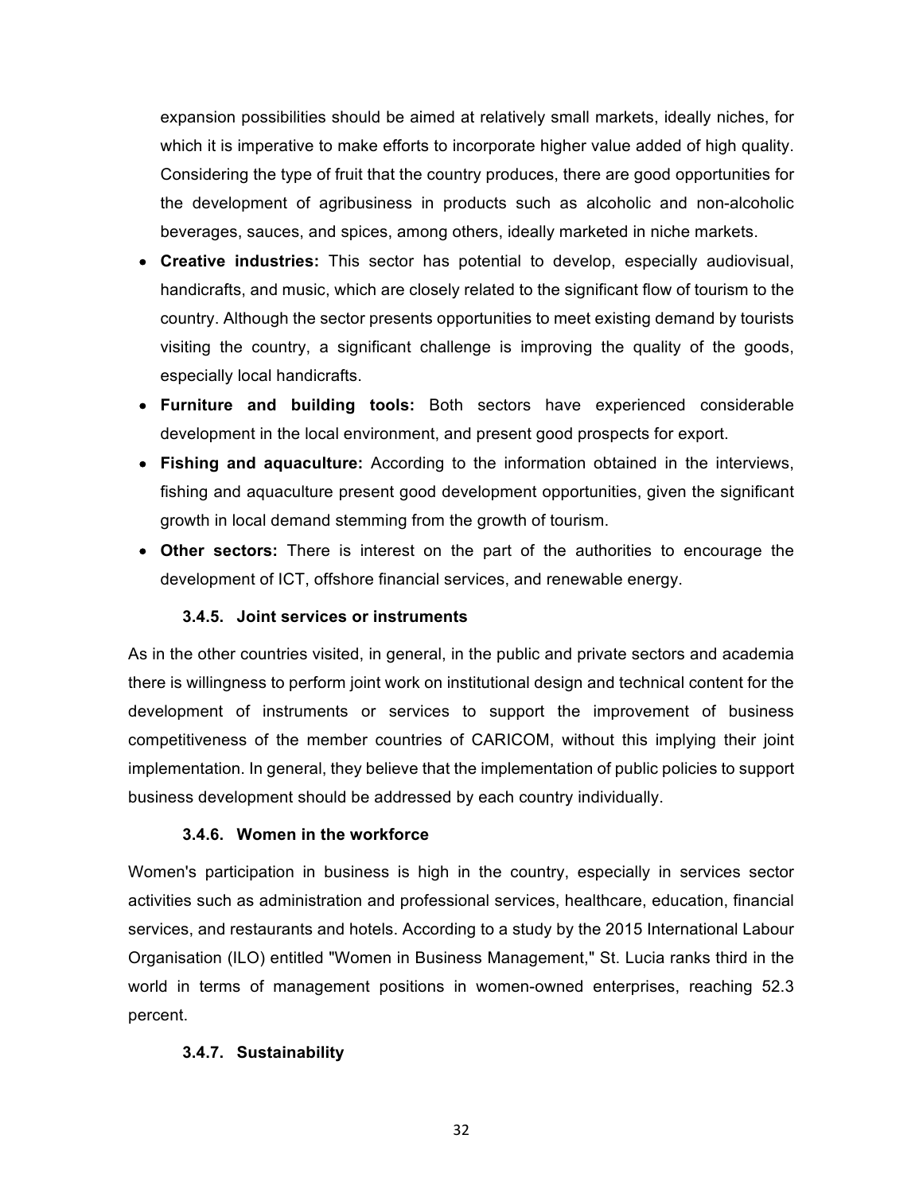expansion possibilities should be aimed at relatively small markets, ideally niches, for which it is imperative to make efforts to incorporate higher value added of high quality. Considering the type of fruit that the country produces, there are good opportunities for the development of agribusiness in products such as alcoholic and non-alcoholic beverages, sauces, and spices, among others, ideally marketed in niche markets.

- **Creative industries:** This sector has potential to develop, especially audiovisual, handicrafts, and music, which are closely related to the significant flow of tourism to the country. Although the sector presents opportunities to meet existing demand by tourists visiting the country, a significant challenge is improving the quality of the goods, especially local handicrafts.
- **Furniture and building tools:** Both sectors have experienced considerable development in the local environment, and present good prospects for export.
- **Fishing and aquaculture:** According to the information obtained in the interviews, fishing and aquaculture present good development opportunities, given the significant growth in local demand stemming from the growth of tourism.
- **Other sectors:** There is interest on the part of the authorities to encourage the development of ICT, offshore financial services, and renewable energy.

#### 3.4.5. Joint services or instruments

As in the other countries visited, in general, in the public and private sectors and academia there is willingness to perform joint work on institutional design and technical content for the development of instruments or services to support the improvement of business competitiveness of the member countries of CARICOM, without this implying their joint implementation. In general, they believe that the implementation of public policies to support business development should be addressed by each country individually.

#### 3.4.6. Women in the workforce

Women's participation in business is high in the country, especially in services sector activities such as administration and professional services, healthcare, education, financial services, and restaurants and hotels. According to a study by the 2015 International Labour Organisation (ILO) entitled "Women in Business Management," St. Lucia ranks third in the world in terms of management positions in women-owned enterprises, reaching 52.3 percent.

#### 3.4.7. Sustainability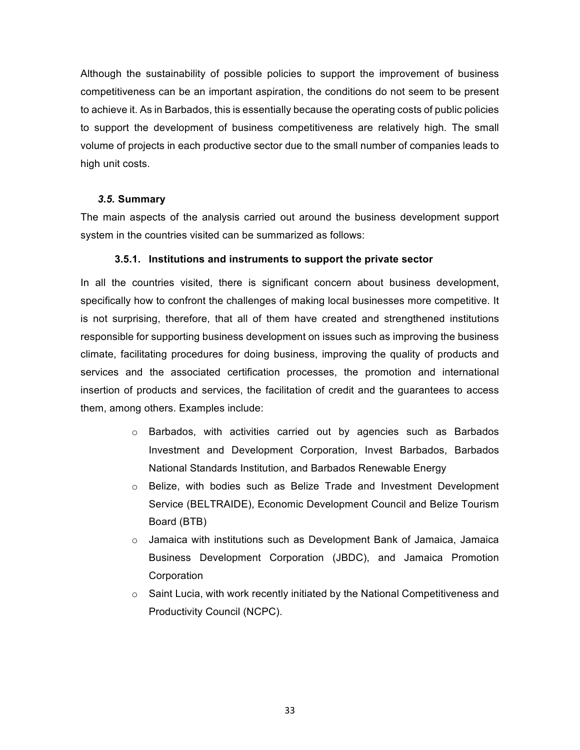Although the sustainability of possible policies to support the improvement of business competitiveness can be an important aspiration, the conditions do not seem to be present to achieve it. As in Barbados, this is essentially because the operating costs of public policies to support the development of business competitiveness are relatively high. The small volume of projects in each productive sector due to the small number of companies leads to high unit costs.

### *3.5.* Summary

The main aspects of the analysis carried out around the business development support system in the countries visited can be summarized as follows:

#### 3.5.1. Institutions and instruments to support the private sector

In all the countries visited, there is significant concern about business development, specifically how to confront the challenges of making local businesses more competitive. It is not surprising, therefore, that all of them have created and strengthened institutions responsible for supporting business development on issues such as improving the business climate, facilitating procedures for doing business, improving the quality of products and services and the associated certification processes, the promotion and international insertion of products and services, the facilitation of credit and the guarantees to access them, among others. Examples include:

- Barbados, with activities carried out by agencies such as Barbados Investment and Development Corporation, Invest Barbados, Barbados National Standards Institution, and Barbados Renewable Energy
- Belize, with bodies such as Belize Trade and Investment Development Service (BELTRAIDE), Economic Development Council and Belize Tourism Board (BTB)
- Jamaica with institutions such as Development Bank of Jamaica, Jamaica Business Development Corporation (JBDC), and Jamaica Promotion Corporation
- Saint Lucia, with work recently initiated by the National Competitiveness and Productivity Council (NCPC).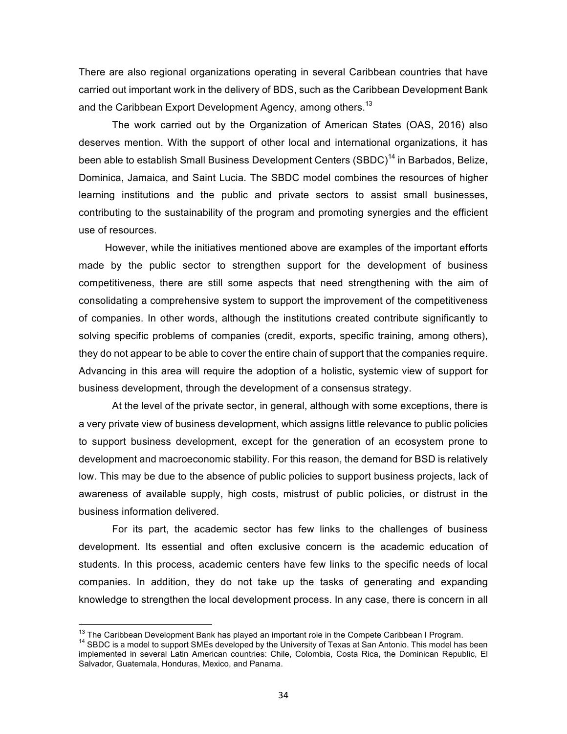There are also regional organizations operating in several Caribbean countries that have carried out important work in the delivery of BDS, such as the Caribbean Development Bank and the Caribbean Export Development Agency, among others.[13]

The work carried out by the Organization of American States (OAS, 2016) also deserves mention. With the support of other local and international organizations, it has been able to establish Small Business Development Centers (SBDC)[14] in Barbados, Belize, Dominica, Jamaica, and Saint Lucia. The SBDC model combines the resources of higher learning institutions and the public and private sectors to assist small businesses, contributing to the sustainability of the program and promoting synergies and the efficient use of resources.

However, while the initiatives mentioned above are examples of the important efforts made by the public sector to strengthen support for the development of business competitiveness, there are still some aspects that need strengthening with the aim of consolidating a comprehensive system to support the improvement of the competitiveness of companies. In other words, although the institutions created contribute significantly to solving specific problems of companies (credit, exports, specific training, among others), they do not appear to be able to cover the entire chain of support that the companies require. Advancing in this area will require the adoption of a holistic, systemic view of support for business development, through the development of a consensus strategy.

At the level of the private sector, in general, although with some exceptions, there is a very private view of business development, which assigns little relevance to public policies to support business development, except for the generation of an ecosystem prone to development and macroeconomic stability. For this reason, the demand for BSD is relatively low. This may be due to the absence of public policies to support business projects, lack of awareness of available supply, high costs, mistrust of public policies, or distrust in the business information delivered.

For its part, the academic sector has few links to the challenges of business development. Its essential and often exclusive concern is the academic education of students. In this process, academic centers have few links to the specific needs of local companies. In addition, they do not take up the tasks of generating and expanding knowledge to strengthen the local development process. In any case, there is concern in all

[13] The Caribbean Development Bank has played an important role in the Compete Caribbean I Program.

[14] SBDC is a model to support SMEs developed by the University of Texas at San Antonio. This model has been implemented in several Latin American countries: Chile, Colombia, Costa Rica, the Dominican Republic, El Salvador, Guatemala, Honduras, Mexico, and Panama.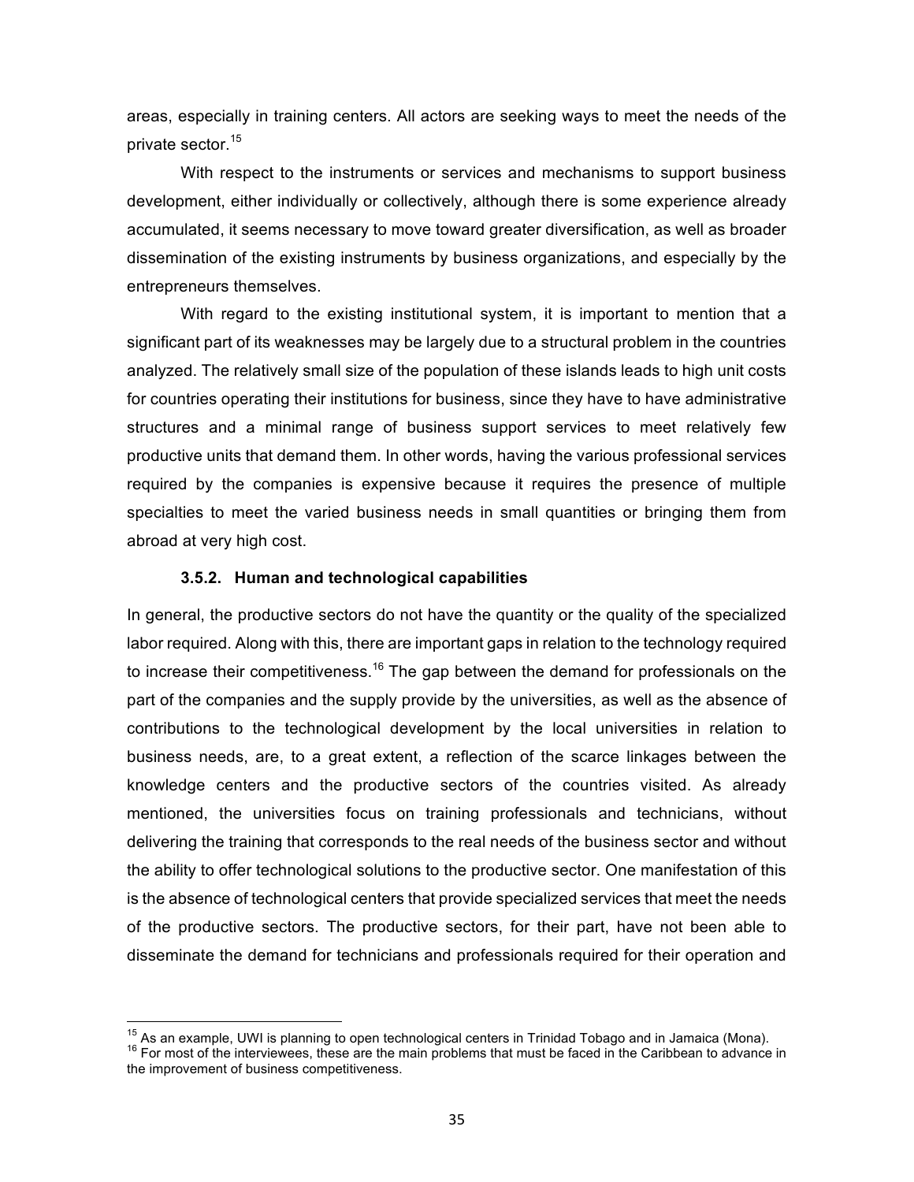areas, especially in training centers. All actors are seeking ways to meet the needs of the private sector.[15]

With respect to the instruments or services and mechanisms to support business development, either individually or collectively, although there is some experience already accumulated, it seems necessary to move toward greater diversification, as well as broader dissemination of the existing instruments by business organizations, and especially by the entrepreneurs themselves.

With regard to the existing institutional system, it is important to mention that a significant part of its weaknesses may be largely due to a structural problem in the countries analyzed. The relatively small size of the population of these islands leads to high unit costs for countries operating their institutions for business, since they have to have administrative structures and a minimal range of business support services to meet relatively few productive units that demand them. In other words, having the various professional services required by the companies is expensive because it requires the presence of multiple specialties to meet the varied business needs in small quantities or bringing them from abroad at very high cost.

### 3.5.2. Human and technological capabilities

In general, the productive sectors do not have the quantity or the quality of the specialized labor required. Along with this, there are important gaps in relation to the technology required to increase their competitiveness.[16] The gap between the demand for professionals on the part of the companies and the supply provide by the universities, as well as the absence of contributions to the technological development by the local universities in relation to business needs, are, to a great extent, a reflection of the scarce linkages between the knowledge centers and the productive sectors of the countries visited. As already mentioned, the universities focus on training professionals and technicians, without delivering the training that corresponds to the real needs of the business sector and without the ability to offer technological solutions to the productive sector. One manifestation of this is the absence of technological centers that provide specialized services that meet the needs of the productive sectors. The productive sectors, for their part, have not been able to disseminate the demand for technicians and professionals required for their operation and

[15] As an example, UWI is planning to open technological centers in Trinidad Tobago and in Jamaica (Mona).

[16] For most of the interviewees, these are the main problems that must be faced in the Caribbean to advance in the improvement of business competitiveness.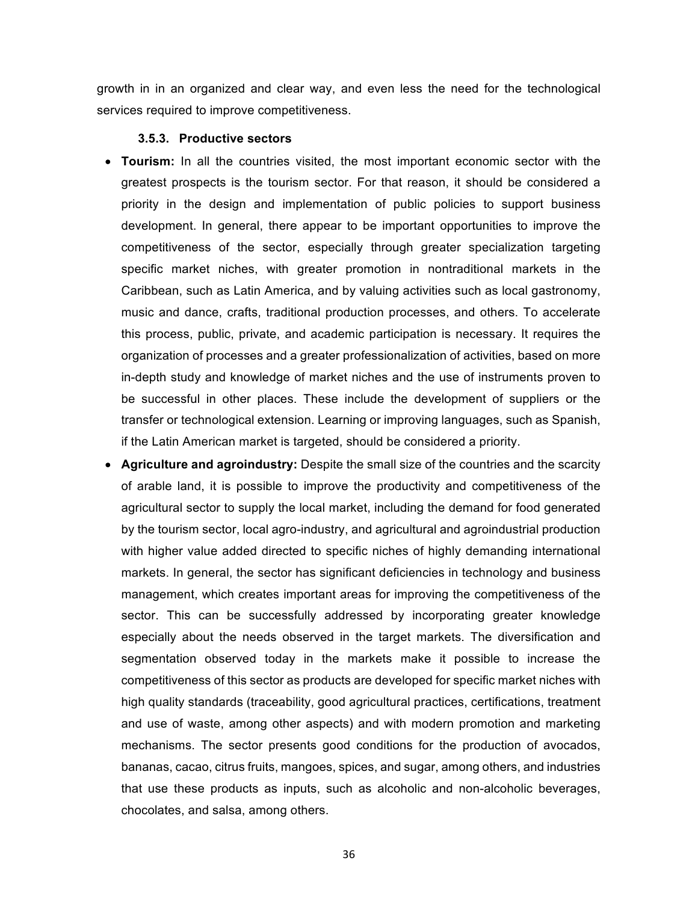growth in in an organized and clear way, and even less the need for the technological services required to improve competitiveness.

#### 3.5.3. Productive sectors

- **Tourism:** In all the countries visited, the most important economic sector with the greatest prospects is the tourism sector. For that reason, it should be considered a priority in the design and implementation of public policies to support business development. In general, there appear to be important opportunities to improve the competitiveness of the sector, especially through greater specialization targeting specific market niches, with greater promotion in nontraditional markets in the Caribbean, such as Latin America, and by valuing activities such as local gastronomy, music and dance, crafts, traditional production processes, and others. To accelerate this process, public, private, and academic participation is necessary. It requires the organization of processes and a greater professionalization of activities, based on more in-depth study and knowledge of market niches and the use of instruments proven to be successful in other places. These include the development of suppliers or the transfer or technological extension. Learning or improving languages, such as Spanish, if the Latin American market is targeted, should be considered a priority.
- **Agriculture and agroindustry:** Despite the small size of the countries and the scarcity of arable land, it is possible to improve the productivity and competitiveness of the agricultural sector to supply the local market, including the demand for food generated by the tourism sector, local agro-industry, and agricultural and agroindustrial production with higher value added directed to specific niches of highly demanding international markets. In general, the sector has significant deficiencies in technology and business management, which creates important areas for improving the competitiveness of the sector. This can be successfully addressed by incorporating greater knowledge especially about the needs observed in the target markets. The diversification and segmentation observed today in the markets make it possible to increase the competitiveness of this sector as products are developed for specific market niches with high quality standards (traceability, good agricultural practices, certifications, treatment and use of waste, among other aspects) and with modern promotion and marketing mechanisms. The sector presents good conditions for the production of avocados, bananas, cacao, citrus fruits, mangoes, spices, and sugar, among others, and industries that use these products as inputs, such as alcoholic and non-alcoholic beverages, chocolates, and salsa, among others.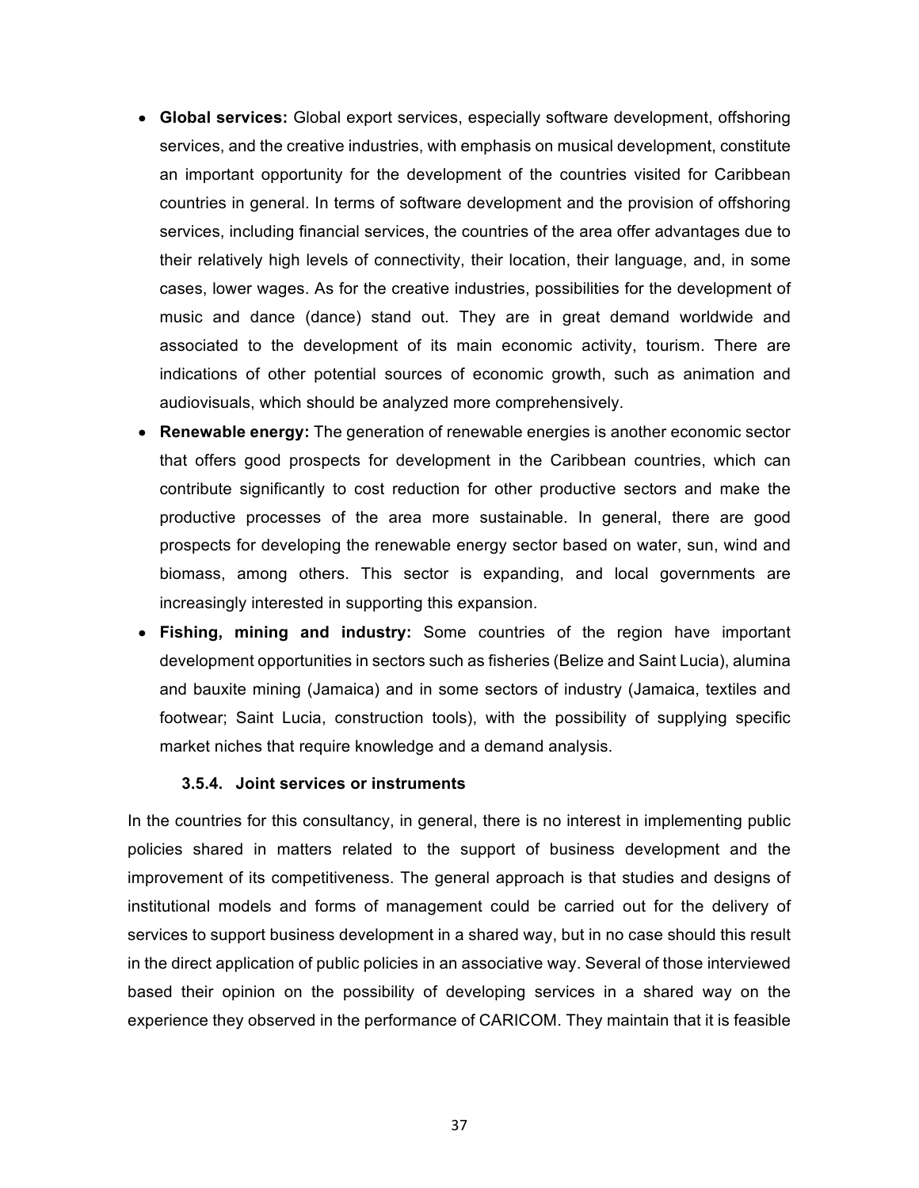- **Global services:** Global export services, especially software development, offshoring services, and the creative industries, with emphasis on musical development, constitute an important opportunity for the development of the countries visited for Caribbean countries in general. In terms of software development and the provision of offshoring services, including financial services, the countries of the area offer advantages due to their relatively high levels of connectivity, their location, their language, and, in some cases, lower wages. As for the creative industries, possibilities for the development of music and dance (dance) stand out. They are in great demand worldwide and associated to the development of its main economic activity, tourism. There are indications of other potential sources of economic growth, such as animation and audiovisuals, which should be analyzed more comprehensively.
- **Renewable energy:** The generation of renewable energies is another economic sector that offers good prospects for development in the Caribbean countries, which can contribute significantly to cost reduction for other productive sectors and make the productive processes of the area more sustainable. In general, there are good prospects for developing the renewable energy sector based on water, sun, wind and biomass, among others. This sector is expanding, and local governments are increasingly interested in supporting this expansion.
- **Fishing, mining and industry:** Some countries of the region have important development opportunities in sectors such as fisheries (Belize and Saint Lucia), alumina and bauxite mining (Jamaica) and in some sectors of industry (Jamaica, textiles and footwear; Saint Lucia, construction tools), with the possibility of supplying specific market niches that require knowledge and a demand analysis.

#### 3.5.4. Joint services or instruments

In the countries for this consultancy, in general, there is no interest in implementing public policies shared in matters related to the support of business development and the improvement of its competitiveness. The general approach is that studies and designs of institutional models and forms of management could be carried out for the delivery of services to support business development in a shared way, but in no case should this result in the direct application of public policies in an associative way. Several of those interviewed based their opinion on the possibility of developing services in a shared way on the experience they observed in the performance of CARICOM. They maintain that it is feasible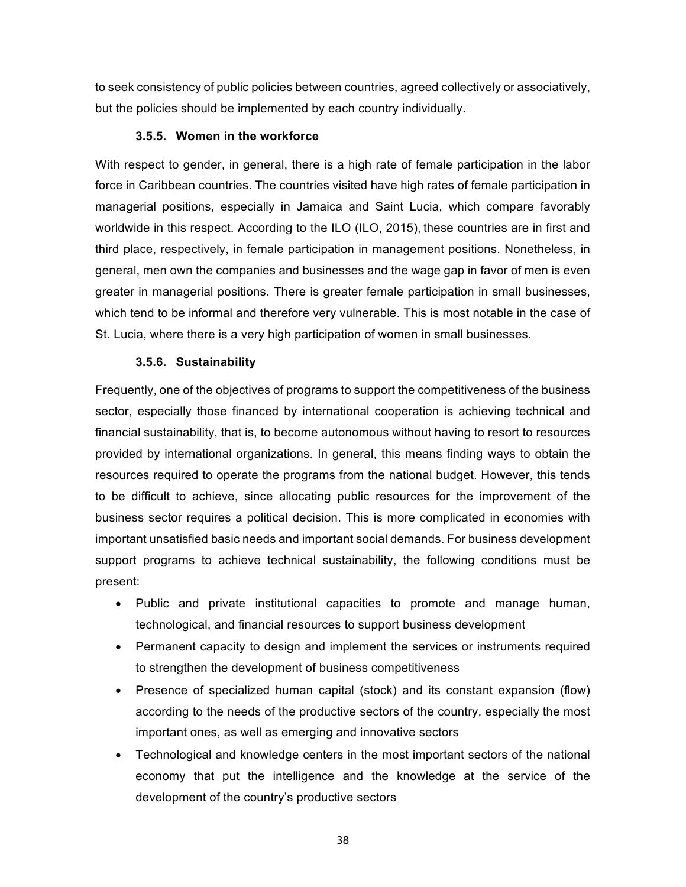to seek consistency of public policies between countries, agreed collectively or associatively, but the policies should be implemented by each country individually.

#### 3.5.5. Women in the workforce

With respect to gender, in general, there is a high rate of female participation in the labor force in Caribbean countries. The countries visited have high rates of female participation in managerial positions, especially in Jamaica and Saint Lucia, which compare favorably worldwide in this respect. According to the ILO (ILO, 2015), these countries are in first and third place, respectively, in female participation in management positions. Nonetheless, in general, men own the companies and businesses and the wage gap in favor of men is even greater in managerial positions. There is greater female participation in small businesses, which tend to be informal and therefore very vulnerable. This is most notable in the case of St. Lucia, where there is a very high participation of women in small businesses.

#### 3.5.6. Sustainability

Frequently, one of the objectives of programs to support the competitiveness of the business sector, especially those financed by international cooperation is achieving technical and financial sustainability, that is, to become autonomous without having to resort to resources provided by international organizations. In general, this means finding ways to obtain the resources required to operate the programs from the national budget. However, this tends to be difficult to achieve, since allocating public resources for the improvement of the business sector requires a political decision. This is more complicated in economies with important unsatisfied basic needs and important social demands. For business development support programs to achieve technical sustainability, the following conditions must be present:

- Public and private institutional capacities to promote and manage human, technological, and financial resources to support business development
- Permanent capacity to design and implement the services or instruments required to strengthen the development of business competitiveness
- Presence of specialized human capital (stock) and its constant expansion (flow) according to the needs of the productive sectors of the country, especially the most important ones, as well as emerging and innovative sectors
- Technological and knowledge centers in the most important sectors of the national economy that put the intelligence and the knowledge at the service of the development of the country's productive sectors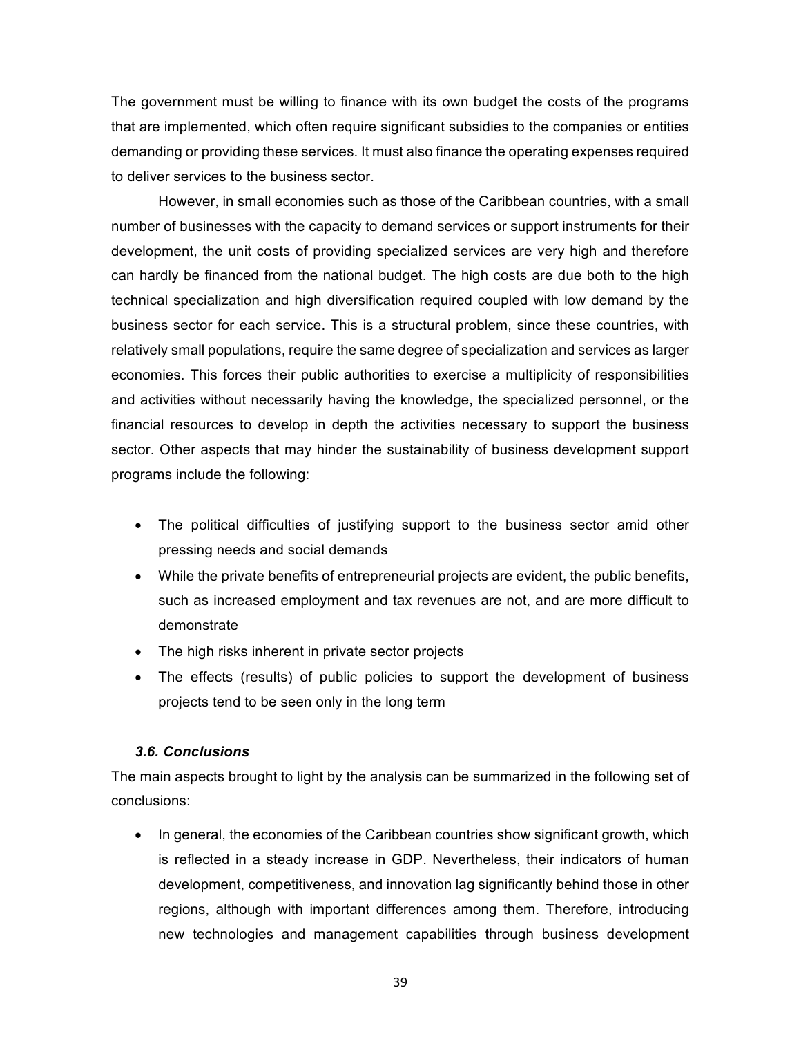The government must be willing to finance with its own budget the costs of the programs that are implemented, which often require significant subsidies to the companies or entities demanding or providing these services. It must also finance the operating expenses required to deliver services to the business sector.

However, in small economies such as those of the Caribbean countries, with a small number of businesses with the capacity to demand services or support instruments for their development, the unit costs of providing specialized services are very high and therefore can hardly be financed from the national budget. The high costs are due both to the high technical specialization and high diversification required coupled with low demand by the business sector for each service. This is a structural problem, since these countries, with relatively small populations, require the same degree of specialization and services as larger economies. This forces their public authorities to exercise a multiplicity of responsibilities and activities without necessarily having the knowledge, the specialized personnel, or the financial resources to develop in depth the activities necessary to support the business sector. Other aspects that may hinder the sustainability of business development support programs include the following:

- The political difficulties of justifying support to the business sector amid other pressing needs and social demands
- While the private benefits of entrepreneurial projects are evident, the public benefits, such as increased employment and tax revenues are not, and are more difficult to demonstrate
- The high risks inherent in private sector projects
- The effects (results) of public policies to support the development of business projects tend to be seen only in the long term

### *3.6. Conclusions*

The main aspects brought to light by the analysis can be summarized in the following set of conclusions:

- In general, the economies of the Caribbean countries show significant growth, which is reflected in a steady increase in GDP. Nevertheless, their indicators of human development, competitiveness, and innovation lag significantly behind those in other regions, although with important differences among them. Therefore, introducing new technologies and management capabilities through business development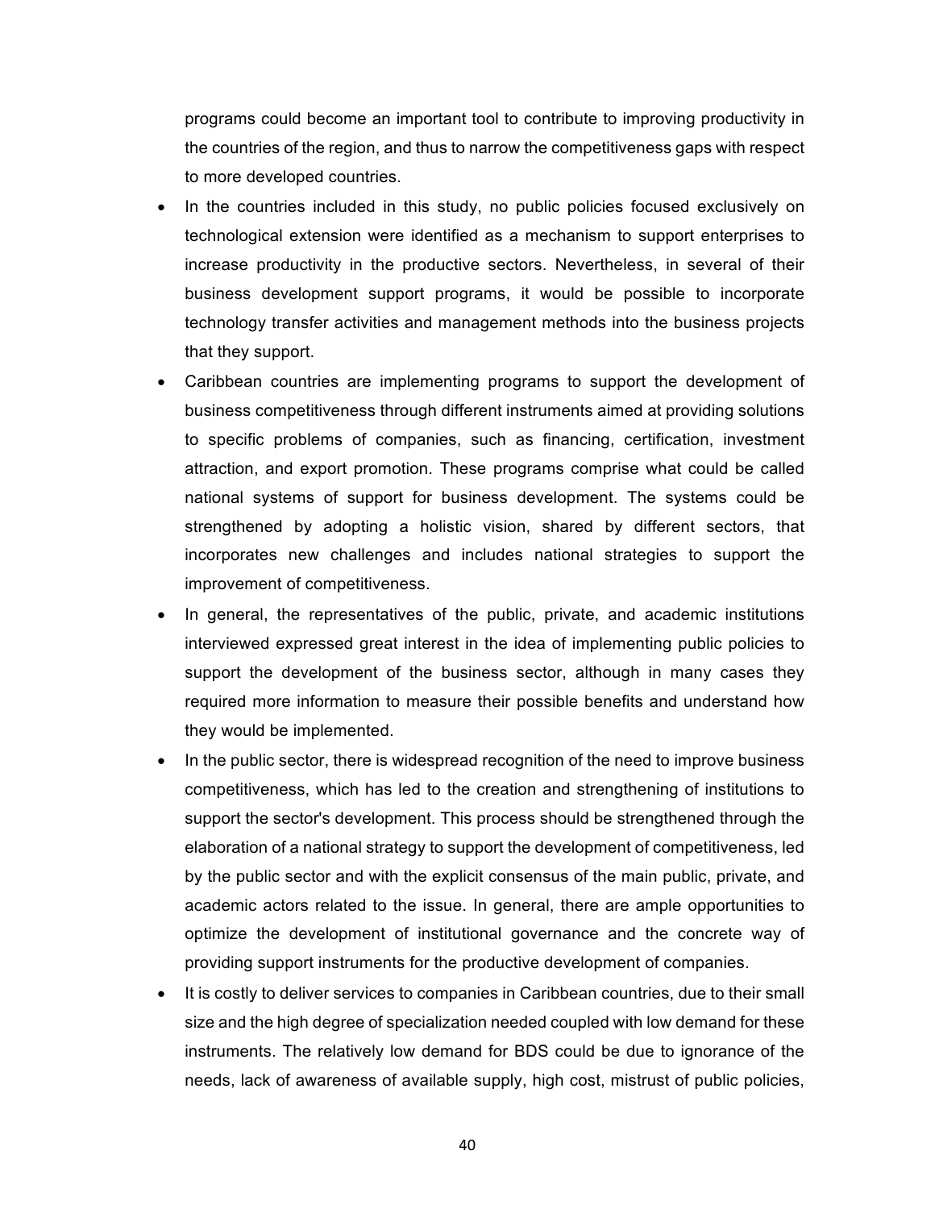programs could become an important tool to contribute to improving productivity in the countries of the region, and thus to narrow the competitiveness gaps with respect to more developed countries.

- In the countries included in this study, no public policies focused exclusively on technological extension were identified as a mechanism to support enterprises to increase productivity in the productive sectors. Nevertheless, in several of their business development support programs, it would be possible to incorporate technology transfer activities and management methods into the business projects that they support.
- Caribbean countries are implementing programs to support the development of business competitiveness through different instruments aimed at providing solutions to specific problems of companies, such as financing, certification, investment attraction, and export promotion. These programs comprise what could be called national systems of support for business development. The systems could be strengthened by adopting a holistic vision, shared by different sectors, that incorporates new challenges and includes national strategies to support the improvement of competitiveness.
- In general, the representatives of the public, private, and academic institutions interviewed expressed great interest in the idea of implementing public policies to support the development of the business sector, although in many cases they required more information to measure their possible benefits and understand how they would be implemented.
- In the public sector, there is widespread recognition of the need to improve business competitiveness, which has led to the creation and strengthening of institutions to support the sector's development. This process should be strengthened through the elaboration of a national strategy to support the development of competitiveness, led by the public sector and with the explicit consensus of the main public, private, and academic actors related to the issue. In general, there are ample opportunities to optimize the development of institutional governance and the concrete way of providing support instruments for the productive development of companies.
- It is costly to deliver services to companies in Caribbean countries, due to their small size and the high degree of specialization needed coupled with low demand for these instruments. The relatively low demand for BDS could be due to ignorance of the needs, lack of awareness of available supply, high cost, mistrust of public policies,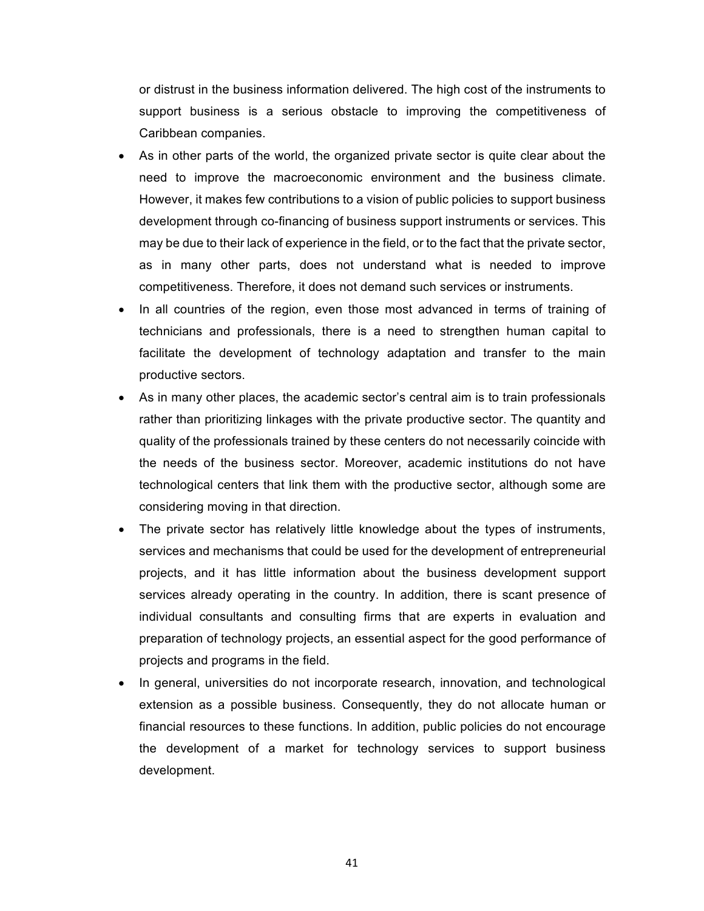or distrust in the business information delivered. The high cost of the instruments to support business is a serious obstacle to improving the competitiveness of Caribbean companies.

- As in other parts of the world, the organized private sector is quite clear about the need to improve the macroeconomic environment and the business climate. However, it makes few contributions to a vision of public policies to support business development through co-financing of business support instruments or services. This may be due to their lack of experience in the field, or to the fact that the private sector, as in many other parts, does not understand what is needed to improve competitiveness. Therefore, it does not demand such services or instruments.
- In all countries of the region, even those most advanced in terms of training of technicians and professionals, there is a need to strengthen human capital to facilitate the development of technology adaptation and transfer to the main productive sectors.
- As in many other places, the academic sector's central aim is to train professionals rather than prioritizing linkages with the private productive sector. The quantity and quality of the professionals trained by these centers do not necessarily coincide with the needs of the business sector. Moreover, academic institutions do not have technological centers that link them with the productive sector, although some are considering moving in that direction.
- The private sector has relatively little knowledge about the types of instruments, services and mechanisms that could be used for the development of entrepreneurial projects, and it has little information about the business development support services already operating in the country. In addition, there is scant presence of individual consultants and consulting firms that are experts in evaluation and preparation of technology projects, an essential aspect for the good performance of projects and programs in the field.
- In general, universities do not incorporate research, innovation, and technological extension as a possible business. Consequently, they do not allocate human or financial resources to these functions. In addition, public policies do not encourage the development of a market for technology services to support business development.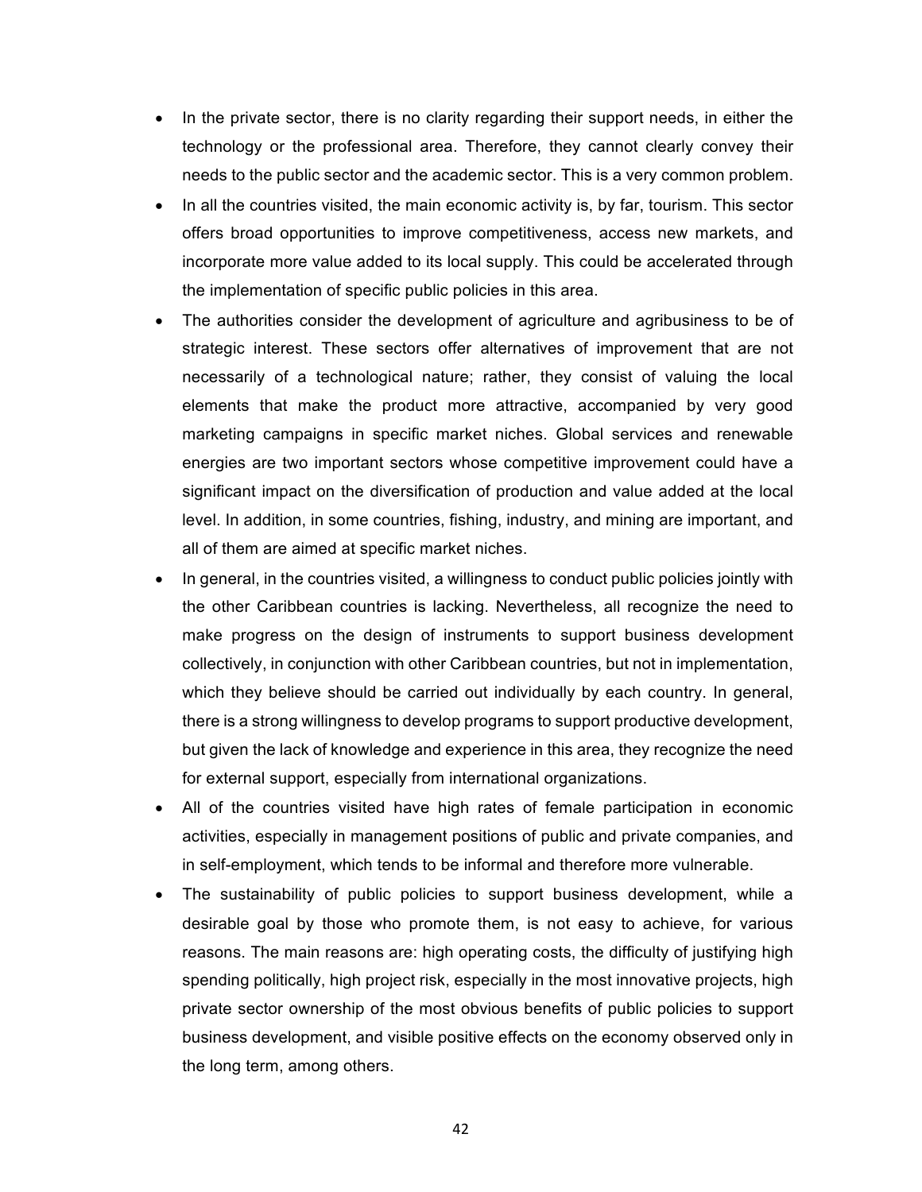- In the private sector, there is no clarity regarding their support needs, in either the technology or the professional area. Therefore, they cannot clearly convey their needs to the public sector and the academic sector. This is a very common problem.
- In all the countries visited, the main economic activity is, by far, tourism. This sector offers broad opportunities to improve competitiveness, access new markets, and incorporate more value added to its local supply. This could be accelerated through the implementation of specific public policies in this area.
- The authorities consider the development of agriculture and agribusiness to be of strategic interest. These sectors offer alternatives of improvement that are not necessarily of a technological nature; rather, they consist of valuing the local elements that make the product more attractive, accompanied by very good marketing campaigns in specific market niches. Global services and renewable energies are two important sectors whose competitive improvement could have a significant impact on the diversification of production and value added at the local level. In addition, in some countries, fishing, industry, and mining are important, and all of them are aimed at specific market niches.
- In general, in the countries visited, a willingness to conduct public policies jointly with the other Caribbean countries is lacking. Nevertheless, all recognize the need to make progress on the design of instruments to support business development collectively, in conjunction with other Caribbean countries, but not in implementation, which they believe should be carried out individually by each country. In general, there is a strong willingness to develop programs to support productive development, but given the lack of knowledge and experience in this area, they recognize the need for external support, especially from international organizations.
- All of the countries visited have high rates of female participation in economic activities, especially in management positions of public and private companies, and in self-employment, which tends to be informal and therefore more vulnerable.
- The sustainability of public policies to support business development, while a desirable goal by those who promote them, is not easy to achieve, for various reasons. The main reasons are: high operating costs, the difficulty of justifying high spending politically, high project risk, especially in the most innovative projects, high private sector ownership of the most obvious benefits of public policies to support business development, and visible positive effects on the economy observed only in the long term, among others.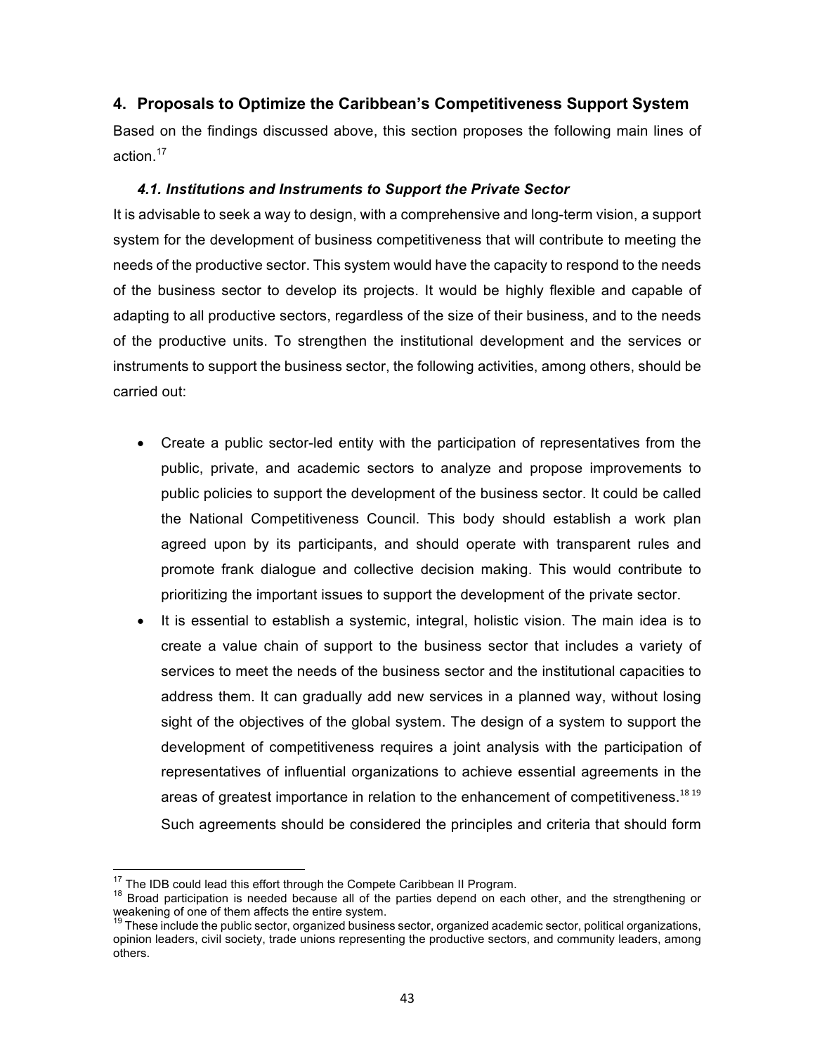## 4. Proposals to Optimize the Caribbean's Competitiveness Support System

Based on the findings discussed above, this section proposes the following main lines of action.[17]

### *4.1. Institutions and Instruments to Support the Private Sector*

It is advisable to seek a way to design, with a comprehensive and long-term vision, a support system for the development of business competitiveness that will contribute to meeting the needs of the productive sector. This system would have the capacity to respond to the needs of the business sector to develop its projects. It would be highly flexible and capable of adapting to all productive sectors, regardless of the size of their business, and to the needs of the productive units. To strengthen the institutional development and the services or instruments to support the business sector, the following activities, among others, should be carried out:

- Create a public sector-led entity with the participation of representatives from the public, private, and academic sectors to analyze and propose improvements to public policies to support the development of the business sector. It could be called the National Competitiveness Council. This body should establish a work plan agreed upon by its participants, and should operate with transparent rules and promote frank dialogue and collective decision making. This would contribute to prioritizing the important issues to support the development of the private sector.
- It is essential to establish a systemic, integral, holistic vision. The main idea is to create a value chain of support to the business sector that includes a variety of services to meet the needs of the business sector and the institutional capacities to address them. It can gradually add new services in a planned way, without losing sight of the objectives of the global system. The design of a system to support the development of competitiveness requires a joint analysis with the participation of representatives of influential organizations to achieve essential agreements in the areas of greatest importance in relation to the enhancement of competitiveness.[18] [19] Such agreements should be considered the principles and criteria that should form

---

[17] The IDB could lead this effort through the Compete Caribbean II Program.

[18] Broad participation is needed because all of the parties depend on each other, and the strengthening or weakening of one of them affects the entire system.

[19] These include the public sector, organized business sector, organized academic sector, political organizations, opinion leaders, civil society, trade unions representing the productive sectors, and community leaders, among others.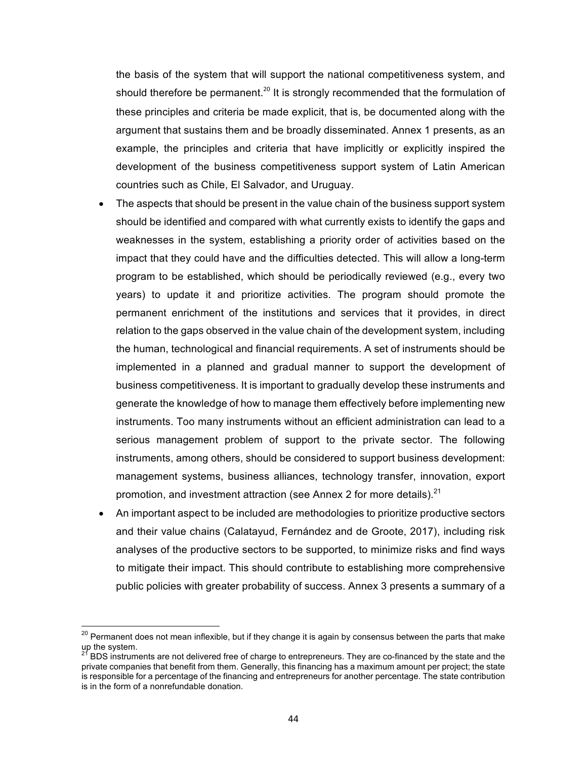the basis of the system that will support the national competitiveness system, and should therefore be permanent.[20] It is strongly recommended that the formulation of these principles and criteria be made explicit, that is, be documented along with the argument that sustains them and be broadly disseminated. Annex 1 presents, as an example, the principles and criteria that have implicitly or explicitly inspired the development of the business competitiveness support system of Latin American countries such as Chile, El Salvador, and Uruguay.

- The aspects that should be present in the value chain of the business support system should be identified and compared with what currently exists to identify the gaps and weaknesses in the system, establishing a priority order of activities based on the impact that they could have and the difficulties detected. This will allow a long-term program to be established, which should be periodically reviewed (e.g., every two years) to update it and prioritize activities. The program should promote the permanent enrichment of the institutions and services that it provides, in direct relation to the gaps observed in the value chain of the development system, including the human, technological and financial requirements. A set of instruments should be implemented in a planned and gradual manner to support the development of business competitiveness. It is important to gradually develop these instruments and generate the knowledge of how to manage them effectively before implementing new instruments. Too many instruments without an efficient administration can lead to a serious management problem of support to the private sector. The following instruments, among others, should be considered to support business development: management systems, business alliances, technology transfer, innovation, export promotion, and investment attraction (see Annex 2 for more details).[21]
- An important aspect to be included are methodologies to prioritize productive sectors and their value chains (Calatayud, Fernández and de Groote, 2017), including risk analyses of the productive sectors to be supported, to minimize risks and find ways to mitigate their impact. This should contribute to establishing more comprehensive public policies with greater probability of success. Annex 3 presents a summary of a

---

[20] Permanent does not mean inflexible, but if they change it is again by consensus between the parts that make up the system.

[21] BDS instruments are not delivered free of charge to entrepreneurs. They are co-financed by the state and the private companies that benefit from them. Generally, this financing has a maximum amount per project; the state is responsible for a percentage of the financing and entrepreneurs for another percentage. The state contribution is in the form of a nonrefundable donation.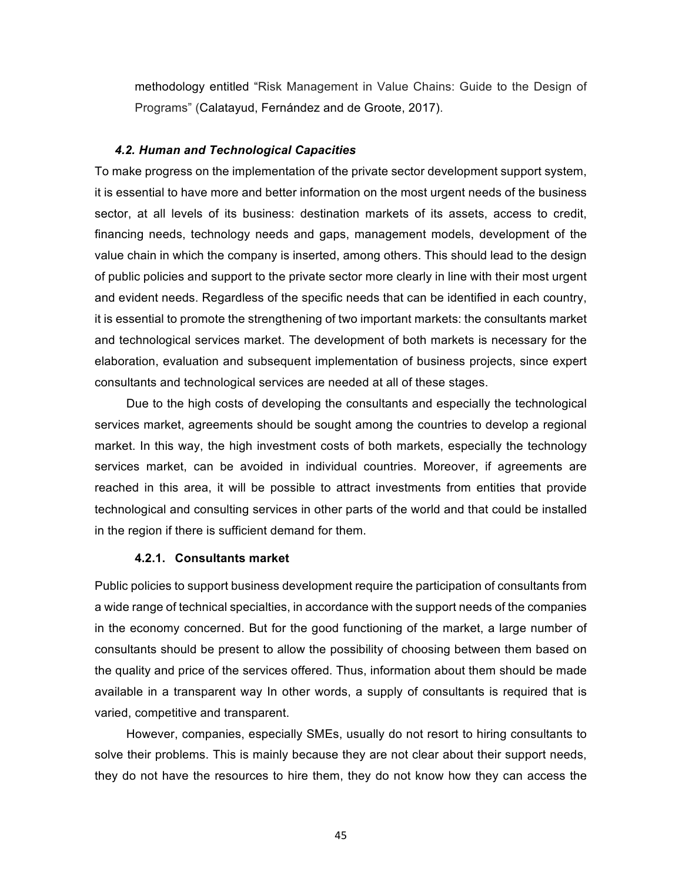methodology entitled "Risk Management in Value Chains: Guide to the Design of Programs" (Calatayud, Fernández and de Groote, 2017).

### *4.2. Human and Technological Capacities*

To make progress on the implementation of the private sector development support system, it is essential to have more and better information on the most urgent needs of the business sector, at all levels of its business: destination markets of its assets, access to credit, financing needs, technology needs and gaps, management models, development of the value chain in which the company is inserted, among others. This should lead to the design of public policies and support to the private sector more clearly in line with their most urgent and evident needs. Regardless of the specific needs that can be identified in each country, it is essential to promote the strengthening of two important markets: the consultants market and technological services market. The development of both markets is necessary for the elaboration, evaluation and subsequent implementation of business projects, since expert consultants and technological services are needed at all of these stages.

Due to the high costs of developing the consultants and especially the technological services market, agreements should be sought among the countries to develop a regional market. In this way, the high investment costs of both markets, especially the technology services market, can be avoided in individual countries. Moreover, if agreements are reached in this area, it will be possible to attract investments from entities that provide technological and consulting services in other parts of the world and that could be installed in the region if there is sufficient demand for them.

#### 4.2.1. Consultants market

Public policies to support business development require the participation of consultants from a wide range of technical specialties, in accordance with the support needs of the companies in the economy concerned. But for the good functioning of the market, a large number of consultants should be present to allow the possibility of choosing between them based on the quality and price of the services offered. Thus, information about them should be made available in a transparent way In other words, a supply of consultants is required that is varied, competitive and transparent.

However, companies, especially SMEs, usually do not resort to hiring consultants to solve their problems. This is mainly because they are not clear about their support needs, they do not have the resources to hire them, they do not know how they can access the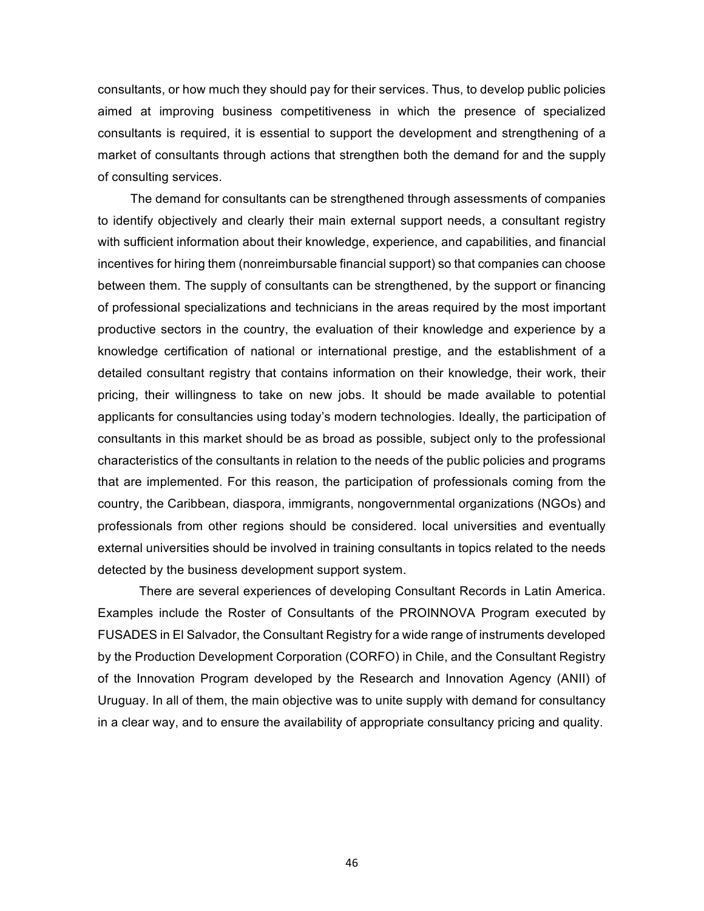consultants, or how much they should pay for their services. Thus, to develop public policies aimed at improving business competitiveness in which the presence of specialized consultants is required, it is essential to support the development and strengthening of a market of consultants through actions that strengthen both the demand for and the supply of consulting services.

The demand for consultants can be strengthened through assessments of companies to identify objectively and clearly their main external support needs, a consultant registry with sufficient information about their knowledge, experience, and capabilities, and financial incentives for hiring them (nonreimbursable financial support) so that companies can choose between them. The supply of consultants can be strengthened, by the support or financing of professional specializations and technicians in the areas required by the most important productive sectors in the country, the evaluation of their knowledge and experience by a knowledge certification of national or international prestige, and the establishment of a detailed consultant registry that contains information on their knowledge, their work, their pricing, their willingness to take on new jobs. It should be made available to potential applicants for consultancies using today's modern technologies. Ideally, the participation of consultants in this market should be as broad as possible, subject only to the professional characteristics of the consultants in relation to the needs of the public policies and programs that are implemented. For this reason, the participation of professionals coming from the country, the Caribbean, diaspora, immigrants, nongovernmental organizations (NGOs) and professionals from other regions should be considered. local universities and eventually external universities should be involved in training consultants in topics related to the needs detected by the business development support system.

There are several experiences of developing Consultant Records in Latin America. Examples include the Roster of Consultants of the PROINNOVA Program executed by FUSADES in El Salvador, the Consultant Registry for a wide range of instruments developed by the Production Development Corporation (CORFO) in Chile, and the Consultant Registry of the Innovation Program developed by the Research and Innovation Agency (ANII) of Uruguay. In all of them, the main objective was to unite supply with demand for consultancy in a clear way, and to ensure the availability of appropriate consultancy pricing and quality.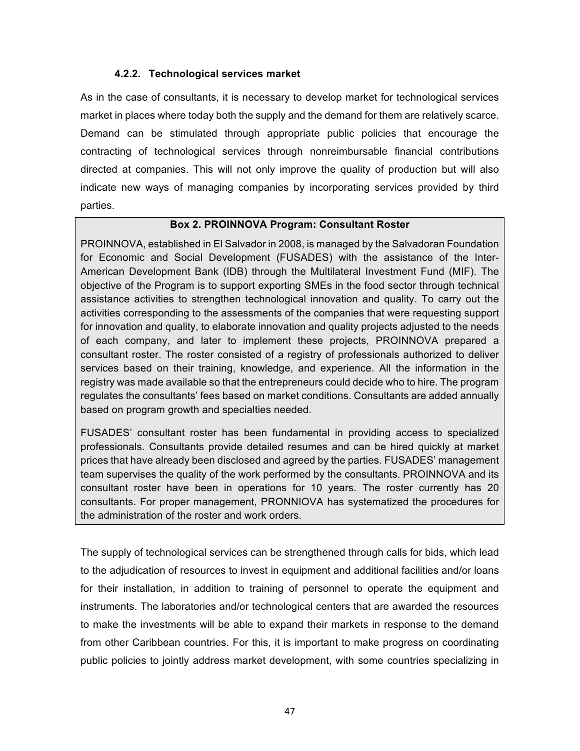#### 4.2.2. Technological services market

As in the case of consultants, it is necessary to develop market for technological services market in places where today both the supply and the demand for them are relatively scarce. Demand can be stimulated through appropriate public policies that encourage the contracting of technological services through nonreimbursable financial contributions directed at companies. This will not only improve the quality of production but will also indicate new ways of managing companies by incorporating services provided by third parties.

> **Box 2. PROINNOVA Program: Consultant Roster**
>
> PROINNOVA, established in El Salvador in 2008, is managed by the Salvadoran Foundation for Economic and Social Development (FUSADES) with the assistance of the Inter-American Development Bank (IDB) through the Multilateral Investment Fund (MIF). The objective of the Program is to support exporting SMEs in the food sector through technical assistance activities to strengthen technological innovation and quality. To carry out the activities corresponding to the assessments of the companies that were requesting support for innovation and quality, to elaborate innovation and quality projects adjusted to the needs of each company, and later to implement these projects, PROINNOVA prepared a consultant roster. The roster consisted of a registry of professionals authorized to deliver services based on their training, knowledge, and experience. All the information in the registry was made available so that the entrepreneurs could decide who to hire. The program regulates the consultants' fees based on market conditions. Consultants are added annually based on program growth and specialties needed.
>
> FUSADES' consultant roster has been fundamental in providing access to specialized professionals. Consultants provide detailed resumes and can be hired quickly at market prices that have already been disclosed and agreed by the parties. FUSADES' management team supervises the quality of the work performed by the consultants. PROINNOVA and its consultant roster have been in operations for 10 years. The roster currently has 20 consultants. For proper management, PRONNIOVA has systematized the procedures for the administration of the roster and work orders.

The supply of technological services can be strengthened through calls for bids, which lead to the adjudication of resources to invest in equipment and additional facilities and/or loans for their installation, in addition to training of personnel to operate the equipment and instruments. The laboratories and/or technological centers that are awarded the resources to make the investments will be able to expand their markets in response to the demand from other Caribbean countries. For this, it is important to make progress on coordinating public policies to jointly address market development, with some countries specializing in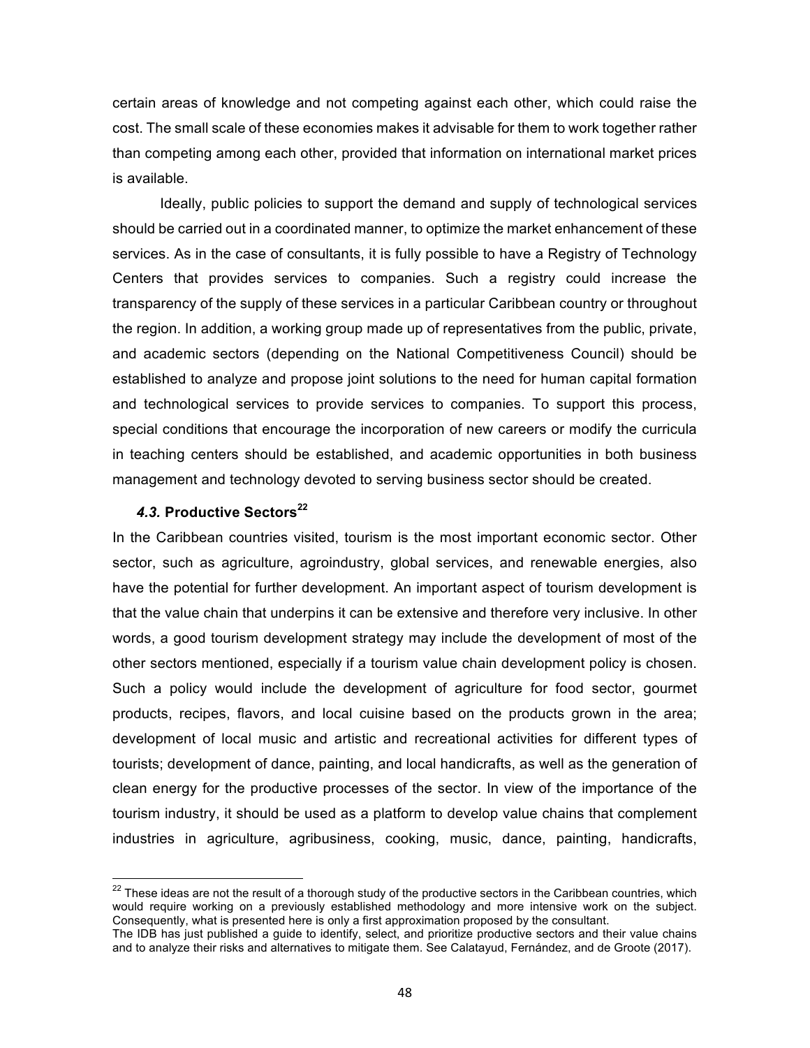certain areas of knowledge and not competing against each other, which could raise the cost. The small scale of these economies makes it advisable for them to work together rather than competing among each other, provided that information on international market prices is available.

Ideally, public policies to support the demand and supply of technological services should be carried out in a coordinated manner, to optimize the market enhancement of these services. As in the case of consultants, it is fully possible to have a Registry of Technology Centers that provides services to companies. Such a registry could increase the transparency of the supply of these services in a particular Caribbean country or throughout the region. In addition, a working group made up of representatives from the public, private, and academic sectors (depending on the National Competitiveness Council) should be established to analyze and propose joint solutions to the need for human capital formation and technological services to provide services to companies. To support this process, special conditions that encourage the incorporation of new careers or modify the curricula in teaching centers should be established, and academic opportunities in both business management and technology devoted to serving business sector should be created.

### *4.3.* Productive Sectors[22]

In the Caribbean countries visited, tourism is the most important economic sector. Other sector, such as agriculture, agroindustry, global services, and renewable energies, also have the potential for further development. An important aspect of tourism development is that the value chain that underpins it can be extensive and therefore very inclusive. In other words, a good tourism development strategy may include the development of most of the other sectors mentioned, especially if a tourism value chain development policy is chosen. Such a policy would include the development of agriculture for food sector, gourmet products, recipes, flavors, and local cuisine based on the products grown in the area; development of local music and artistic and recreational activities for different types of tourists; development of dance, painting, and local handicrafts, as well as the generation of clean energy for the productive processes of the sector. In view of the importance of the tourism industry, it should be used as a platform to develop value chains that complement industries in agriculture, agribusiness, cooking, music, dance, painting, handicrafts,

---

[22] These ideas are not the result of a thorough study of the productive sectors in the Caribbean countries, which would require working on a previously established methodology and more intensive work on the subject. Consequently, what is presented here is only a first approximation proposed by the consultant.
The IDB has just published a guide to identify, select, and prioritize productive sectors and their value chains and to analyze their risks and alternatives to mitigate them. See Calatayud, Fernández, and de Groote (2017).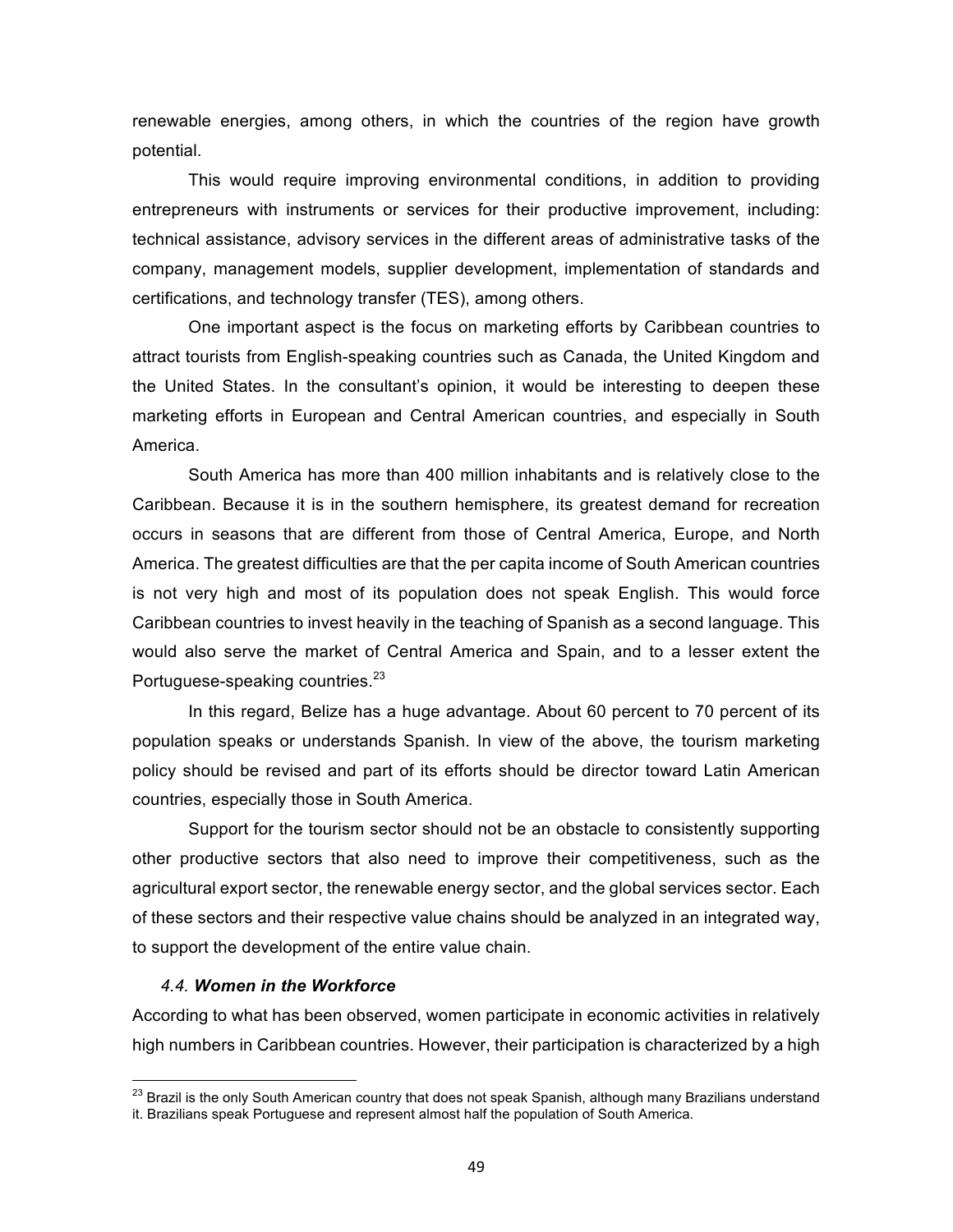renewable energies, among others, in which the countries of the region have growth potential.

This would require improving environmental conditions, in addition to providing entrepreneurs with instruments or services for their productive improvement, including: technical assistance, advisory services in the different areas of administrative tasks of the company, management models, supplier development, implementation of standards and certifications, and technology transfer (TES), among others.

One important aspect is the focus on marketing efforts by Caribbean countries to attract tourists from English-speaking countries such as Canada, the United Kingdom and the United States. In the consultant's opinion, it would be interesting to deepen these marketing efforts in European and Central American countries, and especially in South America.

South America has more than 400 million inhabitants and is relatively close to the Caribbean. Because it is in the southern hemisphere, its greatest demand for recreation occurs in seasons that are different from those of Central America, Europe, and North America. The greatest difficulties are that the per capita income of South American countries is not very high and most of its population does not speak English. This would force Caribbean countries to invest heavily in the teaching of Spanish as a second language. This would also serve the market of Central America and Spain, and to a lesser extent the Portuguese-speaking countries.[23]

In this regard, Belize has a huge advantage. About 60 percent to 70 percent of its population speaks or understands Spanish. In view of the above, the tourism marketing policy should be revised and part of its efforts should be director toward Latin American countries, especially those in South America.

Support for the tourism sector should not be an obstacle to consistently supporting other productive sectors that also need to improve their competitiveness, such as the agricultural export sector, the renewable energy sector, and the global services sector. Each of these sectors and their respective value chains should be analyzed in an integrated way, to support the development of the entire value chain.

### *4.4.* ***Women in the Workforce***

According to what has been observed, women participate in economic activities in relatively high numbers in Caribbean countries. However, their participation is characterized by a high

[23] Brazil is the only South American country that does not speak Spanish, although many Brazilians understand it. Brazilians speak Portuguese and represent almost half the population of South America.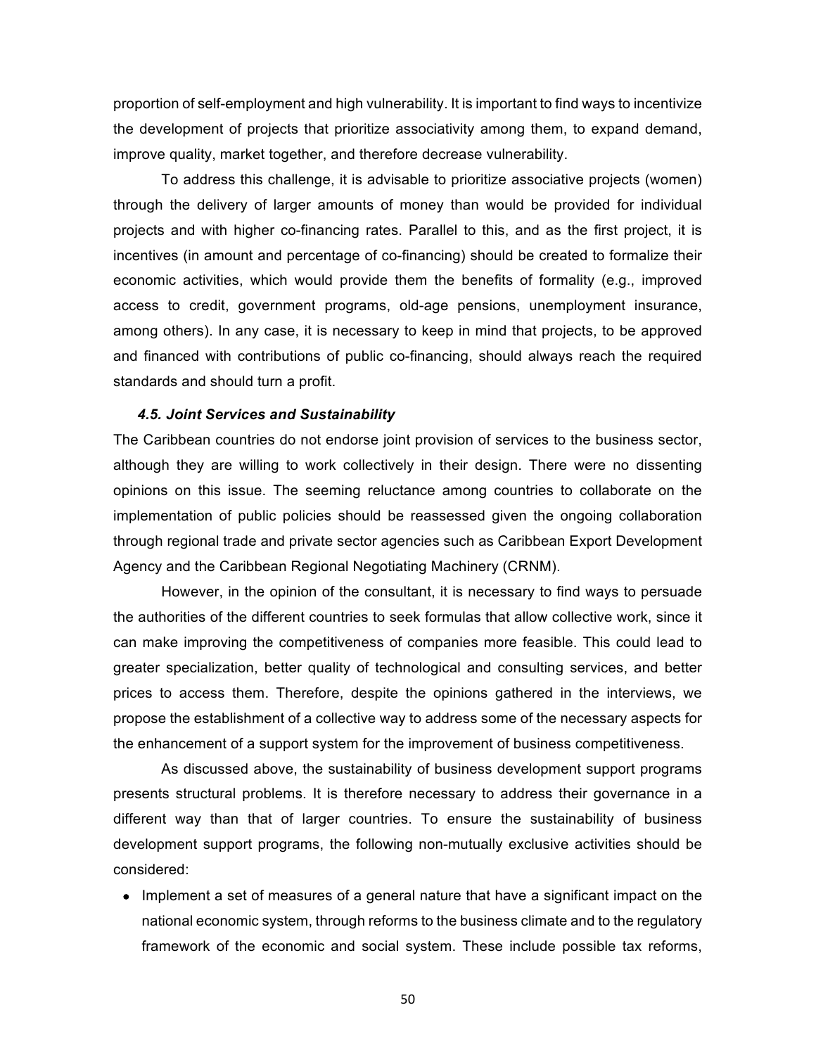proportion of self-employment and high vulnerability. It is important to find ways to incentivize the development of projects that prioritize associativity among them, to expand demand, improve quality, market together, and therefore decrease vulnerability.

To address this challenge, it is advisable to prioritize associative projects (women) through the delivery of larger amounts of money than would be provided for individual projects and with higher co-financing rates. Parallel to this, and as the first project, it is incentives (in amount and percentage of co-financing) should be created to formalize their economic activities, which would provide them the benefits of formality (e.g., improved access to credit, government programs, old-age pensions, unemployment insurance, among others). In any case, it is necessary to keep in mind that projects, to be approved and financed with contributions of public co-financing, should always reach the required standards and should turn a profit.

### *4.5. Joint Services and Sustainability*

The Caribbean countries do not endorse joint provision of services to the business sector, although they are willing to work collectively in their design. There were no dissenting opinions on this issue. The seeming reluctance among countries to collaborate on the implementation of public policies should be reassessed given the ongoing collaboration through regional trade and private sector agencies such as Caribbean Export Development Agency and the Caribbean Regional Negotiating Machinery (CRNM).

However, in the opinion of the consultant, it is necessary to find ways to persuade the authorities of the different countries to seek formulas that allow collective work, since it can make improving the competitiveness of companies more feasible. This could lead to greater specialization, better quality of technological and consulting services, and better prices to access them. Therefore, despite the opinions gathered in the interviews, we propose the establishment of a collective way to address some of the necessary aspects for the enhancement of a support system for the improvement of business competitiveness.

As discussed above, the sustainability of business development support programs presents structural problems. It is therefore necessary to address their governance in a different way than that of larger countries. To ensure the sustainability of business development support programs, the following non-mutually exclusive activities should be considered:

- Implement a set of measures of a general nature that have a significant impact on the national economic system, through reforms to the business climate and to the regulatory framework of the economic and social system. These include possible tax reforms,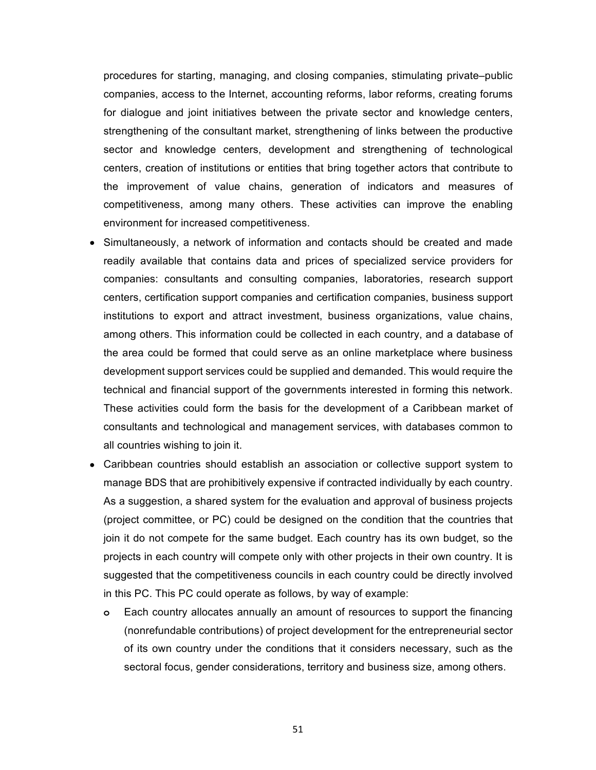procedures for starting, managing, and closing companies, stimulating private–public companies, access to the Internet, accounting reforms, labor reforms, creating forums for dialogue and joint initiatives between the private sector and knowledge centers, strengthening of the consultant market, strengthening of links between the productive sector and knowledge centers, development and strengthening of technological centers, creation of institutions or entities that bring together actors that contribute to the improvement of value chains, generation of indicators and measures of competitiveness, among many others. These activities can improve the enabling environment for increased competitiveness.

- Simultaneously, a network of information and contacts should be created and made readily available that contains data and prices of specialized service providers for companies: consultants and consulting companies, laboratories, research support centers, certification support companies and certification companies, business support institutions to export and attract investment, business organizations, value chains, among others. This information could be collected in each country, and a database of the area could be formed that could serve as an online marketplace where business development support services could be supplied and demanded. This would require the technical and financial support of the governments interested in forming this network. These activities could form the basis for the development of a Caribbean market of consultants and technological and management services, with databases common to all countries wishing to join it.
- Caribbean countries should establish an association or collective support system to manage BDS that are prohibitively expensive if contracted individually by each country. As a suggestion, a shared system for the evaluation and approval of business projects (project committee, or PC) could be designed on the condition that the countries that join it do not compete for the same budget. Each country has its own budget, so the projects in each country will compete only with other projects in their own country. It is suggested that the competitiveness councils in each country could be directly involved in this PC. This PC could operate as follows, by way of example:
  - Each country allocates annually an amount of resources to support the financing (nonrefundable contributions) of project development for the entrepreneurial sector of its own country under the conditions that it considers necessary, such as the sectoral focus, gender considerations, territory and business size, among others.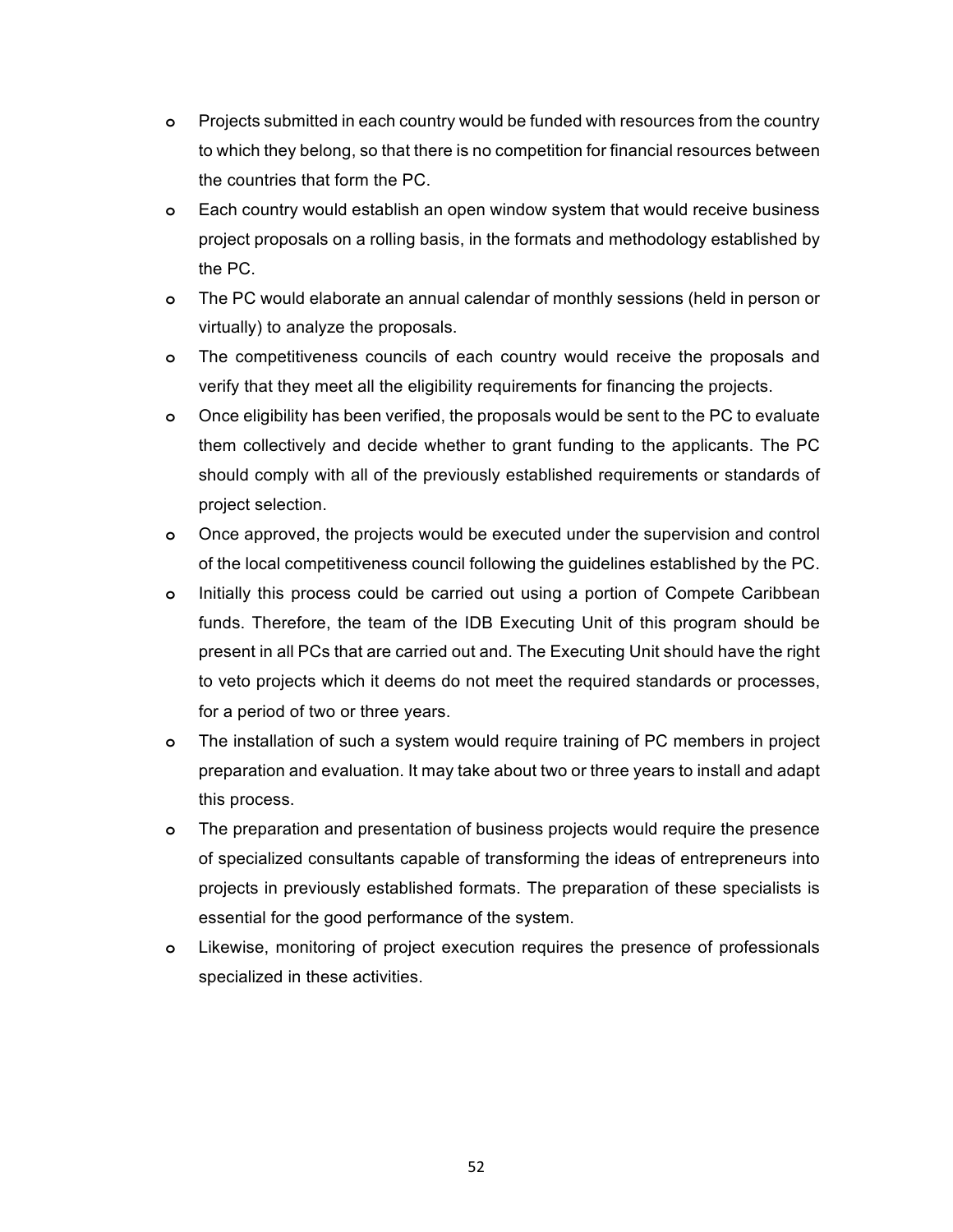- Projects submitted in each country would be funded with resources from the country to which they belong, so that there is no competition for financial resources between the countries that form the PC.
- Each country would establish an open window system that would receive business project proposals on a rolling basis, in the formats and methodology established by the PC.
- The PC would elaborate an annual calendar of monthly sessions (held in person or virtually) to analyze the proposals.
- The competitiveness councils of each country would receive the proposals and verify that they meet all the eligibility requirements for financing the projects.
- Once eligibility has been verified, the proposals would be sent to the PC to evaluate them collectively and decide whether to grant funding to the applicants. The PC should comply with all of the previously established requirements or standards of project selection.
- Once approved, the projects would be executed under the supervision and control of the local competitiveness council following the guidelines established by the PC.
- Initially this process could be carried out using a portion of Compete Caribbean funds. Therefore, the team of the IDB Executing Unit of this program should be present in all PCs that are carried out and. The Executing Unit should have the right to veto projects which it deems do not meet the required standards or processes, for a period of two or three years.
- The installation of such a system would require training of PC members in project preparation and evaluation. It may take about two or three years to install and adapt this process.
- The preparation and presentation of business projects would require the presence of specialized consultants capable of transforming the ideas of entrepreneurs into projects in previously established formats. The preparation of these specialists is essential for the good performance of the system.
- Likewise, monitoring of project execution requires the presence of professionals specialized in these activities.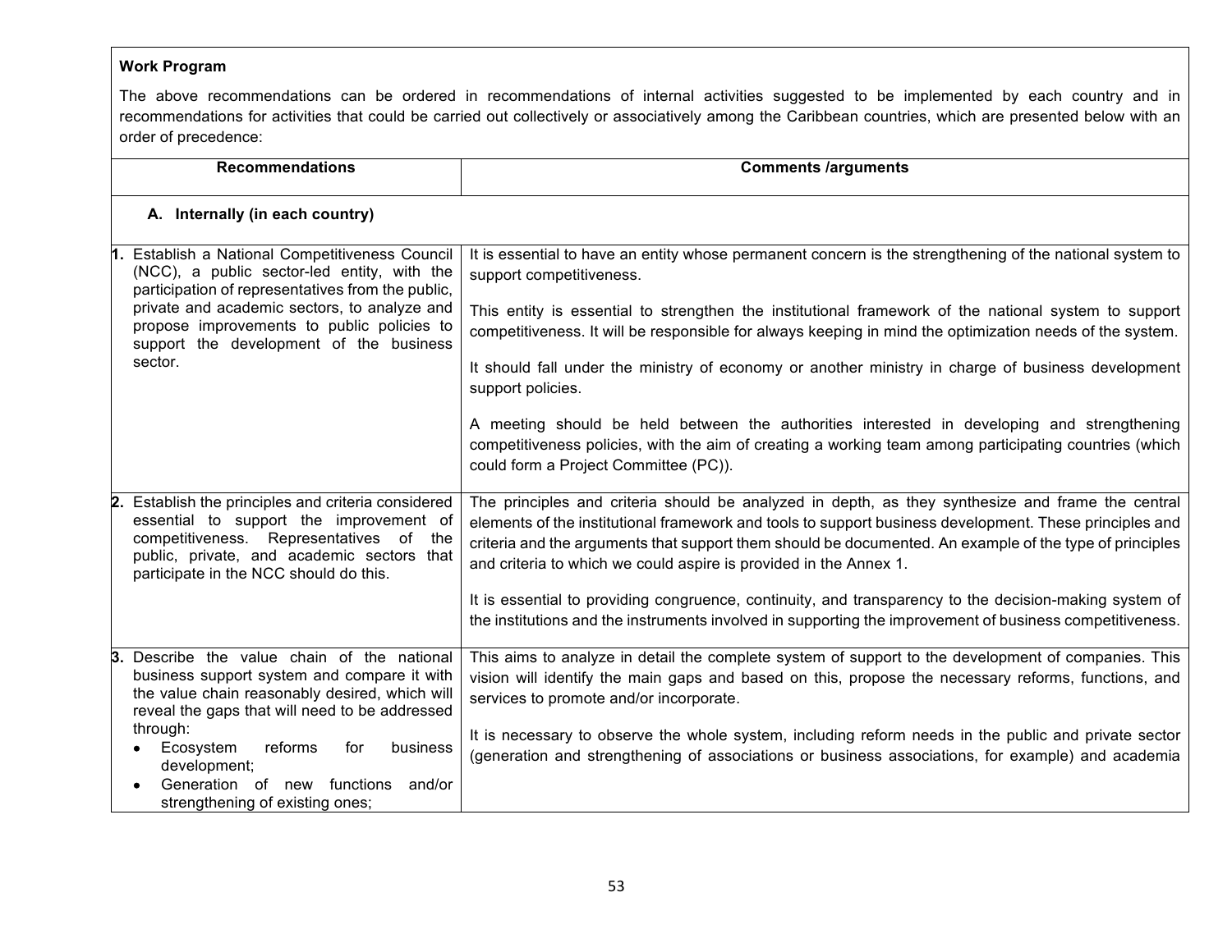**Work Program**

The above recommendations can be ordered in recommendations of internal activities suggested to be implemented by each country and in recommendations for activities that could be carried out collectively or associatively among the Caribbean countries, which are presented below with an order of precedence:

| Recommendations | Comments /arguments |
|---|---|
| **A. Internally (in each country)** | |
| **1.** Establish a National Competitiveness Council (NCC), a public sector-led entity, with the participation of representatives from the public, private and academic sectors, to analyze and propose improvements to public policies to support the development of the business sector. | It is essential to have an entity whose permanent concern is the strengthening of the national system to support competitiveness.<br><br>This entity is essential to strengthen the institutional framework of the national system to support competitiveness. It will be responsible for always keeping in mind the optimization needs of the system.<br><br>It should fall under the ministry of economy or another ministry in charge of business development support policies.<br><br>A meeting should be held between the authorities interested in developing and strengthening competitiveness policies, with the aim of creating a working team among participating countries (which could form a Project Committee (PC)). |
| **2.** Establish the principles and criteria considered essential to support the improvement of competitiveness. Representatives of the public, private, and academic sectors that participate in the NCC should do this. | The principles and criteria should be analyzed in depth, as they synthesize and frame the central elements of the institutional framework and tools to support business development. These principles and criteria and the arguments that support them should be documented. An example of the type of principles and criteria to which we could aspire is provided in the Annex 1.<br><br>It is essential to providing congruence, continuity, and transparency to the decision-making system of the institutions and the instruments involved in supporting the improvement of business competitiveness. |
| **3.** Describe the value chain of the national business support system and compare it with the value chain reasonably desired, which will reveal the gaps that will need to be addressed through:<br>• Ecosystem reforms for business development;<br>• Generation of new functions and/or strengthening of existing ones; | This aims to analyze in detail the complete system of support to the development of companies. This vision will identify the main gaps and based on this, propose the necessary reforms, functions, and services to promote and/or incorporate.<br><br>It is necessary to observe the whole system, including reform needs in the public and private sector (generation and strengthening of associations or business associations, for example) and academia |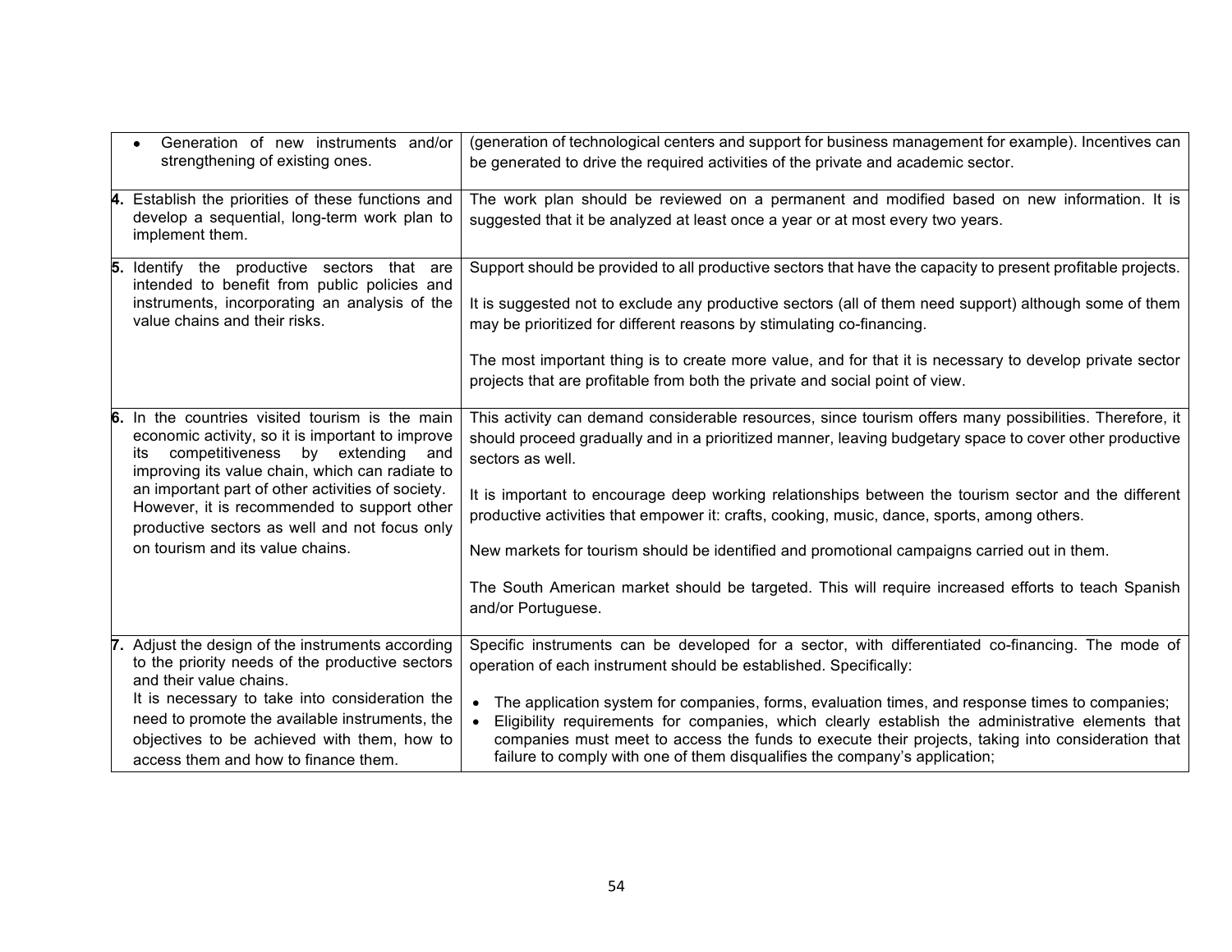| | |
|---|---|
| • Generation of new instruments and/or strengthening of existing ones. | (generation of technological centers and support for business management for example). Incentives can be generated to drive the required activities of the private and academic sector. |
| **4.** Establish the priorities of these functions and develop a sequential, long-term work plan to implement them. | The work plan should be reviewed on a permanent and modified based on new information. It is suggested that it be analyzed at least once a year or at most every two years. |
| **5.** Identify the productive sectors that are intended to benefit from public policies and instruments, incorporating an analysis of the value chains and their risks. | Support should be provided to all productive sectors that have the capacity to present profitable projects.<br><br>It is suggested not to exclude any productive sectors (all of them need support) although some of them may be prioritized for different reasons by stimulating co-financing.<br><br>The most important thing is to create more value, and for that it is necessary to develop private sector projects that are profitable from both the private and social point of view. |
| **6.** In the countries visited tourism is the main economic activity, so it is important to improve its competitiveness by extending and improving its value chain, which can radiate to an important part of other activities of society. However, it is recommended to support other productive sectors as well and not focus only on tourism and its value chains. | This activity can demand considerable resources, since tourism offers many possibilities. Therefore, it should proceed gradually and in a prioritized manner, leaving budgetary space to cover other productive sectors as well.<br><br>It is important to encourage deep working relationships between the tourism sector and the different productive activities that empower it: crafts, cooking, music, dance, sports, among others.<br><br>New markets for tourism should be identified and promotional campaigns carried out in them.<br><br>The South American market should be targeted. This will require increased efforts to teach Spanish and/or Portuguese. |
| **7.** Adjust the design of the instruments according to the priority needs of the productive sectors and their value chains.<br>It is necessary to take into consideration the need to promote the available instruments, the objectives to be achieved with them, how to access them and how to finance them. | Specific instruments can be developed for a sector, with differentiated co-financing. The mode of operation of each instrument should be established. Specifically:<br><br>• The application system for companies, forms, evaluation times, and response times to companies;<br>• Eligibility requirements for companies, which clearly establish the administrative elements that companies must meet to access the funds to execute their projects, taking into consideration that failure to comply with one of them disqualifies the company's application; |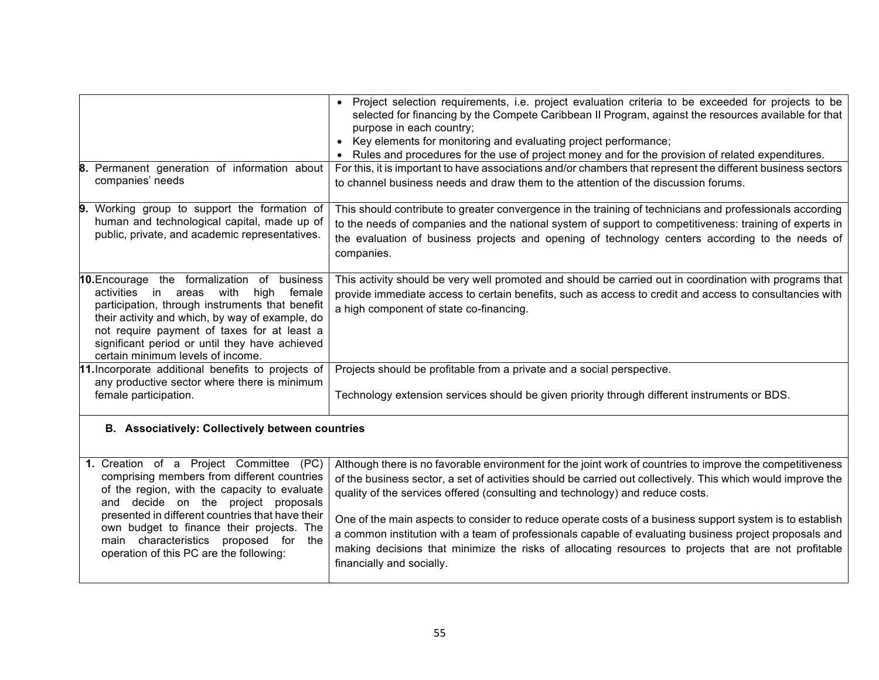| | |
|---|---|
| | • Project selection requirements, i.e. project evaluation criteria to be exceeded for projects to be selected for financing by the Compete Caribbean II Program, against the resources available for that purpose in each country;<br>• Key elements for monitoring and evaluating project performance;<br>• Rules and procedures for the use of project money and for the provision of related expenditures. |
| **8.** Permanent generation of information about companies' needs | For this, it is important to have associations and/or chambers that represent the different business sectors to channel business needs and draw them to the attention of the discussion forums. |
| **9.** Working group to support the formation of human and technological capital, made up of public, private, and academic representatives. | This should contribute to greater convergence in the training of technicians and professionals according to the needs of companies and the national system of support to competitiveness: training of experts in the evaluation of business projects and opening of technology centers according to the needs of companies. |
| **10.** Encourage the formalization of business activities in areas with high female participation, through instruments that benefit their activity and which, by way of example, do not require payment of taxes for at least a significant period or until they have achieved certain minimum levels of income. | This activity should be very well promoted and should be carried out in coordination with programs that provide immediate access to certain benefits, such as access to credit and access to consultancies with a high component of state co-financing. |
| **11.** Incorporate additional benefits to projects of any productive sector where there is minimum female participation. | Projects should be profitable from a private and a social perspective.<br><br>Technology extension services should be given priority through different instruments or BDS. |
| **B. Associatively: Collectively between countries** | |
| **1.** Creation of a Project Committee (PC) comprising members from different countries of the region, with the capacity to evaluate and decide on the project proposals presented in different countries that have their own budget to finance their projects. The main characteristics proposed for the operation of this PC are the following: | Although there is no favorable environment for the joint work of countries to improve the competitiveness of the business sector, a set of activities should be carried out collectively. This which would improve the quality of the services offered (consulting and technology) and reduce costs.<br><br>One of the main aspects to consider to reduce operate costs of a business support system is to establish a common institution with a team of professionals capable of evaluating business project proposals and making decisions that minimize the risks of allocating resources to projects that are not profitable financially and socially. |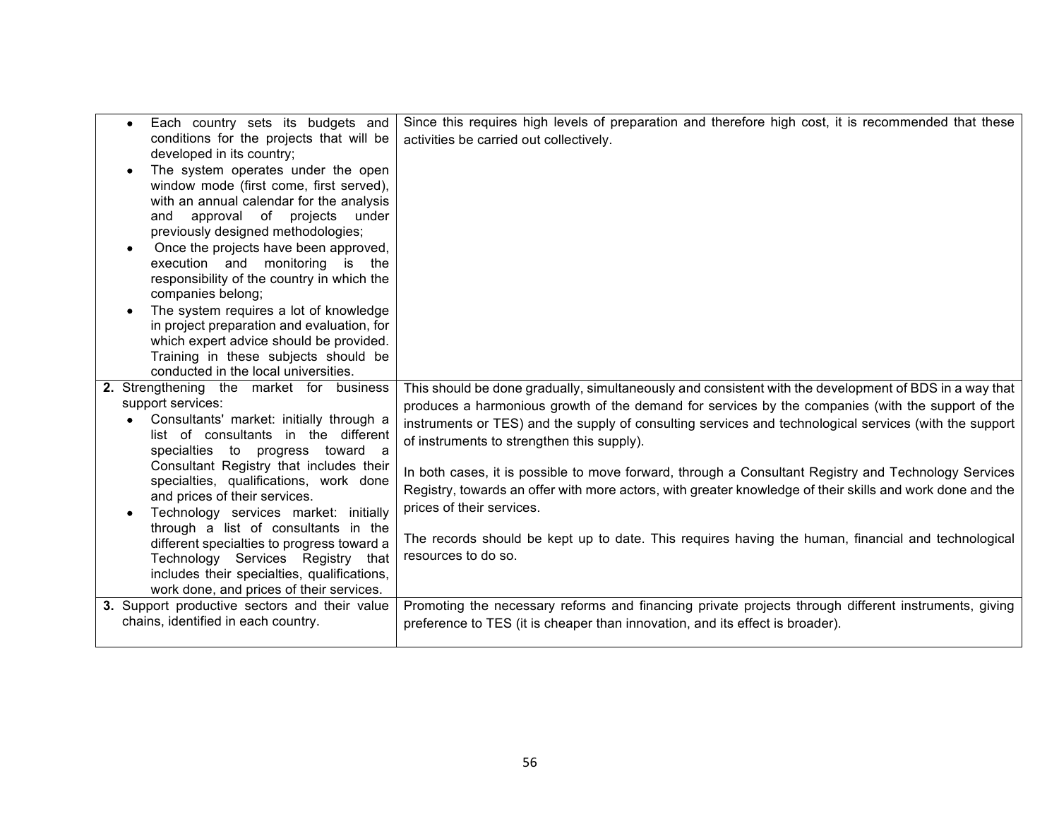| | |
|---|---|
| • Each country sets its budgets and conditions for the projects that will be developed in its country;<br>• The system operates under the open window mode (first come, first served), with an annual calendar for the analysis and approval of projects under previously designed methodologies;<br>• Once the projects have been approved, execution and monitoring is the responsibility of the country in which the companies belong;<br>• The system requires a lot of knowledge in project preparation and evaluation, for which expert advice should be provided. Training in these subjects should be conducted in the local universities. | Since this requires high levels of preparation and therefore high cost, it is recommended that these activities be carried out collectively. |
| **2.** Strengthening the market for business support services:<br>• Consultants' market: initially through a list of consultants in the different specialties to progress toward a Consultant Registry that includes their specialties, qualifications, work done and prices of their services.<br>• Technology services market: initially through a list of consultants in the different specialties to progress toward a Technology Services Registry that includes their specialties, qualifications, work done, and prices of their services. | This should be done gradually, simultaneously and consistent with the development of BDS in a way that produces a harmonious growth of the demand for services by the companies (with the support of the instruments or TES) and the supply of consulting services and technological services (with the support of instruments to strengthen this supply).<br><br>In both cases, it is possible to move forward, through a Consultant Registry and Technology Services Registry, towards an offer with more actors, with greater knowledge of their skills and work done and the prices of their services.<br><br>The records should be kept up to date. This requires having the human, financial and technological resources to do so. |
| **3.** Support productive sectors and their value chains, identified in each country. | Promoting the necessary reforms and financing private projects through different instruments, giving preference to TES (it is cheaper than innovation, and its effect is broader). |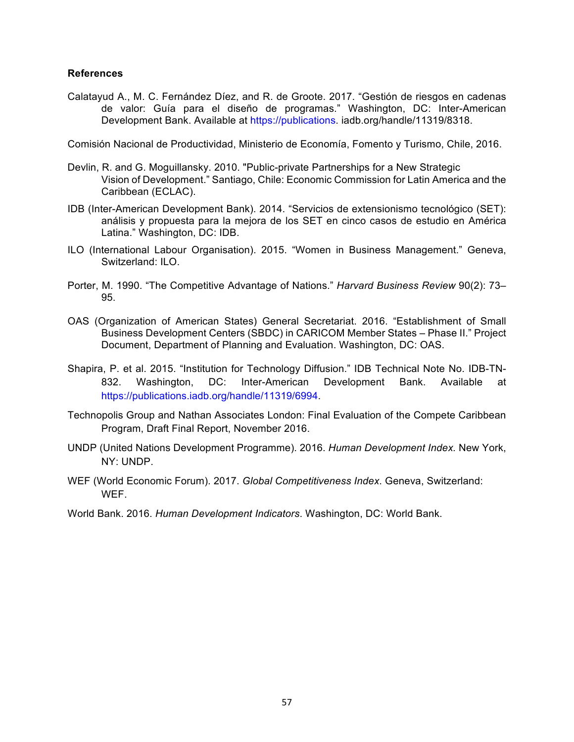**References**

Calatayud A., M. C. Fernández Díez, and R. de Groote. 2017. "Gestión de riesgos en cadenas de valor: Guía para el diseño de programas." Washington, DC: Inter-American Development Bank. Available at https://publications. iadb.org/handle/11319/8318.

Comisión Nacional de Productividad, Ministerio de Economía, Fomento y Turismo, Chile, 2016.

Devlin, R. and G. Moguillansky. 2010. "Public-private Partnerships for a New Strategic Vision of Development." Santiago, Chile: Economic Commission for Latin America and the Caribbean (ECLAC).

IDB (Inter-American Development Bank). 2014. "Servicios de extensionismo tecnológico (SET): análisis y propuesta para la mejora de los SET en cinco casos de estudio en América Latina." Washington, DC: IDB.

ILO (International Labour Organisation). 2015. "Women in Business Management." Geneva, Switzerland: ILO.

Porter, M. 1990. "The Competitive Advantage of Nations." *Harvard Business Review* 90(2): 73–95.

OAS (Organization of American States) General Secretariat. 2016. "Establishment of Small Business Development Centers (SBDC) in CARICOM Member States – Phase II." Project Document, Department of Planning and Evaluation. Washington, DC: OAS.

Shapira, P. et al. 2015. "Institution for Technology Diffusion." IDB Technical Note No. IDB-TN-832. Washington, DC: Inter-American Development Bank. Available at https://publications.iadb.org/handle/11319/6994.

Technopolis Group and Nathan Associates London: Final Evaluation of the Compete Caribbean Program, Draft Final Report, November 2016.

UNDP (United Nations Development Programme). 2016. *Human Development Index.* New York, NY: UNDP.

WEF (World Economic Forum). 2017. *Global Competitiveness Index*. Geneva, Switzerland: WEF.

World Bank. 2016. *Human Development Indicators*. Washington, DC: World Bank.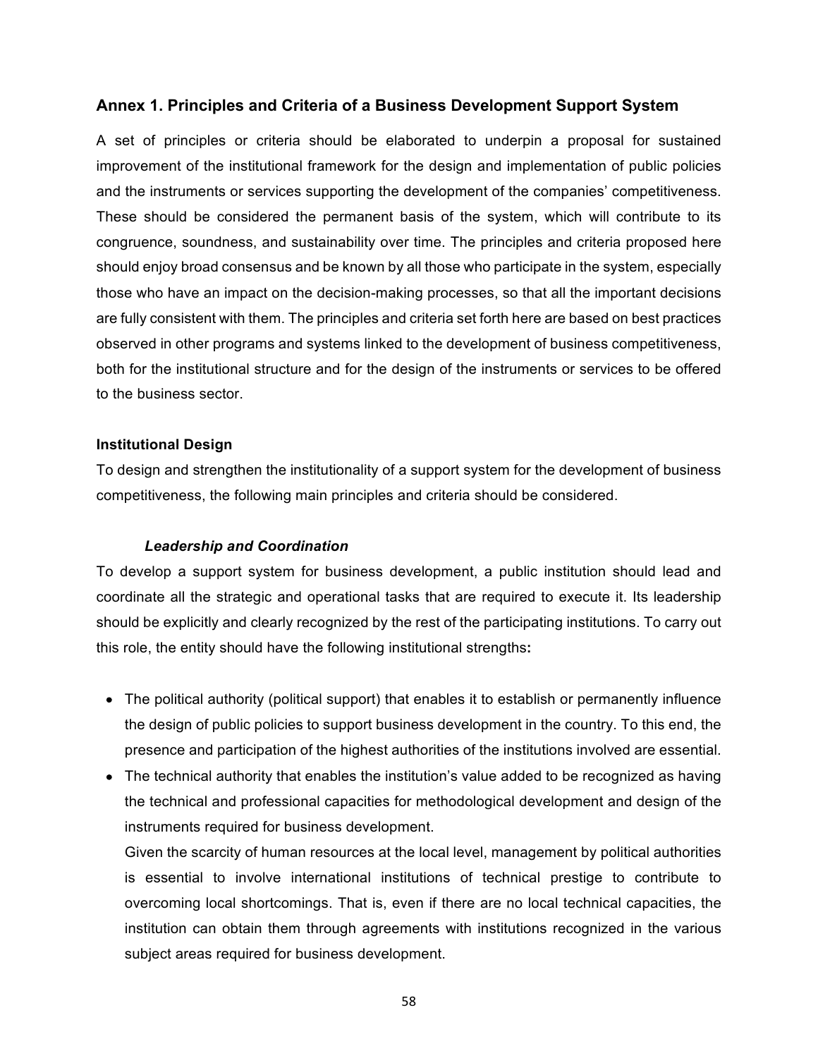## Annex 1. Principles and Criteria of a Business Development Support System

A set of principles or criteria should be elaborated to underpin a proposal for sustained improvement of the institutional framework for the design and implementation of public policies and the instruments or services supporting the development of the companies' competitiveness. These should be considered the permanent basis of the system, which will contribute to its congruence, soundness, and sustainability over time. The principles and criteria proposed here should enjoy broad consensus and be known by all those who participate in the system, especially those who have an impact on the decision-making processes, so that all the important decisions are fully consistent with them. The principles and criteria set forth here are based on best practices observed in other programs and systems linked to the development of business competitiveness, both for the institutional structure and for the design of the instruments or services to be offered to the business sector.

### Institutional Design

To design and strengthen the institutionality of a support system for the development of business competitiveness, the following main principles and criteria should be considered.

#### *Leadership and Coordination*

To develop a support system for business development, a public institution should lead and coordinate all the strategic and operational tasks that are required to execute it. Its leadership should be explicitly and clearly recognized by the rest of the participating institutions. To carry out this role, the entity should have the following institutional strengths**:**

- The political authority (political support) that enables it to establish or permanently influence the design of public policies to support business development in the country. To this end, the presence and participation of the highest authorities of the institutions involved are essential.
- The technical authority that enables the institution's value added to be recognized as having the technical and professional capacities for methodological development and design of the instruments required for business development.

  Given the scarcity of human resources at the local level, management by political authorities is essential to involve international institutions of technical prestige to contribute to overcoming local shortcomings. That is, even if there are no local technical capacities, the institution can obtain them through agreements with institutions recognized in the various subject areas required for business development.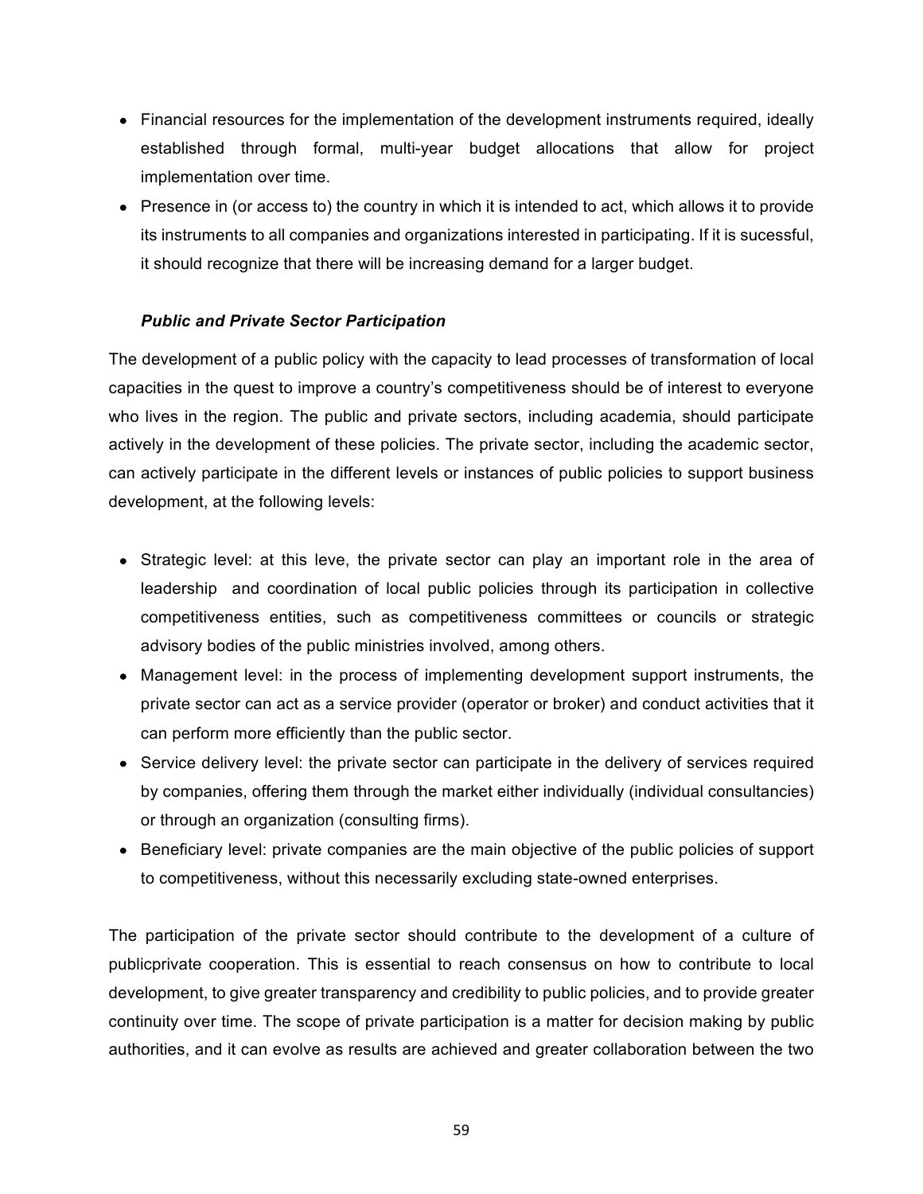- Financial resources for the implementation of the development instruments required, ideally established through formal, multi-year budget allocations that allow for project implementation over time.
- Presence in (or access to) the country in which it is intended to act, which allows it to provide its instruments to all companies and organizations interested in participating. If it is sucessful, it should recognize that there will be increasing demand for a larger budget.

***Public and Private Sector Participation***

The development of a public policy with the capacity to lead processes of transformation of local capacities in the quest to improve a country's competitiveness should be of interest to everyone who lives in the region. The public and private sectors, including academia, should participate actively in the development of these policies. The private sector, including the academic sector, can actively participate in the different levels or instances of public policies to support business development, at the following levels:

- Strategic level: at this leve, the private sector can play an important role in the area of leadership and coordination of local public policies through its participation in collective competitiveness entities, such as competitiveness committees or councils or strategic advisory bodies of the public ministries involved, among others.
- Management level: in the process of implementing development support instruments, the private sector can act as a service provider (operator or broker) and conduct activities that it can perform more efficiently than the public sector.
- Service delivery level: the private sector can participate in the delivery of services required by companies, offering them through the market either individually (individual consultancies) or through an organization (consulting firms).
- Beneficiary level: private companies are the main objective of the public policies of support to competitiveness, without this necessarily excluding state-owned enterprises.

The participation of the private sector should contribute to the development of a culture of publicprivate cooperation. This is essential to reach consensus on how to contribute to local development, to give greater transparency and credibility to public policies, and to provide greater continuity over time. The scope of private participation is a matter for decision making by public authorities, and it can evolve as results are achieved and greater collaboration between the two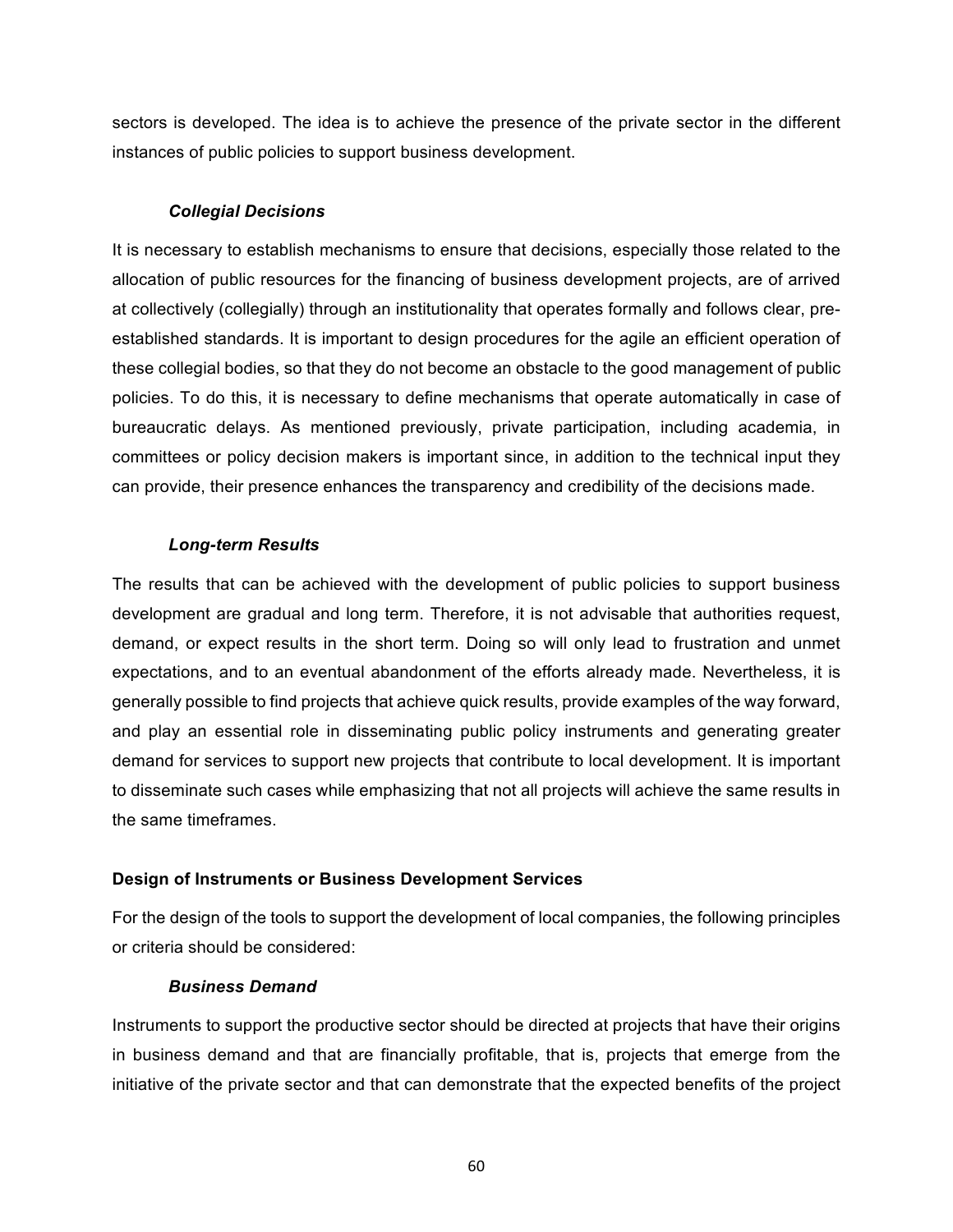sectors is developed. The idea is to achieve the presence of the private sector in the different instances of public policies to support business development.

#### *Collegial Decisions*

It is necessary to establish mechanisms to ensure that decisions, especially those related to the allocation of public resources for the financing of business development projects, are of arrived at collectively (collegially) through an institutionality that operates formally and follows clear, pre-established standards. It is important to design procedures for the agile an efficient operation of these collegial bodies, so that they do not become an obstacle to the good management of public policies. To do this, it is necessary to define mechanisms that operate automatically in case of bureaucratic delays. As mentioned previously, private participation, including academia, in committees or policy decision makers is important since, in addition to the technical input they can provide, their presence enhances the transparency and credibility of the decisions made.

#### *Long-term Results*

The results that can be achieved with the development of public policies to support business development are gradual and long term. Therefore, it is not advisable that authorities request, demand, or expect results in the short term. Doing so will only lead to frustration and unmet expectations, and to an eventual abandonment of the efforts already made. Nevertheless, it is generally possible to find projects that achieve quick results, provide examples of the way forward, and play an essential role in disseminating public policy instruments and generating greater demand for services to support new projects that contribute to local development. It is important to disseminate such cases while emphasizing that not all projects will achieve the same results in the same timeframes.

### Design of Instruments or Business Development Services

For the design of the tools to support the development of local companies, the following principles or criteria should be considered:

#### *Business Demand*

Instruments to support the productive sector should be directed at projects that have their origins in business demand and that are financially profitable, that is, projects that emerge from the initiative of the private sector and that can demonstrate that the expected benefits of the project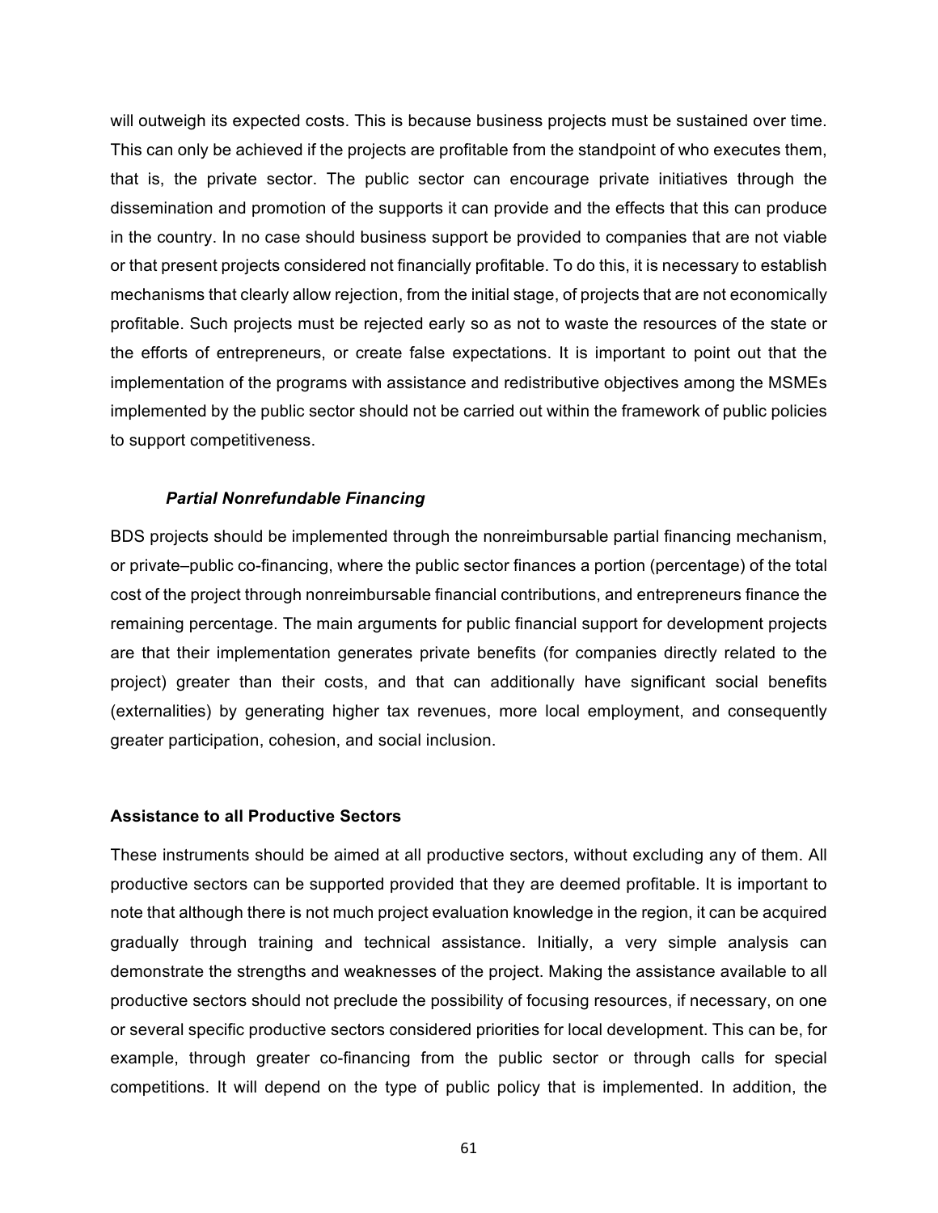will outweigh its expected costs. This is because business projects must be sustained over time. This can only be achieved if the projects are profitable from the standpoint of who executes them, that is, the private sector. The public sector can encourage private initiatives through the dissemination and promotion of the supports it can provide and the effects that this can produce in the country. In no case should business support be provided to companies that are not viable or that present projects considered not financially profitable. To do this, it is necessary to establish mechanisms that clearly allow rejection, from the initial stage, of projects that are not economically profitable. Such projects must be rejected early so as not to waste the resources of the state or the efforts of entrepreneurs, or create false expectations. It is important to point out that the implementation of the programs with assistance and redistributive objectives among the MSMEs implemented by the public sector should not be carried out within the framework of public policies to support competitiveness.

#### *Partial Nonrefundable Financing*

BDS projects should be implemented through the nonreimbursable partial financing mechanism, or private–public co-financing, where the public sector finances a portion (percentage) of the total cost of the project through nonreimbursable financial contributions, and entrepreneurs finance the remaining percentage. The main arguments for public financial support for development projects are that their implementation generates private benefits (for companies directly related to the project) greater than their costs, and that can additionally have significant social benefits (externalities) by generating higher tax revenues, more local employment, and consequently greater participation, cohesion, and social inclusion.

### Assistance to all Productive Sectors

These instruments should be aimed at all productive sectors, without excluding any of them. All productive sectors can be supported provided that they are deemed profitable. It is important to note that although there is not much project evaluation knowledge in the region, it can be acquired gradually through training and technical assistance. Initially, a very simple analysis can demonstrate the strengths and weaknesses of the project. Making the assistance available to all productive sectors should not preclude the possibility of focusing resources, if necessary, on one or several specific productive sectors considered priorities for local development. This can be, for example, through greater co-financing from the public sector or through calls for special competitions. It will depend on the type of public policy that is implemented. In addition, the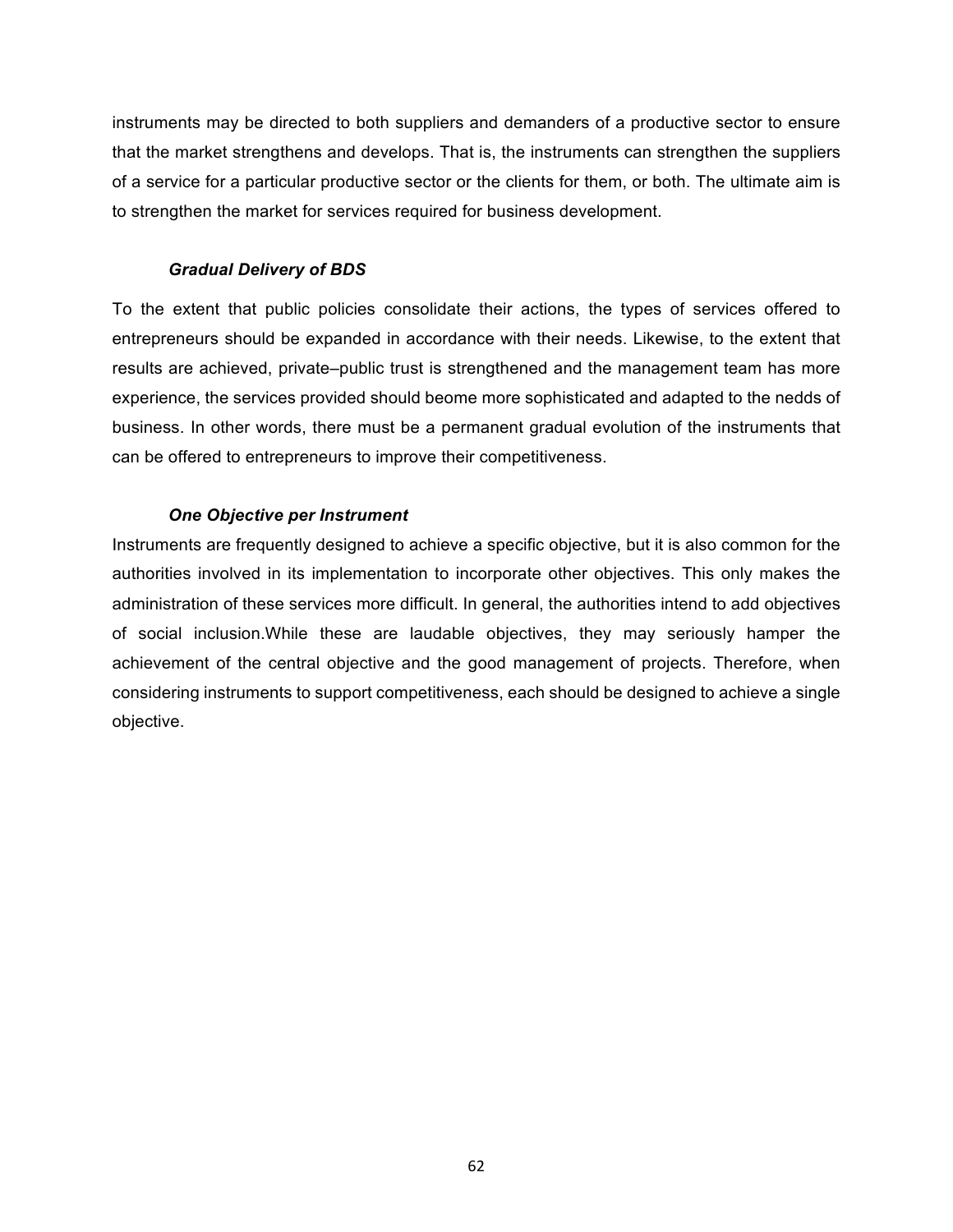instruments may be directed to both suppliers and demanders of a productive sector to ensure that the market strengthens and develops. That is, the instruments can strengthen the suppliers of a service for a particular productive sector or the clients for them, or both. The ultimate aim is to strengthen the market for services required for business development.

### *Gradual Delivery of BDS*

To the extent that public policies consolidate their actions, the types of services offered to entrepreneurs should be expanded in accordance with their needs. Likewise, to the extent that results are achieved, private–public trust is strengthened and the management team has more experience, the services provided should beome more sophisticated and adapted to the nedds of business. In other words, there must be a permanent gradual evolution of the instruments that can be offered to entrepreneurs to improve their competitiveness.

### *One Objective per Instrument*

Instruments are frequently designed to achieve a specific objective, but it is also common for the authorities involved in its implementation to incorporate other objectives. This only makes the administration of these services more difficult. In general, the authorities intend to add objectives of social inclusion.While these are laudable objectives, they may seriously hamper the achievement of the central objective and the good management of projects. Therefore, when considering instruments to support competitiveness, each should be designed to achieve a single objective.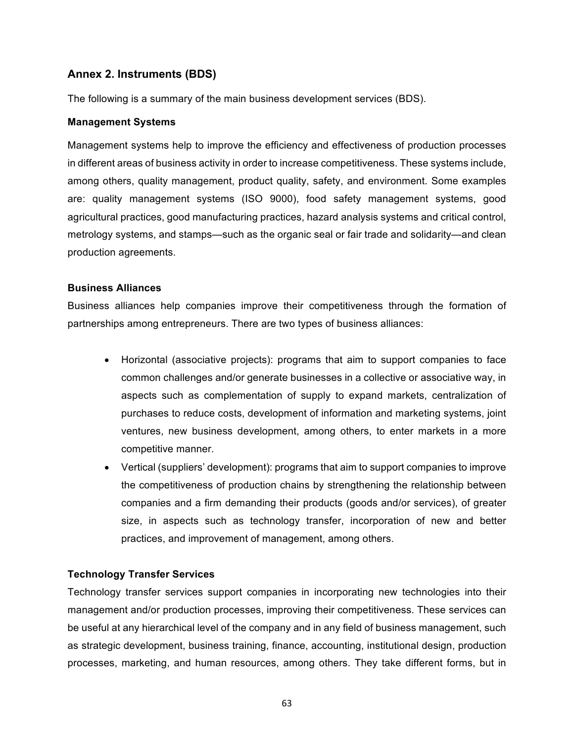## Annex 2. Instruments (BDS)

The following is a summary of the main business development services (BDS).

**Management Systems**

Management systems help to improve the efficiency and effectiveness of production processes in different areas of business activity in order to increase competitiveness. These systems include, among others, quality management, product quality, safety, and environment. Some examples are: quality management systems (ISO 9000), food safety management systems, good agricultural practices, good manufacturing practices, hazard analysis systems and critical control, metrology systems, and stamps—such as the organic seal or fair trade and solidarity—and clean production agreements.

**Business Alliances**

Business alliances help companies improve their competitiveness through the formation of partnerships among entrepreneurs. There are two types of business alliances:

- Horizontal (associative projects): programs that aim to support companies to face common challenges and/or generate businesses in a collective or associative way, in aspects such as complementation of supply to expand markets, centralization of purchases to reduce costs, development of information and marketing systems, joint ventures, new business development, among others, to enter markets in a more competitive manner.
- Vertical (suppliers' development): programs that aim to support companies to improve the competitiveness of production chains by strengthening the relationship between companies and a firm demanding their products (goods and/or services), of greater size, in aspects such as technology transfer, incorporation of new and better practices, and improvement of management, among others.

**Technology Transfer Services**

Technology transfer services support companies in incorporating new technologies into their management and/or production processes, improving their competitiveness. These services can be useful at any hierarchical level of the company and in any field of business management, such as strategic development, business training, finance, accounting, institutional design, production processes, marketing, and human resources, among others. They take different forms, but in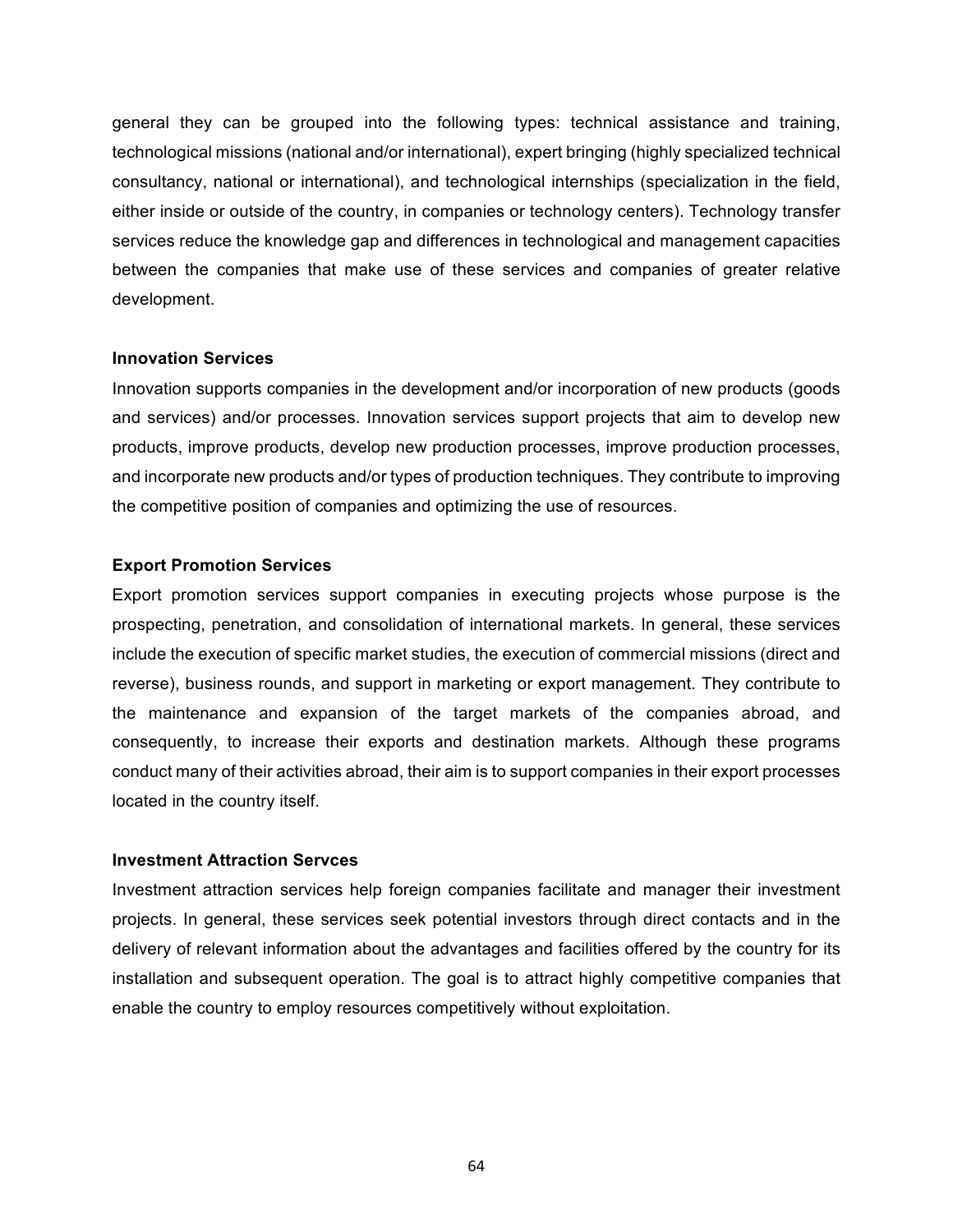general they can be grouped into the following types: technical assistance and training, technological missions (national and/or international), expert bringing (highly specialized technical consultancy, national or international), and technological internships (specialization in the field, either inside or outside of the country, in companies or technology centers). Technology transfer services reduce the knowledge gap and differences in technological and management capacities between the companies that make use of these services and companies of greater relative development.

**Innovation Services**

Innovation supports companies in the development and/or incorporation of new products (goods and services) and/or processes. Innovation services support projects that aim to develop new products, improve products, develop new production processes, improve production processes, and incorporate new products and/or types of production techniques. They contribute to improving the competitive position of companies and optimizing the use of resources.

**Export Promotion Services**

Export promotion services support companies in executing projects whose purpose is the prospecting, penetration, and consolidation of international markets. In general, these services include the execution of specific market studies, the execution of commercial missions (direct and reverse), business rounds, and support in marketing or export management. They contribute to the maintenance and expansion of the target markets of the companies abroad, and consequently, to increase their exports and destination markets. Although these programs conduct many of their activities abroad, their aim is to support companies in their export processes located in the country itself.

**Investment Attraction Servces**

Investment attraction services help foreign companies facilitate and manager their investment projects. In general, these services seek potential investors through direct contacts and in the delivery of relevant information about the advantages and facilities offered by the country for its installation and subsequent operation. The goal is to attract highly competitive companies that enable the country to employ resources competitively without exploitation.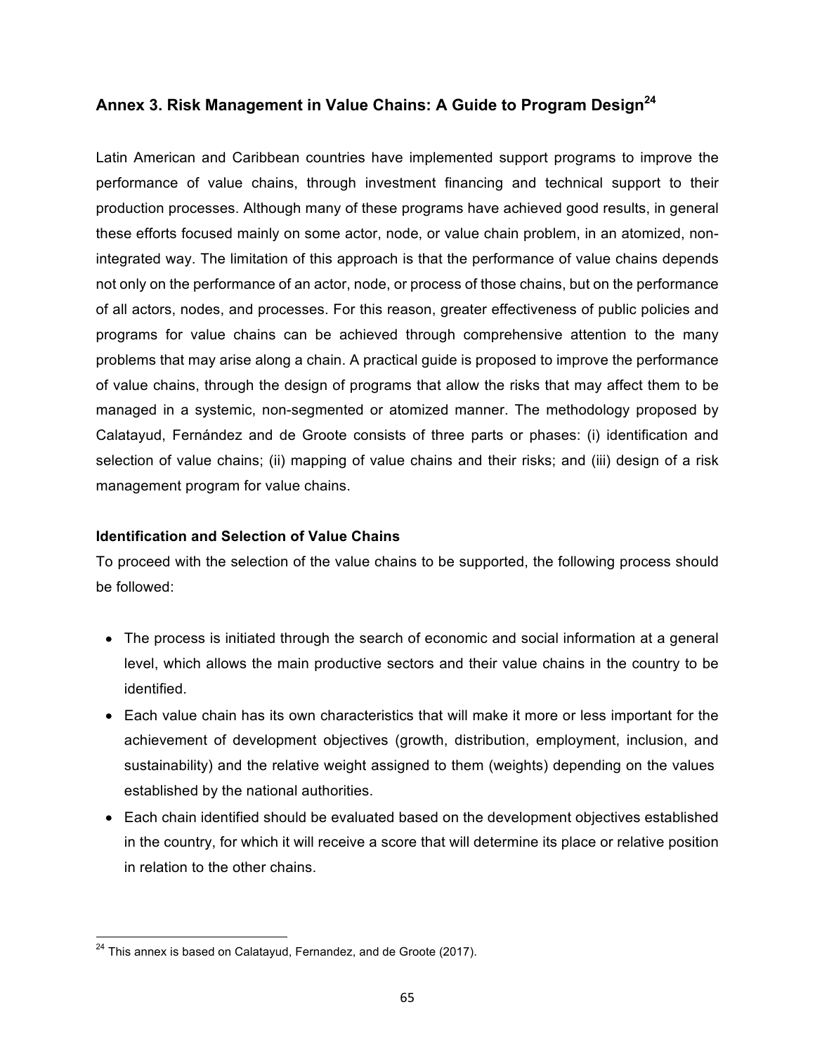## Annex 3. Risk Management in Value Chains: A Guide to Program Design[24]

Latin American and Caribbean countries have implemented support programs to improve the performance of value chains, through investment financing and technical support to their production processes. Although many of these programs have achieved good results, in general these efforts focused mainly on some actor, node, or value chain problem, in an atomized, non-integrated way. The limitation of this approach is that the performance of value chains depends not only on the performance of an actor, node, or process of those chains, but on the performance of all actors, nodes, and processes. For this reason, greater effectiveness of public policies and programs for value chains can be achieved through comprehensive attention to the many problems that may arise along a chain. A practical guide is proposed to improve the performance of value chains, through the design of programs that allow the risks that may affect them to be managed in a systemic, non-segmented or atomized manner. The methodology proposed by Calatayud, Fernández and de Groote consists of three parts or phases: (i) identification and selection of value chains; (ii) mapping of value chains and their risks; and (iii) design of a risk management program for value chains.

**Identification and Selection of Value Chains**

To proceed with the selection of the value chains to be supported, the following process should be followed:

- The process is initiated through the search of economic and social information at a general level, which allows the main productive sectors and their value chains in the country to be identified.
- Each value chain has its own characteristics that will make it more or less important for the achievement of development objectives (growth, distribution, employment, inclusion, and sustainability) and the relative weight assigned to them (weights) depending on the values established by the national authorities.
- Each chain identified should be evaluated based on the development objectives established in the country, for which it will receive a score that will determine its place or relative position in relation to the other chains.

[24] This annex is based on Calatayud, Fernandez, and de Groote (2017).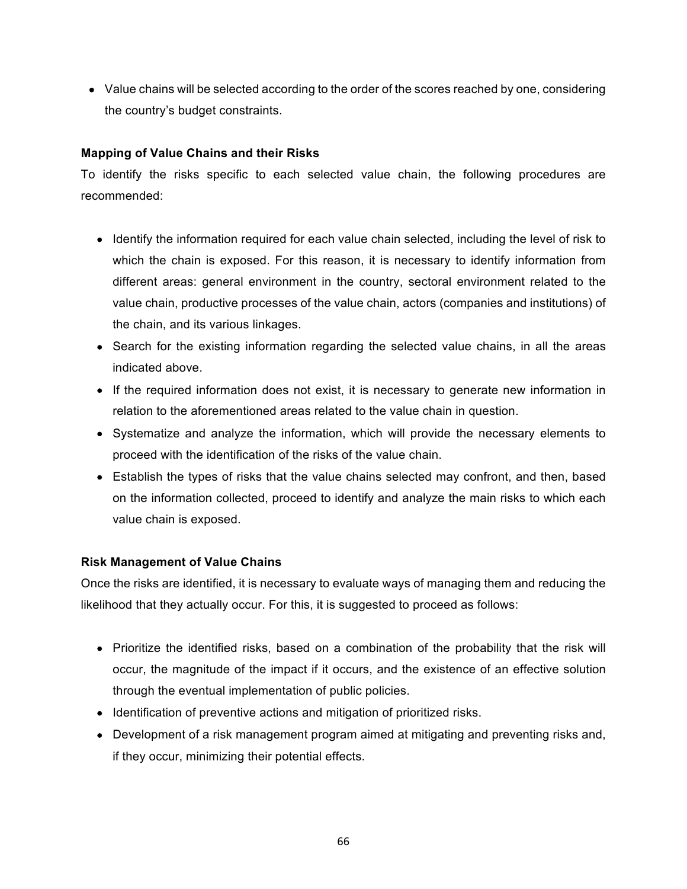- Value chains will be selected according to the order of the scores reached by one, considering the country's budget constraints.

### Mapping of Value Chains and their Risks

To identify the risks specific to each selected value chain, the following procedures are recommended:

- Identify the information required for each value chain selected, including the level of risk to which the chain is exposed. For this reason, it is necessary to identify information from different areas: general environment in the country, sectoral environment related to the value chain, productive processes of the value chain, actors (companies and institutions) of the chain, and its various linkages.
- Search for the existing information regarding the selected value chains, in all the areas indicated above.
- If the required information does not exist, it is necessary to generate new information in relation to the aforementioned areas related to the value chain in question.
- Systematize and analyze the information, which will provide the necessary elements to proceed with the identification of the risks of the value chain.
- Establish the types of risks that the value chains selected may confront, and then, based on the information collected, proceed to identify and analyze the main risks to which each value chain is exposed.

### Risk Management of Value Chains

Once the risks are identified, it is necessary to evaluate ways of managing them and reducing the likelihood that they actually occur. For this, it is suggested to proceed as follows:

- Prioritize the identified risks, based on a combination of the probability that the risk will occur, the magnitude of the impact if it occurs, and the existence of an effective solution through the eventual implementation of public policies.
- Identification of preventive actions and mitigation of prioritized risks.
- Development of a risk management program aimed at mitigating and preventing risks and, if they occur, minimizing their potential effects.